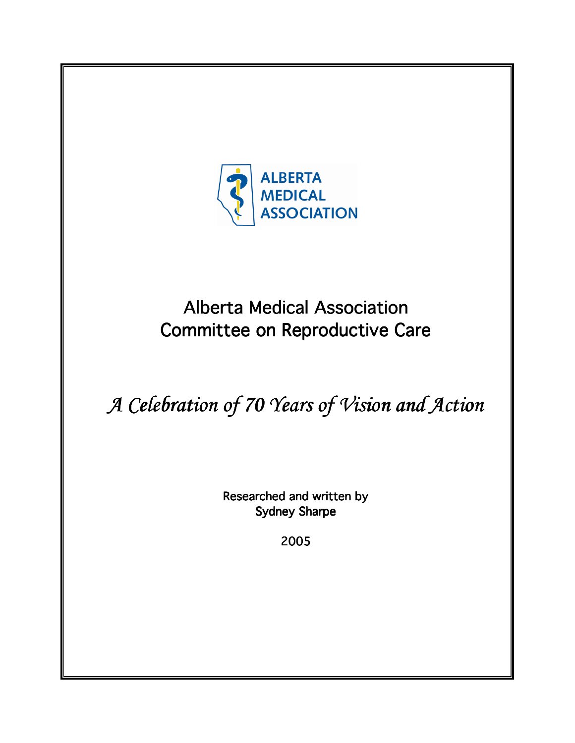ALBERTA MEDICAL ASSOCIATION

# Alberta Medical Association Committee on Reproductive Care

## *A Celebration of 70 Years of Vision and Action*

Researched and written by
Sydney Sharpe

2005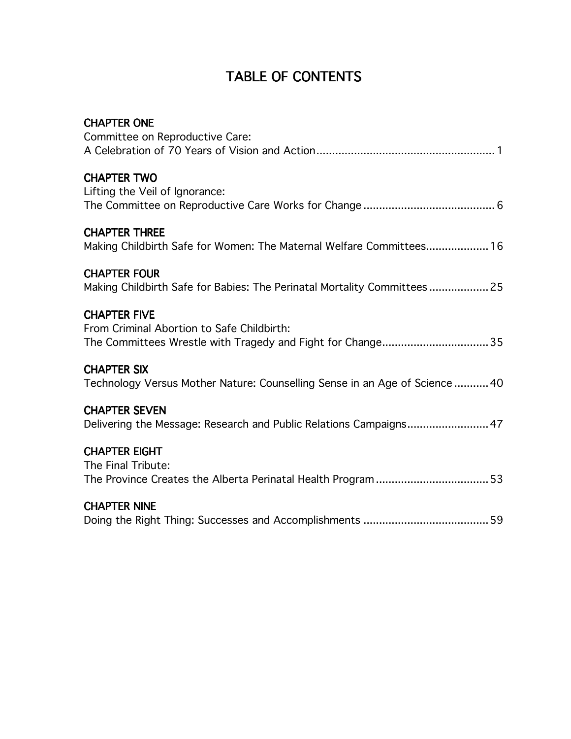# TABLE OF CONTENTS

**CHAPTER ONE**
Committee on Reproductive Care:
A Celebration of 70 Years of Vision and Action........................................................ 1

**CHAPTER TWO**
Lifting the Veil of Ignorance:
The Committee on Reproductive Care Works for Change .......................................... 6

**CHAPTER THREE**
Making Childbirth Safe for Women: The Maternal Welfare Committees.................... 16

**CHAPTER FOUR**
Making Childbirth Safe for Babies: The Perinatal Mortality Committees ................... 25

**CHAPTER FIVE**
From Criminal Abortion to Safe Childbirth:
The Committees Wrestle with Tragedy and Fight for Change.................................. 35

**CHAPTER SIX**
Technology Versus Mother Nature: Counselling Sense in an Age of Science ........... 40

**CHAPTER SEVEN**
Delivering the Message: Research and Public Relations Campaigns.......................... 47

**CHAPTER EIGHT**
The Final Tribute:
The Province Creates the Alberta Perinatal Health Program .................................... 53

**CHAPTER NINE**
Doing the Right Thing: Successes and Accomplishments ........................................ 59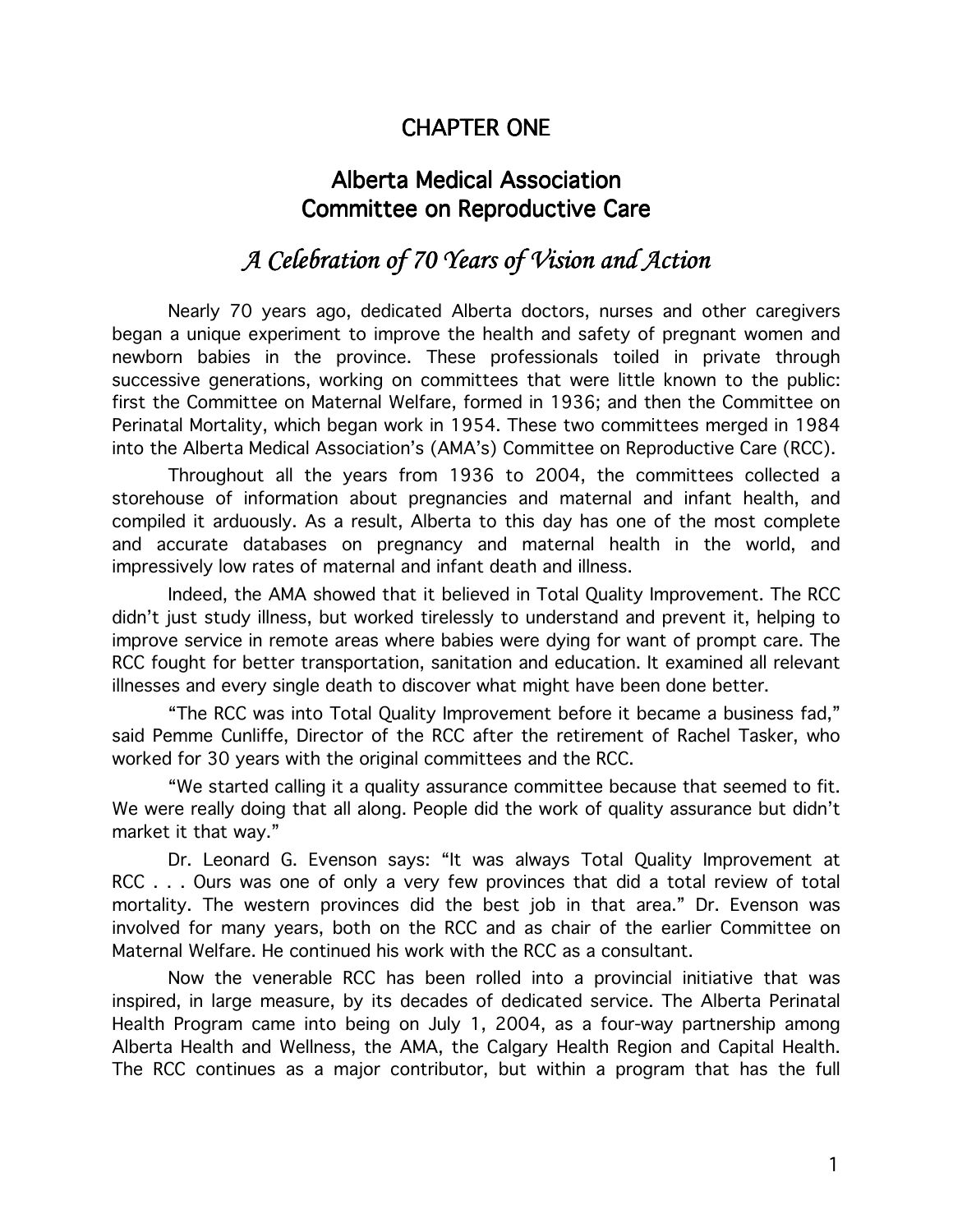# CHAPTER ONE

## Alberta Medical Association Committee on Reproductive Care

### *A Celebration of 70 Years of Vision and Action*

Nearly 70 years ago, dedicated Alberta doctors, nurses and other caregivers began a unique experiment to improve the health and safety of pregnant women and newborn babies in the province. These professionals toiled in private through successive generations, working on committees that were little known to the public: first the Committee on Maternal Welfare, formed in 1936; and then the Committee on Perinatal Mortality, which began work in 1954. These two committees merged in 1984 into the Alberta Medical Association's (AMA's) Committee on Reproductive Care (RCC).

Throughout all the years from 1936 to 2004, the committees collected a storehouse of information about pregnancies and maternal and infant health, and compiled it arduously. As a result, Alberta to this day has one of the most complete and accurate databases on pregnancy and maternal health in the world, and impressively low rates of maternal and infant death and illness.

Indeed, the AMA showed that it believed in Total Quality Improvement. The RCC didn't just study illness, but worked tirelessly to understand and prevent it, helping to improve service in remote areas where babies were dying for want of prompt care. The RCC fought for better transportation, sanitation and education. It examined all relevant illnesses and every single death to discover what might have been done better.

"The RCC was into Total Quality Improvement before it became a business fad," said Pemme Cunliffe, Director of the RCC after the retirement of Rachel Tasker, who worked for 30 years with the original committees and the RCC.

"We started calling it a quality assurance committee because that seemed to fit. We were really doing that all along. People did the work of quality assurance but didn't market it that way."

Dr. Leonard G. Evenson says: "It was always Total Quality Improvement at RCC . . . Ours was one of only a very few provinces that did a total review of total mortality. The western provinces did the best job in that area." Dr. Evenson was involved for many years, both on the RCC and as chair of the earlier Committee on Maternal Welfare. He continued his work with the RCC as a consultant.

Now the venerable RCC has been rolled into a provincial initiative that was inspired, in large measure, by its decades of dedicated service. The Alberta Perinatal Health Program came into being on July 1, 2004, as a four-way partnership among Alberta Health and Wellness, the AMA, the Calgary Health Region and Capital Health. The RCC continues as a major contributor, but within a program that has the full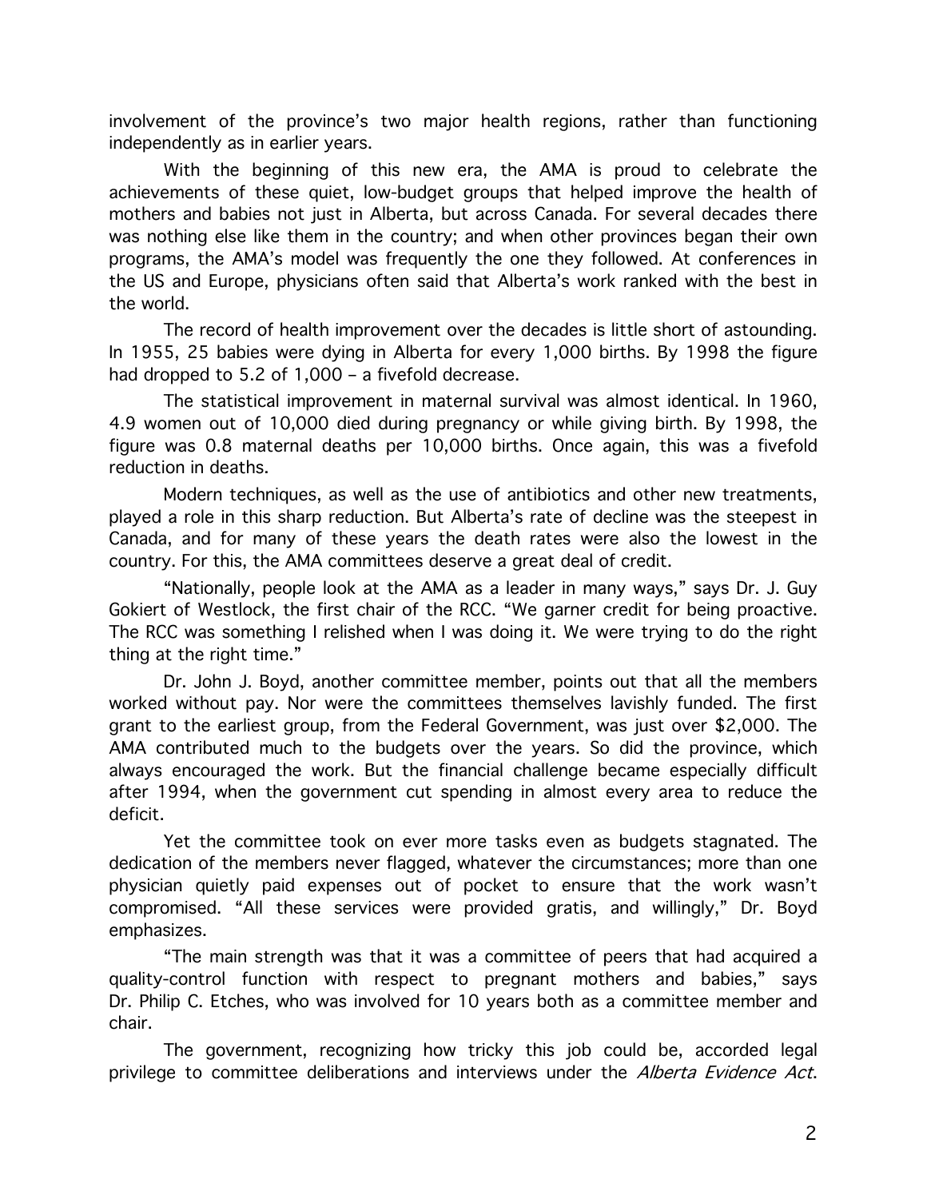involvement of the province's two major health regions, rather than functioning independently as in earlier years.

With the beginning of this new era, the AMA is proud to celebrate the achievements of these quiet, low-budget groups that helped improve the health of mothers and babies not just in Alberta, but across Canada. For several decades there was nothing else like them in the country; and when other provinces began their own programs, the AMA's model was frequently the one they followed. At conferences in the US and Europe, physicians often said that Alberta's work ranked with the best in the world.

The record of health improvement over the decades is little short of astounding. In 1955, 25 babies were dying in Alberta for every 1,000 births. By 1998 the figure had dropped to 5.2 of 1,000 – a fivefold decrease.

The statistical improvement in maternal survival was almost identical. In 1960, 4.9 women out of 10,000 died during pregnancy or while giving birth. By 1998, the figure was 0.8 maternal deaths per 10,000 births. Once again, this was a fivefold reduction in deaths.

Modern techniques, as well as the use of antibiotics and other new treatments, played a role in this sharp reduction. But Alberta's rate of decline was the steepest in Canada, and for many of these years the death rates were also the lowest in the country. For this, the AMA committees deserve a great deal of credit.

"Nationally, people look at the AMA as a leader in many ways," says Dr. J. Guy Gokiert of Westlock, the first chair of the RCC. "We garner credit for being proactive. The RCC was something I relished when I was doing it. We were trying to do the right thing at the right time."

Dr. John J. Boyd, another committee member, points out that all the members worked without pay. Nor were the committees themselves lavishly funded. The first grant to the earliest group, from the Federal Government, was just over $2,000. The AMA contributed much to the budgets over the years. So did the province, which always encouraged the work. But the financial challenge became especially difficult after 1994, when the government cut spending in almost every area to reduce the deficit.

Yet the committee took on ever more tasks even as budgets stagnated. The dedication of the members never flagged, whatever the circumstances; more than one physician quietly paid expenses out of pocket to ensure that the work wasn't compromised. "All these services were provided gratis, and willingly," Dr. Boyd emphasizes.

"The main strength was that it was a committee of peers that had acquired a quality-control function with respect to pregnant mothers and babies," says Dr. Philip C. Etches, who was involved for 10 years both as a committee member and chair.

The government, recognizing how tricky this job could be, accorded legal privilege to committee deliberations and interviews under the *Alberta Evidence Act*.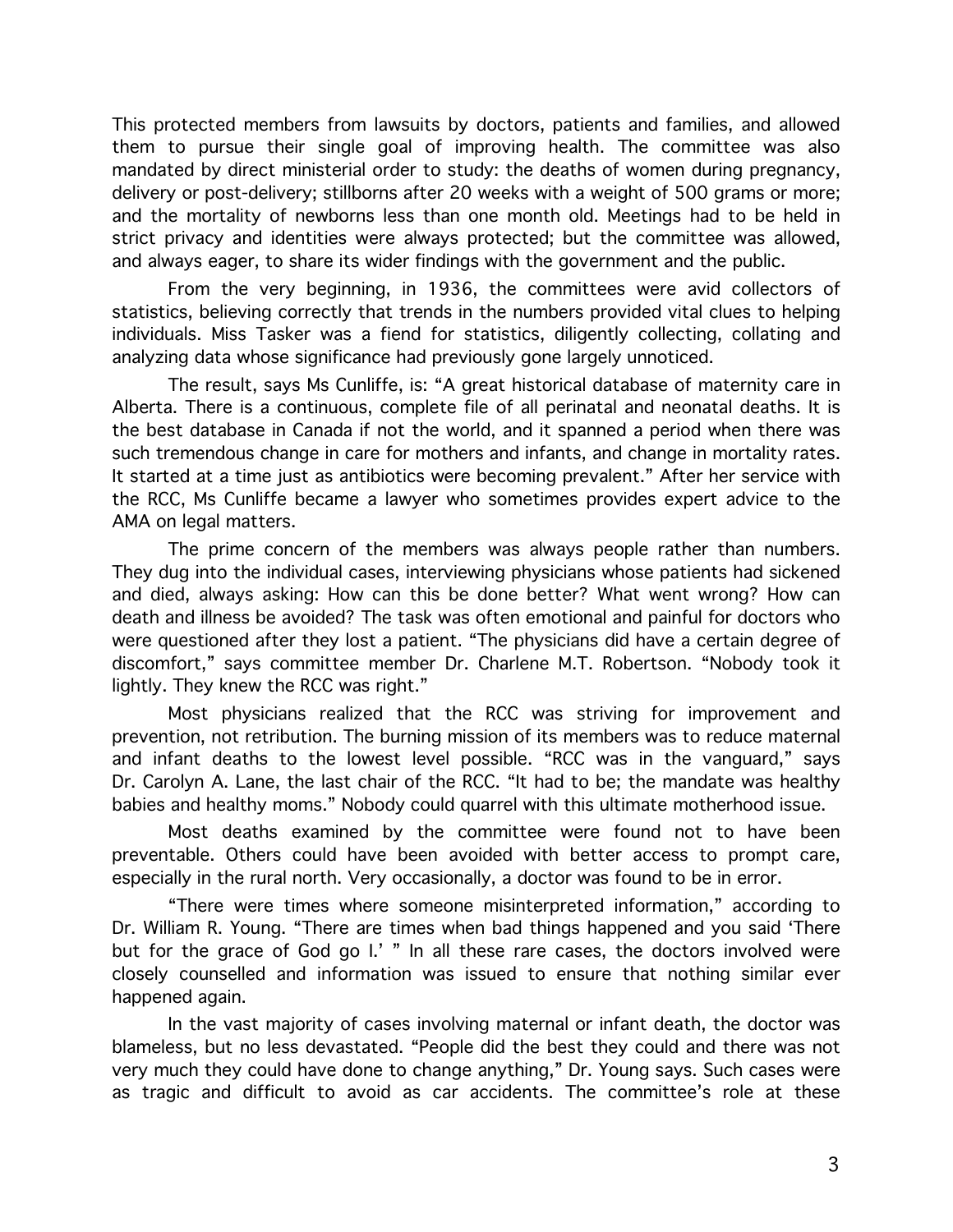This protected members from lawsuits by doctors, patients and families, and allowed them to pursue their single goal of improving health. The committee was also mandated by direct ministerial order to study: the deaths of women during pregnancy, delivery or post-delivery; stillborns after 20 weeks with a weight of 500 grams or more; and the mortality of newborns less than one month old. Meetings had to be held in strict privacy and identities were always protected; but the committee was allowed, and always eager, to share its wider findings with the government and the public.

From the very beginning, in 1936, the committees were avid collectors of statistics, believing correctly that trends in the numbers provided vital clues to helping individuals. Miss Tasker was a fiend for statistics, diligently collecting, collating and analyzing data whose significance had previously gone largely unnoticed.

The result, says Ms Cunliffe, is: "A great historical database of maternity care in Alberta. There is a continuous, complete file of all perinatal and neonatal deaths. It is the best database in Canada if not the world, and it spanned a period when there was such tremendous change in care for mothers and infants, and change in mortality rates. It started at a time just as antibiotics were becoming prevalent." After her service with the RCC, Ms Cunliffe became a lawyer who sometimes provides expert advice to the AMA on legal matters.

The prime concern of the members was always people rather than numbers. They dug into the individual cases, interviewing physicians whose patients had sickened and died, always asking: How can this be done better? What went wrong? How can death and illness be avoided? The task was often emotional and painful for doctors who were questioned after they lost a patient. "The physicians did have a certain degree of discomfort," says committee member Dr. Charlene M.T. Robertson. "Nobody took it lightly. They knew the RCC was right."

Most physicians realized that the RCC was striving for improvement and prevention, not retribution. The burning mission of its members was to reduce maternal and infant deaths to the lowest level possible. "RCC was in the vanguard," says Dr. Carolyn A. Lane, the last chair of the RCC. "It had to be; the mandate was healthy babies and healthy moms." Nobody could quarrel with this ultimate motherhood issue.

Most deaths examined by the committee were found not to have been preventable. Others could have been avoided with better access to prompt care, especially in the rural north. Very occasionally, a doctor was found to be in error.

"There were times where someone misinterpreted information," according to Dr. William R. Young. "There are times when bad things happened and you said 'There but for the grace of God go I.' " In all these rare cases, the doctors involved were closely counselled and information was issued to ensure that nothing similar ever happened again.

In the vast majority of cases involving maternal or infant death, the doctor was blameless, but no less devastated. "People did the best they could and there was not very much they could have done to change anything," Dr. Young says. Such cases were as tragic and difficult to avoid as car accidents. The committee's role at these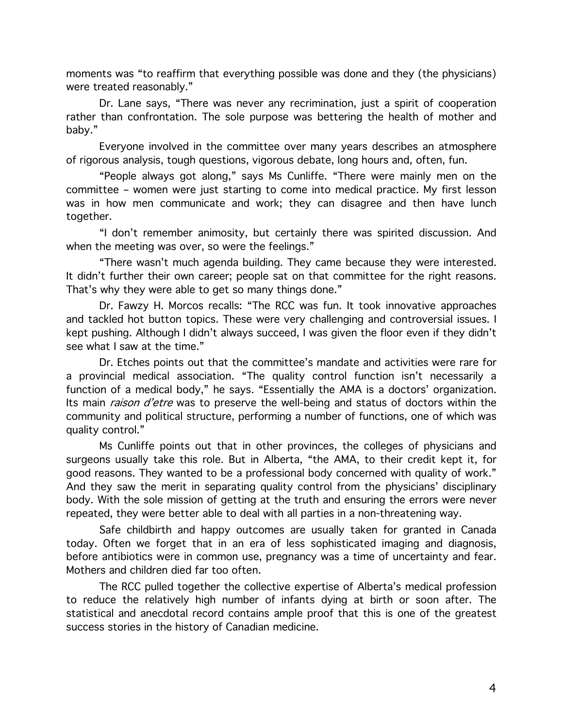moments was "to reaffirm that everything possible was done and they (the physicians) were treated reasonably."

Dr. Lane says, "There was never any recrimination, just a spirit of cooperation rather than confrontation. The sole purpose was bettering the health of mother and baby."

Everyone involved in the committee over many years describes an atmosphere of rigorous analysis, tough questions, vigorous debate, long hours and, often, fun.

"People always got along," says Ms Cunliffe. "There were mainly men on the committee – women were just starting to come into medical practice. My first lesson was in how men communicate and work; they can disagree and then have lunch together.

"I don't remember animosity, but certainly there was spirited discussion. And when the meeting was over, so were the feelings."

"There wasn't much agenda building. They came because they were interested. It didn't further their own career; people sat on that committee for the right reasons. That's why they were able to get so many things done."

Dr. Fawzy H. Morcos recalls: "The RCC was fun. It took innovative approaches and tackled hot button topics. These were very challenging and controversial issues. I kept pushing. Although I didn't always succeed, I was given the floor even if they didn't see what I saw at the time."

Dr. Etches points out that the committee's mandate and activities were rare for a provincial medical association. "The quality control function isn't necessarily a function of a medical body," he says. "Essentially the AMA is a doctors' organization. Its main *raison d'etre* was to preserve the well-being and status of doctors within the community and political structure, performing a number of functions, one of which was quality control."

Ms Cunliffe points out that in other provinces, the colleges of physicians and surgeons usually take this role. But in Alberta, "the AMA, to their credit kept it, for good reasons. They wanted to be a professional body concerned with quality of work." And they saw the merit in separating quality control from the physicians' disciplinary body. With the sole mission of getting at the truth and ensuring the errors were never repeated, they were better able to deal with all parties in a non-threatening way.

Safe childbirth and happy outcomes are usually taken for granted in Canada today. Often we forget that in an era of less sophisticated imaging and diagnosis, before antibiotics were in common use, pregnancy was a time of uncertainty and fear. Mothers and children died far too often.

The RCC pulled together the collective expertise of Alberta's medical profession to reduce the relatively high number of infants dying at birth or soon after. The statistical and anecdotal record contains ample proof that this is one of the greatest success stories in the history of Canadian medicine.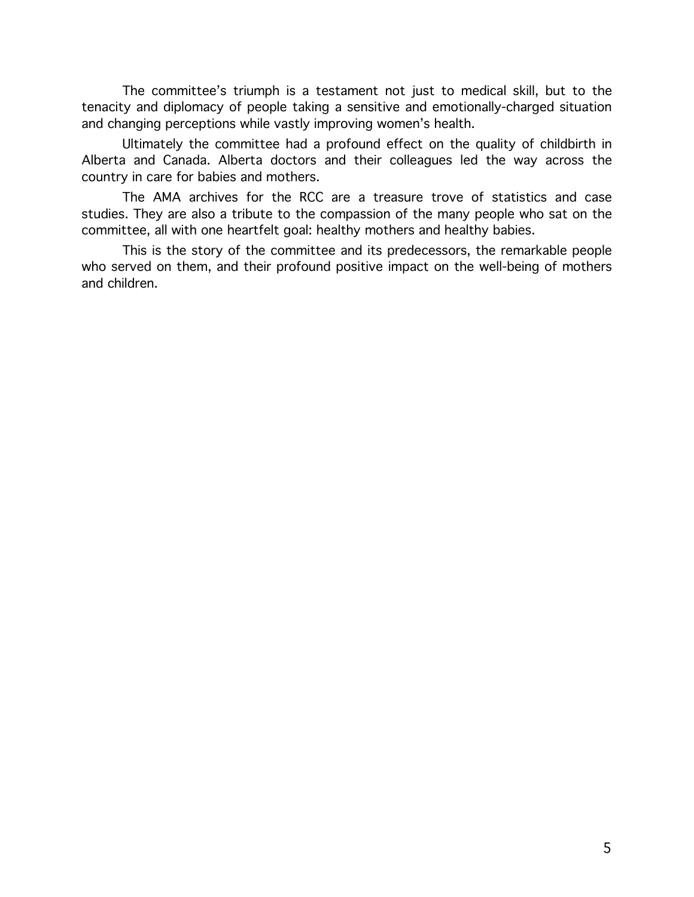The committee's triumph is a testament not just to medical skill, but to the tenacity and diplomacy of people taking a sensitive and emotionally-charged situation and changing perceptions while vastly improving women's health.

Ultimately the committee had a profound effect on the quality of childbirth in Alberta and Canada. Alberta doctors and their colleagues led the way across the country in care for babies and mothers.

The AMA archives for the RCC are a treasure trove of statistics and case studies. They are also a tribute to the compassion of the many people who sat on the committee, all with one heartfelt goal: healthy mothers and healthy babies.

This is the story of the committee and its predecessors, the remarkable people who served on them, and their profound positive impact on the well-being of mothers and children.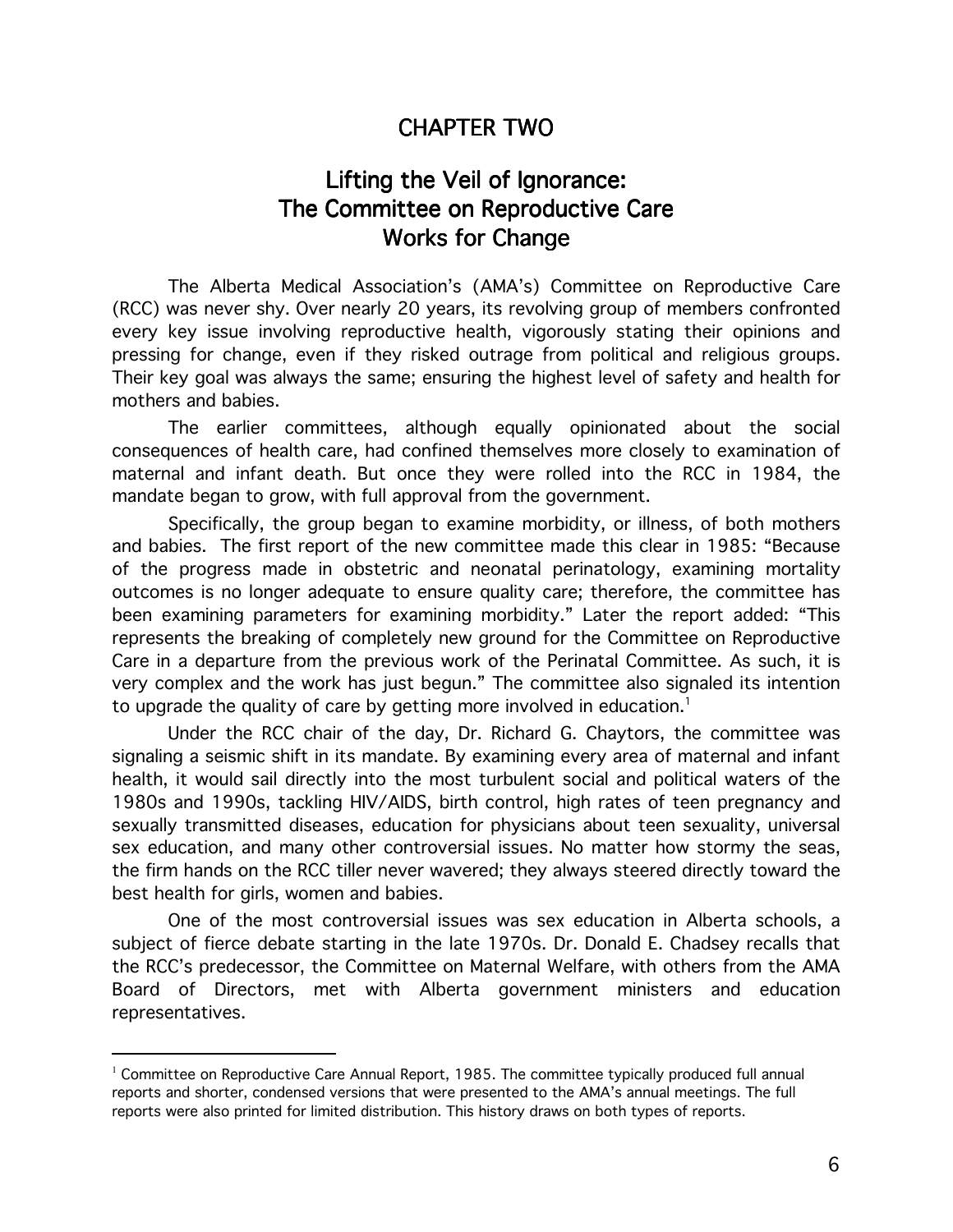# CHAPTER TWO

## Lifting the Veil of Ignorance: The Committee on Reproductive Care Works for Change

The Alberta Medical Association's (AMA's) Committee on Reproductive Care (RCC) was never shy. Over nearly 20 years, its revolving group of members confronted every key issue involving reproductive health, vigorously stating their opinions and pressing for change, even if they risked outrage from political and religious groups. Their key goal was always the same; ensuring the highest level of safety and health for mothers and babies.

The earlier committees, although equally opinionated about the social consequences of health care, had confined themselves more closely to examination of maternal and infant death. But once they were rolled into the RCC in 1984, the mandate began to grow, with full approval from the government.

Specifically, the group began to examine morbidity, or illness, of both mothers and babies. The first report of the new committee made this clear in 1985: "Because of the progress made in obstetric and neonatal perinatology, examining mortality outcomes is no longer adequate to ensure quality care; therefore, the committee has been examining parameters for examining morbidity." Later the report added: "This represents the breaking of completely new ground for the Committee on Reproductive Care in a departure from the previous work of the Perinatal Committee. As such, it is very complex and the work has just begun." The committee also signaled its intention to upgrade the quality of care by getting more involved in education.[1]

Under the RCC chair of the day, Dr. Richard G. Chaytors, the committee was signaling a seismic shift in its mandate. By examining every area of maternal and infant health, it would sail directly into the most turbulent social and political waters of the 1980s and 1990s, tackling HIV/AIDS, birth control, high rates of teen pregnancy and sexually transmitted diseases, education for physicians about teen sexuality, universal sex education, and many other controversial issues. No matter how stormy the seas, the firm hands on the RCC tiller never wavered; they always steered directly toward the best health for girls, women and babies.

One of the most controversial issues was sex education in Alberta schools, a subject of fierce debate starting in the late 1970s. Dr. Donald E. Chadsey recalls that the RCC's predecessor, the Committee on Maternal Welfare, with others from the AMA Board of Directors, met with Alberta government ministers and education representatives.

---

[1] Committee on Reproductive Care Annual Report, 1985. The committee typically produced full annual reports and shorter, condensed versions that were presented to the AMA's annual meetings. The full reports were also printed for limited distribution. This history draws on both types of reports.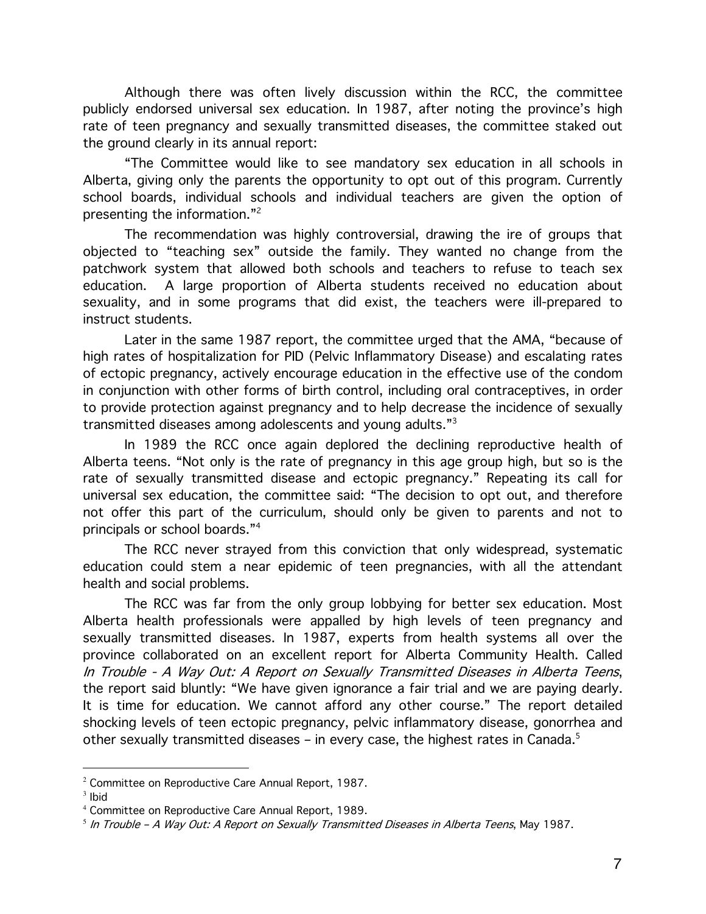Although there was often lively discussion within the RCC, the committee publicly endorsed universal sex education. In 1987, after noting the province's high rate of teen pregnancy and sexually transmitted diseases, the committee staked out the ground clearly in its annual report:

"The Committee would like to see mandatory sex education in all schools in Alberta, giving only the parents the opportunity to opt out of this program. Currently school boards, individual schools and individual teachers are given the option of presenting the information."[2]

The recommendation was highly controversial, drawing the ire of groups that objected to "teaching sex" outside the family. They wanted no change from the patchwork system that allowed both schools and teachers to refuse to teach sex education. A large proportion of Alberta students received no education about sexuality, and in some programs that did exist, the teachers were ill-prepared to instruct students.

Later in the same 1987 report, the committee urged that the AMA, "because of high rates of hospitalization for PID (Pelvic Inflammatory Disease) and escalating rates of ectopic pregnancy, actively encourage education in the effective use of the condom in conjunction with other forms of birth control, including oral contraceptives, in order to provide protection against pregnancy and to help decrease the incidence of sexually transmitted diseases among adolescents and young adults."[3]

In 1989 the RCC once again deplored the declining reproductive health of Alberta teens. "Not only is the rate of pregnancy in this age group high, but so is the rate of sexually transmitted disease and ectopic pregnancy." Repeating its call for universal sex education, the committee said: "The decision to opt out, and therefore not offer this part of the curriculum, should only be given to parents and not to principals or school boards."[4]

The RCC never strayed from this conviction that only widespread, systematic education could stem a near epidemic of teen pregnancies, with all the attendant health and social problems.

The RCC was far from the only group lobbying for better sex education. Most Alberta health professionals were appalled by high levels of teen pregnancy and sexually transmitted diseases. In 1987, experts from health systems all over the province collaborated on an excellent report for Alberta Community Health. Called *In Trouble - A Way Out: A Report on Sexually Transmitted Diseases in Alberta Teens*, the report said bluntly: "We have given ignorance a fair trial and we are paying dearly. It is time for education. We cannot afford any other course." The report detailed shocking levels of teen ectopic pregnancy, pelvic inflammatory disease, gonorrhea and other sexually transmitted diseases – in every case, the highest rates in Canada.[5]

---

[2] Committee on Reproductive Care Annual Report, 1987.

[3] Ibid

[4] Committee on Reproductive Care Annual Report, 1989.

[5] *In Trouble – A Way Out: A Report on Sexually Transmitted Diseases in Alberta Teens*, May 1987.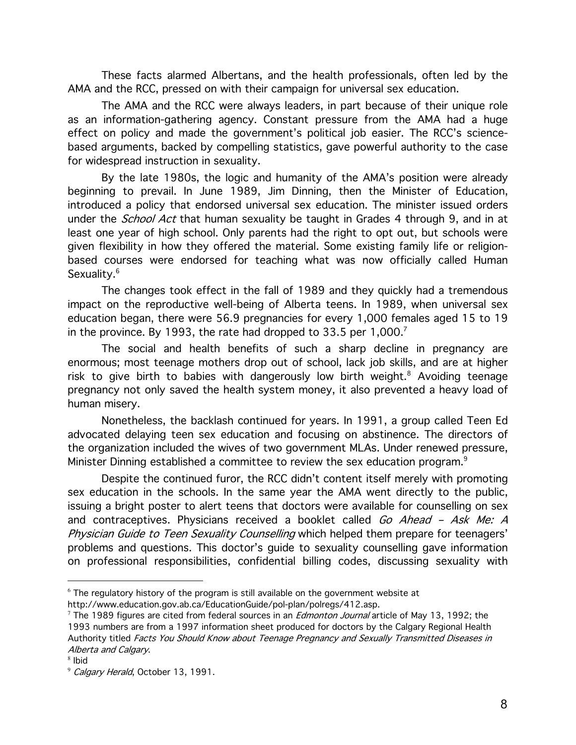These facts alarmed Albertans, and the health professionals, often led by the AMA and the RCC, pressed on with their campaign for universal sex education.

The AMA and the RCC were always leaders, in part because of their unique role as an information-gathering agency. Constant pressure from the AMA had a huge effect on policy and made the government's political job easier. The RCC's science-based arguments, backed by compelling statistics, gave powerful authority to the case for widespread instruction in sexuality.

By the late 1980s, the logic and humanity of the AMA's position were already beginning to prevail. In June 1989, Jim Dinning, then the Minister of Education, introduced a policy that endorsed universal sex education. The minister issued orders under the *School Act* that human sexuality be taught in Grades 4 through 9, and in at least one year of high school. Only parents had the right to opt out, but schools were given flexibility in how they offered the material. Some existing family life or religion-based courses were endorsed for teaching what was now officially called Human Sexuality.[6]

The changes took effect in the fall of 1989 and they quickly had a tremendous impact on the reproductive well-being of Alberta teens. In 1989, when universal sex education began, there were 56.9 pregnancies for every 1,000 females aged 15 to 19 in the province. By 1993, the rate had dropped to 33.5 per 1,000.[7]

The social and health benefits of such a sharp decline in pregnancy are enormous; most teenage mothers drop out of school, lack job skills, and are at higher risk to give birth to babies with dangerously low birth weight.[8] Avoiding teenage pregnancy not only saved the health system money, it also prevented a heavy load of human misery.

Nonetheless, the backlash continued for years. In 1991, a group called Teen Ed advocated delaying teen sex education and focusing on abstinence. The directors of the organization included the wives of two government MLAs. Under renewed pressure, Minister Dinning established a committee to review the sex education program.[9]

Despite the continued furor, the RCC didn't content itself merely with promoting sex education in the schools. In the same year the AMA went directly to the public, issuing a bright poster to alert teens that doctors were available for counselling on sex and contraceptives. Physicians received a booklet called *Go Ahead – Ask Me: A Physician Guide to Teen Sexuality Counselling* which helped them prepare for teenagers' problems and questions. This doctor's guide to sexuality counselling gave information on professional responsibilities, confidential billing codes, discussing sexuality with

---

[6] The regulatory history of the program is still available on the government website at http://www.education.gov.ab.ca/EducationGuide/pol-plan/polregs/412.asp.

[7] The 1989 figures are cited from federal sources in an *Edmonton Journal* article of May 13, 1992; the 1993 numbers are from a 1997 information sheet produced for doctors by the Calgary Regional Health Authority titled *Facts You Should Know about Teenage Pregnancy and Sexually Transmitted Diseases in Alberta and Calgary*.

[8] Ibid

[9] *Calgary Herald*, October 13, 1991.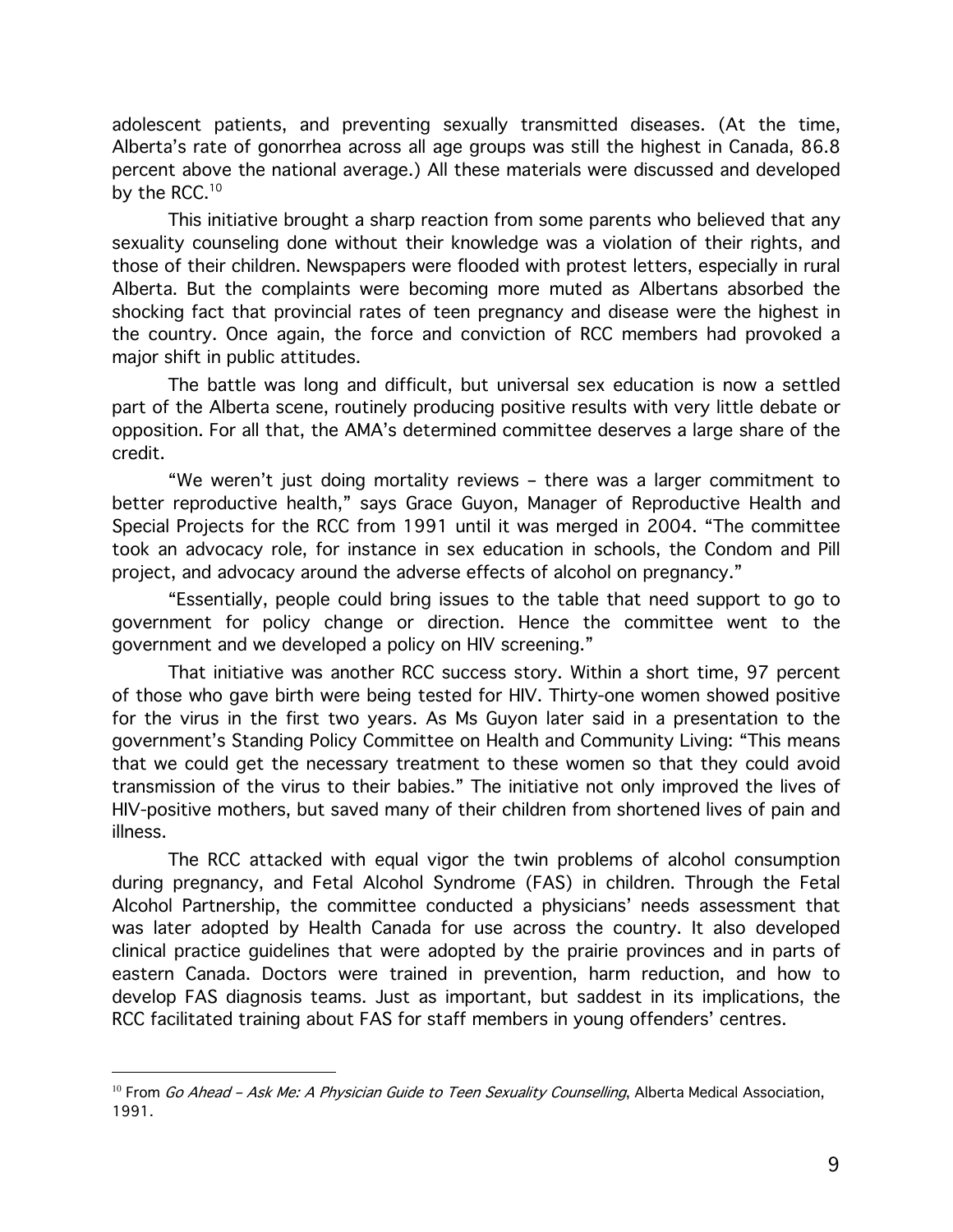adolescent patients, and preventing sexually transmitted diseases. (At the time, Alberta's rate of gonorrhea across all age groups was still the highest in Canada, 86.8 percent above the national average.) All these materials were discussed and developed by the RCC.[10]

This initiative brought a sharp reaction from some parents who believed that any sexuality counseling done without their knowledge was a violation of their rights, and those of their children. Newspapers were flooded with protest letters, especially in rural Alberta. But the complaints were becoming more muted as Albertans absorbed the shocking fact that provincial rates of teen pregnancy and disease were the highest in the country. Once again, the force and conviction of RCC members had provoked a major shift in public attitudes.

The battle was long and difficult, but universal sex education is now a settled part of the Alberta scene, routinely producing positive results with very little debate or opposition. For all that, the AMA's determined committee deserves a large share of the credit.

"We weren't just doing mortality reviews – there was a larger commitment to better reproductive health," says Grace Guyon, Manager of Reproductive Health and Special Projects for the RCC from 1991 until it was merged in 2004. "The committee took an advocacy role, for instance in sex education in schools, the Condom and Pill project, and advocacy around the adverse effects of alcohol on pregnancy."

"Essentially, people could bring issues to the table that need support to go to government for policy change or direction. Hence the committee went to the government and we developed a policy on HIV screening."

That initiative was another RCC success story. Within a short time, 97 percent of those who gave birth were being tested for HIV. Thirty-one women showed positive for the virus in the first two years. As Ms Guyon later said in a presentation to the government's Standing Policy Committee on Health and Community Living: "This means that we could get the necessary treatment to these women so that they could avoid transmission of the virus to their babies." The initiative not only improved the lives of HIV-positive mothers, but saved many of their children from shortened lives of pain and illness.

The RCC attacked with equal vigor the twin problems of alcohol consumption during pregnancy, and Fetal Alcohol Syndrome (FAS) in children. Through the Fetal Alcohol Partnership, the committee conducted a physicians' needs assessment that was later adopted by Health Canada for use across the country. It also developed clinical practice guidelines that were adopted by the prairie provinces and in parts of eastern Canada. Doctors were trained in prevention, harm reduction, and how to develop FAS diagnosis teams. Just as important, but saddest in its implications, the RCC facilitated training about FAS for staff members in young offenders' centres.

---

[10] From *Go Ahead – Ask Me: A Physician Guide to Teen Sexuality Counselling*, Alberta Medical Association, 1991.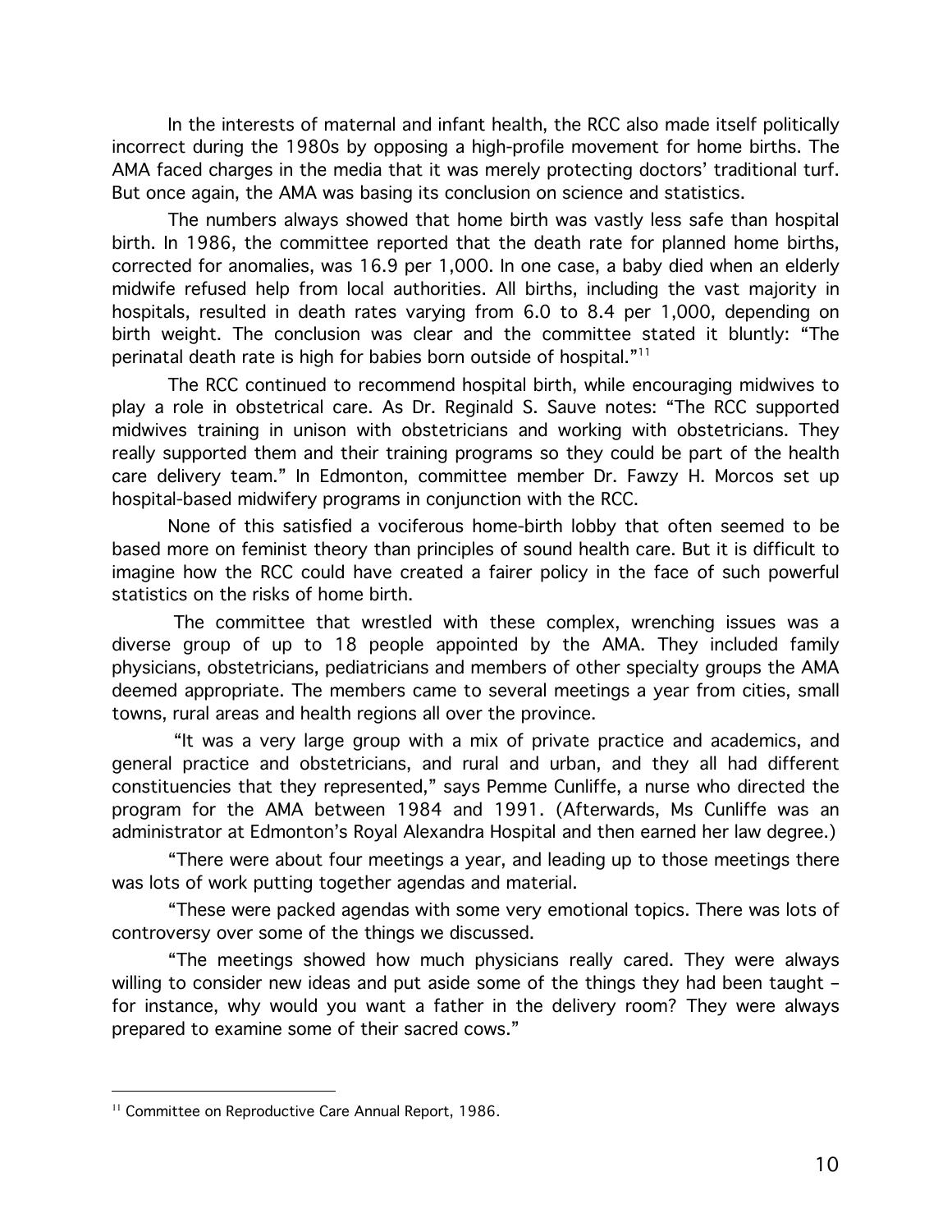In the interests of maternal and infant health, the RCC also made itself politically incorrect during the 1980s by opposing a high-profile movement for home births. The AMA faced charges in the media that it was merely protecting doctors' traditional turf. But once again, the AMA was basing its conclusion on science and statistics.

The numbers always showed that home birth was vastly less safe than hospital birth. In 1986, the committee reported that the death rate for planned home births, corrected for anomalies, was 16.9 per 1,000. In one case, a baby died when an elderly midwife refused help from local authorities. All births, including the vast majority in hospitals, resulted in death rates varying from 6.0 to 8.4 per 1,000, depending on birth weight. The conclusion was clear and the committee stated it bluntly: "The perinatal death rate is high for babies born outside of hospital."[11]

The RCC continued to recommend hospital birth, while encouraging midwives to play a role in obstetrical care. As Dr. Reginald S. Sauve notes: "The RCC supported midwives training in unison with obstetricians and working with obstetricians. They really supported them and their training programs so they could be part of the health care delivery team." In Edmonton, committee member Dr. Fawzy H. Morcos set up hospital-based midwifery programs in conjunction with the RCC.

None of this satisfied a vociferous home-birth lobby that often seemed to be based more on feminist theory than principles of sound health care. But it is difficult to imagine how the RCC could have created a fairer policy in the face of such powerful statistics on the risks of home birth.

The committee that wrestled with these complex, wrenching issues was a diverse group of up to 18 people appointed by the AMA. They included family physicians, obstetricians, pediatricians and members of other specialty groups the AMA deemed appropriate. The members came to several meetings a year from cities, small towns, rural areas and health regions all over the province.

"It was a very large group with a mix of private practice and academics, and general practice and obstetricians, and rural and urban, and they all had different constituencies that they represented," says Pemme Cunliffe, a nurse who directed the program for the AMA between 1984 and 1991. (Afterwards, Ms Cunliffe was an administrator at Edmonton's Royal Alexandra Hospital and then earned her law degree.)

"There were about four meetings a year, and leading up to those meetings there was lots of work putting together agendas and material.

"These were packed agendas with some very emotional topics. There was lots of controversy over some of the things we discussed.

"The meetings showed how much physicians really cared. They were always willing to consider new ideas and put aside some of the things they had been taught – for instance, why would you want a father in the delivery room? They were always prepared to examine some of their sacred cows."

---

[11] Committee on Reproductive Care Annual Report, 1986.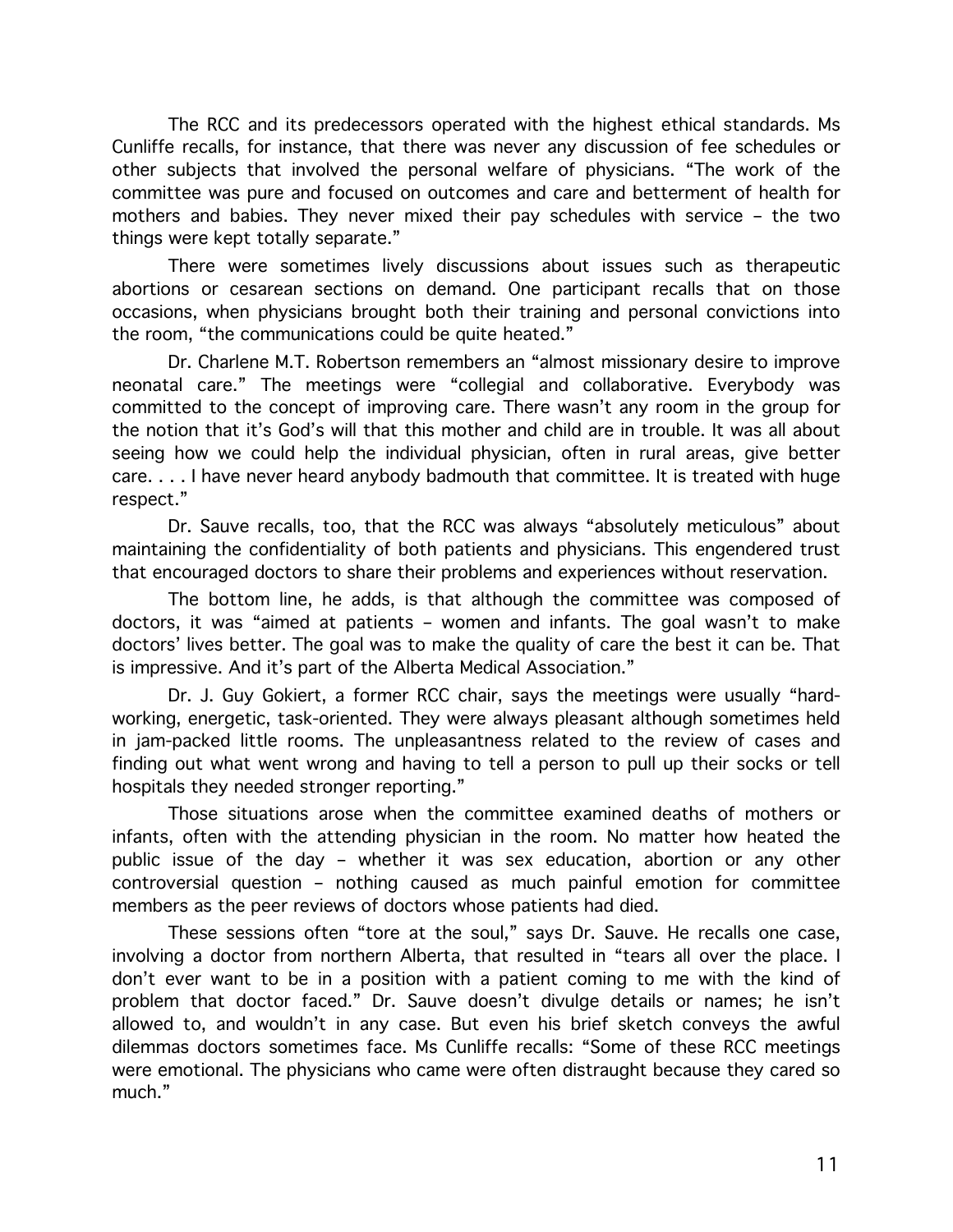The RCC and its predecessors operated with the highest ethical standards. Ms Cunliffe recalls, for instance, that there was never any discussion of fee schedules or other subjects that involved the personal welfare of physicians. "The work of the committee was pure and focused on outcomes and care and betterment of health for mothers and babies. They never mixed their pay schedules with service – the two things were kept totally separate."

There were sometimes lively discussions about issues such as therapeutic abortions or cesarean sections on demand. One participant recalls that on those occasions, when physicians brought both their training and personal convictions into the room, "the communications could be quite heated."

Dr. Charlene M.T. Robertson remembers an "almost missionary desire to improve neonatal care." The meetings were "collegial and collaborative. Everybody was committed to the concept of improving care. There wasn't any room in the group for the notion that it's God's will that this mother and child are in trouble. It was all about seeing how we could help the individual physician, often in rural areas, give better care. . . . I have never heard anybody badmouth that committee. It is treated with huge respect."

Dr. Sauve recalls, too, that the RCC was always "absolutely meticulous" about maintaining the confidentiality of both patients and physicians. This engendered trust that encouraged doctors to share their problems and experiences without reservation.

The bottom line, he adds, is that although the committee was composed of doctors, it was "aimed at patients – women and infants. The goal wasn't to make doctors' lives better. The goal was to make the quality of care the best it can be. That is impressive. And it's part of the Alberta Medical Association."

Dr. J. Guy Gokiert, a former RCC chair, says the meetings were usually "hard-working, energetic, task-oriented. They were always pleasant although sometimes held in jam-packed little rooms. The unpleasantness related to the review of cases and finding out what went wrong and having to tell a person to pull up their socks or tell hospitals they needed stronger reporting."

Those situations arose when the committee examined deaths of mothers or infants, often with the attending physician in the room. No matter how heated the public issue of the day – whether it was sex education, abortion or any other controversial question – nothing caused as much painful emotion for committee members as the peer reviews of doctors whose patients had died.

These sessions often "tore at the soul," says Dr. Sauve. He recalls one case, involving a doctor from northern Alberta, that resulted in "tears all over the place. I don't ever want to be in a position with a patient coming to me with the kind of problem that doctor faced." Dr. Sauve doesn't divulge details or names; he isn't allowed to, and wouldn't in any case. But even his brief sketch conveys the awful dilemmas doctors sometimes face. Ms Cunliffe recalls: "Some of these RCC meetings were emotional. The physicians who came were often distraught because they cared so much."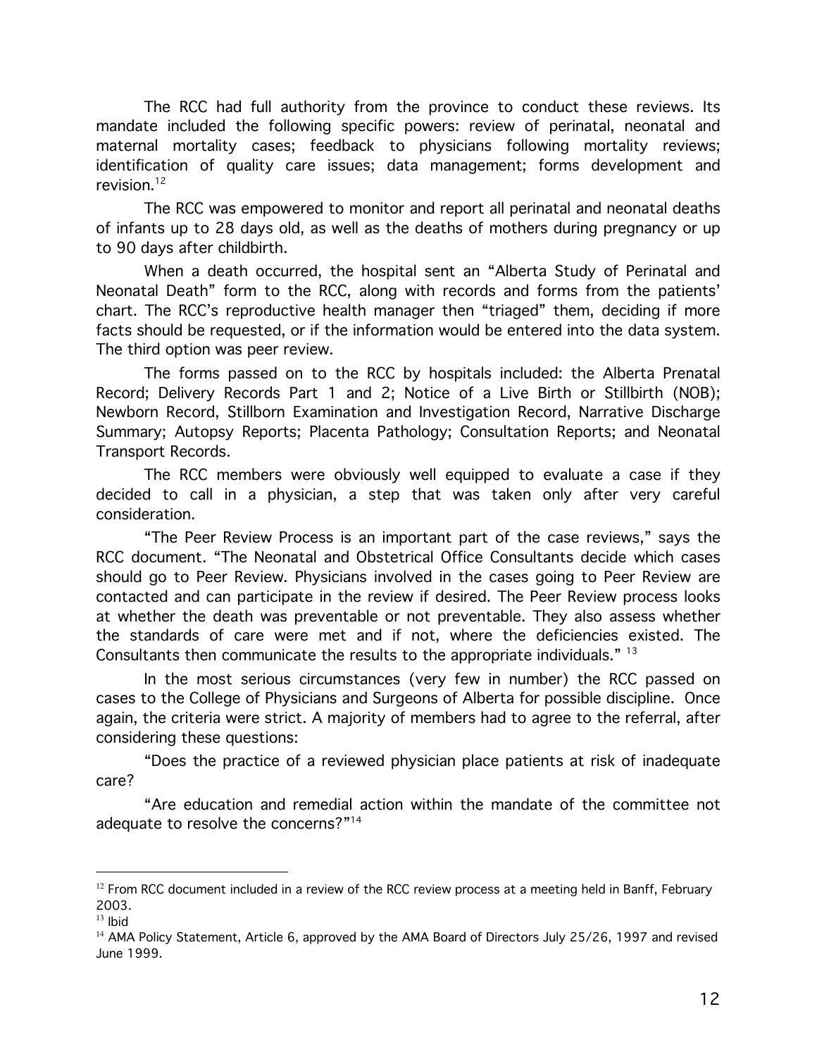The RCC had full authority from the province to conduct these reviews. Its mandate included the following specific powers: review of perinatal, neonatal and maternal mortality cases; feedback to physicians following mortality reviews; identification of quality care issues; data management; forms development and revision.[12]

The RCC was empowered to monitor and report all perinatal and neonatal deaths of infants up to 28 days old, as well as the deaths of mothers during pregnancy or up to 90 days after childbirth.

When a death occurred, the hospital sent an "Alberta Study of Perinatal and Neonatal Death" form to the RCC, along with records and forms from the patients' chart. The RCC's reproductive health manager then "triaged" them, deciding if more facts should be requested, or if the information would be entered into the data system. The third option was peer review.

The forms passed on to the RCC by hospitals included: the Alberta Prenatal Record; Delivery Records Part 1 and 2; Notice of a Live Birth or Stillbirth (NOB); Newborn Record, Stillborn Examination and Investigation Record, Narrative Discharge Summary; Autopsy Reports; Placenta Pathology; Consultation Reports; and Neonatal Transport Records.

The RCC members were obviously well equipped to evaluate a case if they decided to call in a physician, a step that was taken only after very careful consideration.

"The Peer Review Process is an important part of the case reviews," says the RCC document. "The Neonatal and Obstetrical Office Consultants decide which cases should go to Peer Review. Physicians involved in the cases going to Peer Review are contacted and can participate in the review if desired. The Peer Review process looks at whether the death was preventable or not preventable. They also assess whether the standards of care were met and if not, where the deficiencies existed. The Consultants then communicate the results to the appropriate individuals." [13]

In the most serious circumstances (very few in number) the RCC passed on cases to the College of Physicians and Surgeons of Alberta for possible discipline. Once again, the criteria were strict. A majority of members had to agree to the referral, after considering these questions:

"Does the practice of a reviewed physician place patients at risk of inadequate care?

"Are education and remedial action within the mandate of the committee not adequate to resolve the concerns?"[14]

---

[12] From RCC document included in a review of the RCC review process at a meeting held in Banff, February 2003.

[13] Ibid

[14] AMA Policy Statement, Article 6, approved by the AMA Board of Directors July 25/26, 1997 and revised June 1999.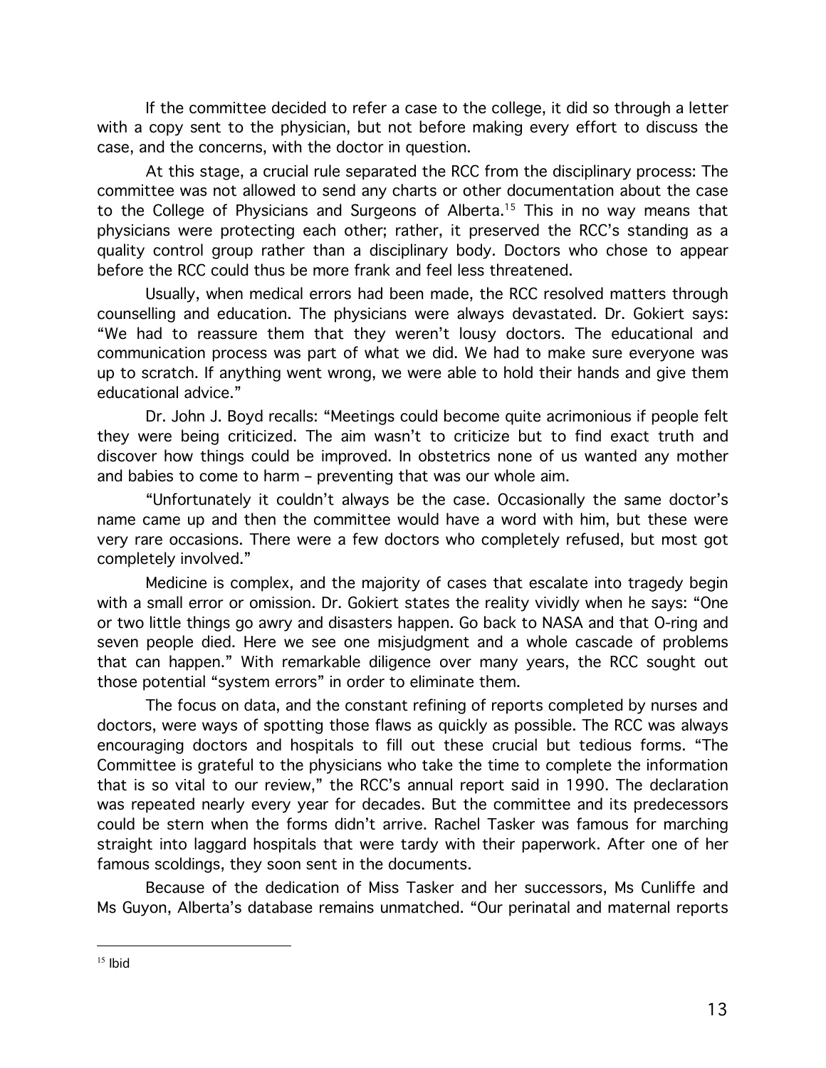If the committee decided to refer a case to the college, it did so through a letter with a copy sent to the physician, but not before making every effort to discuss the case, and the concerns, with the doctor in question.

At this stage, a crucial rule separated the RCC from the disciplinary process: The committee was not allowed to send any charts or other documentation about the case to the College of Physicians and Surgeons of Alberta.[15] This in no way means that physicians were protecting each other; rather, it preserved the RCC's standing as a quality control group rather than a disciplinary body. Doctors who chose to appear before the RCC could thus be more frank and feel less threatened.

Usually, when medical errors had been made, the RCC resolved matters through counselling and education. The physicians were always devastated. Dr. Gokiert says: "We had to reassure them that they weren't lousy doctors. The educational and communication process was part of what we did. We had to make sure everyone was up to scratch. If anything went wrong, we were able to hold their hands and give them educational advice."

Dr. John J. Boyd recalls: "Meetings could become quite acrimonious if people felt they were being criticized. The aim wasn't to criticize but to find exact truth and discover how things could be improved. In obstetrics none of us wanted any mother and babies to come to harm – preventing that was our whole aim.

"Unfortunately it couldn't always be the case. Occasionally the same doctor's name came up and then the committee would have a word with him, but these were very rare occasions. There were a few doctors who completely refused, but most got completely involved."

Medicine is complex, and the majority of cases that escalate into tragedy begin with a small error or omission. Dr. Gokiert states the reality vividly when he says: "One or two little things go awry and disasters happen. Go back to NASA and that O-ring and seven people died. Here we see one misjudgment and a whole cascade of problems that can happen." With remarkable diligence over many years, the RCC sought out those potential "system errors" in order to eliminate them.

The focus on data, and the constant refining of reports completed by nurses and doctors, were ways of spotting those flaws as quickly as possible. The RCC was always encouraging doctors and hospitals to fill out these crucial but tedious forms. "The Committee is grateful to the physicians who take the time to complete the information that is so vital to our review," the RCC's annual report said in 1990. The declaration was repeated nearly every year for decades. But the committee and its predecessors could be stern when the forms didn't arrive. Rachel Tasker was famous for marching straight into laggard hospitals that were tardy with their paperwork. After one of her famous scoldings, they soon sent in the documents.

Because of the dedication of Miss Tasker and her successors, Ms Cunliffe and Ms Guyon, Alberta's database remains unmatched. "Our perinatal and maternal reports

---

[15] Ibid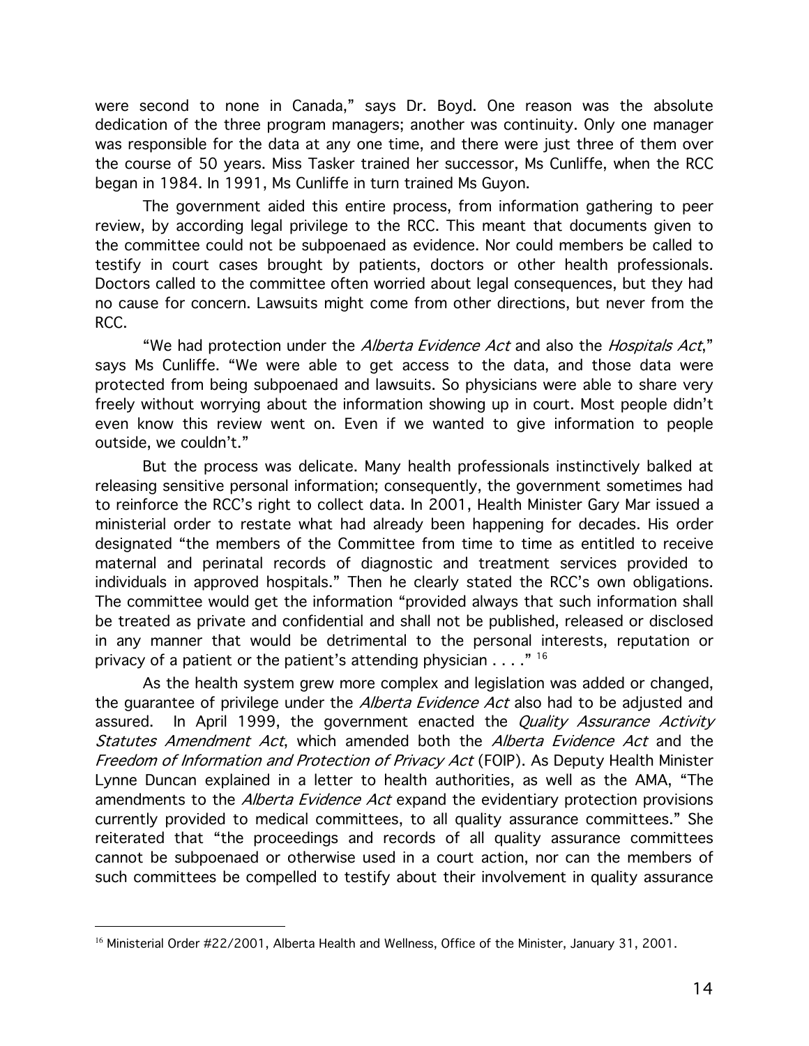were second to none in Canada," says Dr. Boyd. One reason was the absolute dedication of the three program managers; another was continuity. Only one manager was responsible for the data at any one time, and there were just three of them over the course of 50 years. Miss Tasker trained her successor, Ms Cunliffe, when the RCC began in 1984. In 1991, Ms Cunliffe in turn trained Ms Guyon.

The government aided this entire process, from information gathering to peer review, by according legal privilege to the RCC. This meant that documents given to the committee could not be subpoenaed as evidence. Nor could members be called to testify in court cases brought by patients, doctors or other health professionals. Doctors called to the committee often worried about legal consequences, but they had no cause for concern. Lawsuits might come from other directions, but never from the RCC.

"We had protection under the *Alberta Evidence Act* and also the *Hospitals Act*," says Ms Cunliffe. "We were able to get access to the data, and those data were protected from being subpoenaed and lawsuits. So physicians were able to share very freely without worrying about the information showing up in court. Most people didn't even know this review went on. Even if we wanted to give information to people outside, we couldn't."

But the process was delicate. Many health professionals instinctively balked at releasing sensitive personal information; consequently, the government sometimes had to reinforce the RCC's right to collect data. In 2001, Health Minister Gary Mar issued a ministerial order to restate what had already been happening for decades. His order designated "the members of the Committee from time to time as entitled to receive maternal and perinatal records of diagnostic and treatment services provided to individuals in approved hospitals." Then he clearly stated the RCC's own obligations. The committee would get the information "provided always that such information shall be treated as private and confidential and shall not be published, released or disclosed in any manner that would be detrimental to the personal interests, reputation or privacy of a patient or the patient's attending physician . . . ."[16]

As the health system grew more complex and legislation was added or changed, the guarantee of privilege under the *Alberta Evidence Act* also had to be adjusted and assured. In April 1999, the government enacted the *Quality Assurance Activity Statutes Amendment Act*, which amended both the *Alberta Evidence Act* and the *Freedom of Information and Protection of Privacy Act* (FOIP). As Deputy Health Minister Lynne Duncan explained in a letter to health authorities, as well as the AMA, "The amendments to the *Alberta Evidence Act* expand the evidentiary protection provisions currently provided to medical committees, to all quality assurance committees." She reiterated that "the proceedings and records of all quality assurance committees cannot be subpoenaed or otherwise used in a court action, nor can the members of such committees be compelled to testify about their involvement in quality assurance

---

[16] Ministerial Order #22/2001, Alberta Health and Wellness, Office of the Minister, January 31, 2001.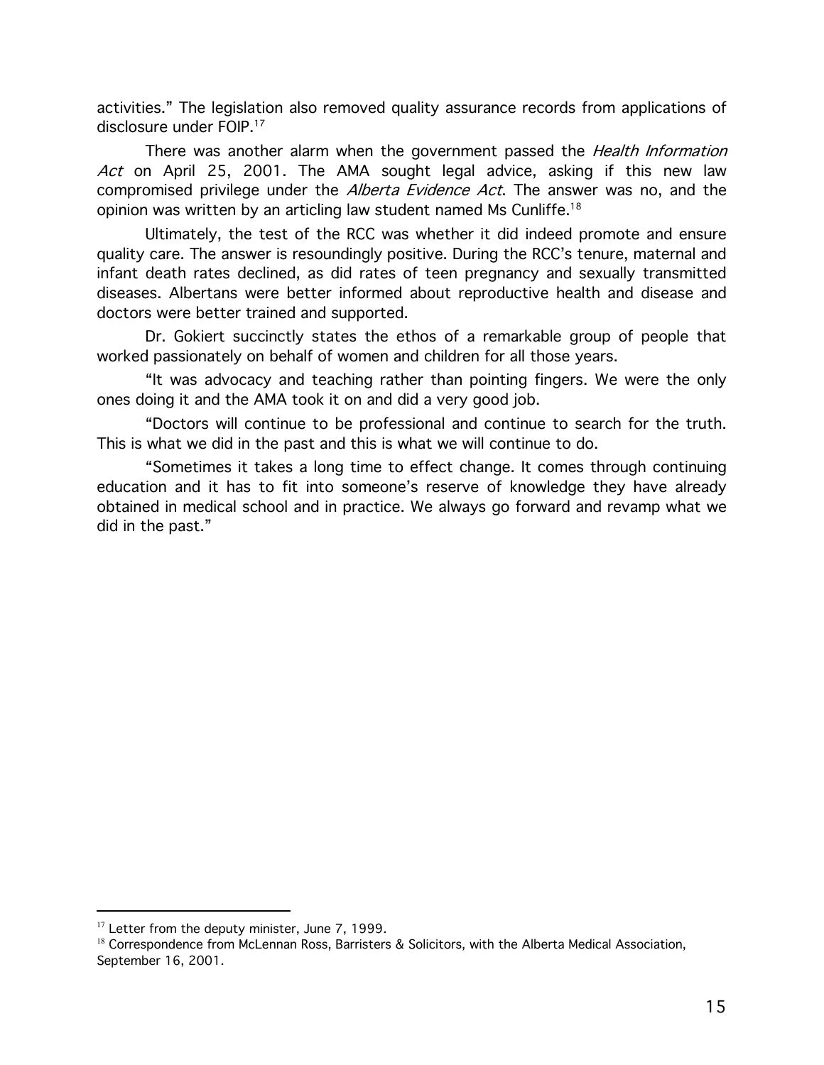activities." The legislation also removed quality assurance records from applications of disclosure under FOIP.[17]

There was another alarm when the government passed the *Health Information Act* on April 25, 2001. The AMA sought legal advice, asking if this new law compromised privilege under the *Alberta Evidence Act*. The answer was no, and the opinion was written by an articling law student named Ms Cunliffe.[18]

Ultimately, the test of the RCC was whether it did indeed promote and ensure quality care. The answer is resoundingly positive. During the RCC's tenure, maternal and infant death rates declined, as did rates of teen pregnancy and sexually transmitted diseases. Albertans were better informed about reproductive health and disease and doctors were better trained and supported.

Dr. Gokiert succinctly states the ethos of a remarkable group of people that worked passionately on behalf of women and children for all those years.

"It was advocacy and teaching rather than pointing fingers. We were the only ones doing it and the AMA took it on and did a very good job.

"Doctors will continue to be professional and continue to search for the truth. This is what we did in the past and this is what we will continue to do.

"Sometimes it takes a long time to effect change. It comes through continuing education and it has to fit into someone's reserve of knowledge they have already obtained in medical school and in practice. We always go forward and revamp what we did in the past."

---

[17] Letter from the deputy minister, June 7, 1999.

[18] Correspondence from McLennan Ross, Barristers & Solicitors, with the Alberta Medical Association, September 16, 2001.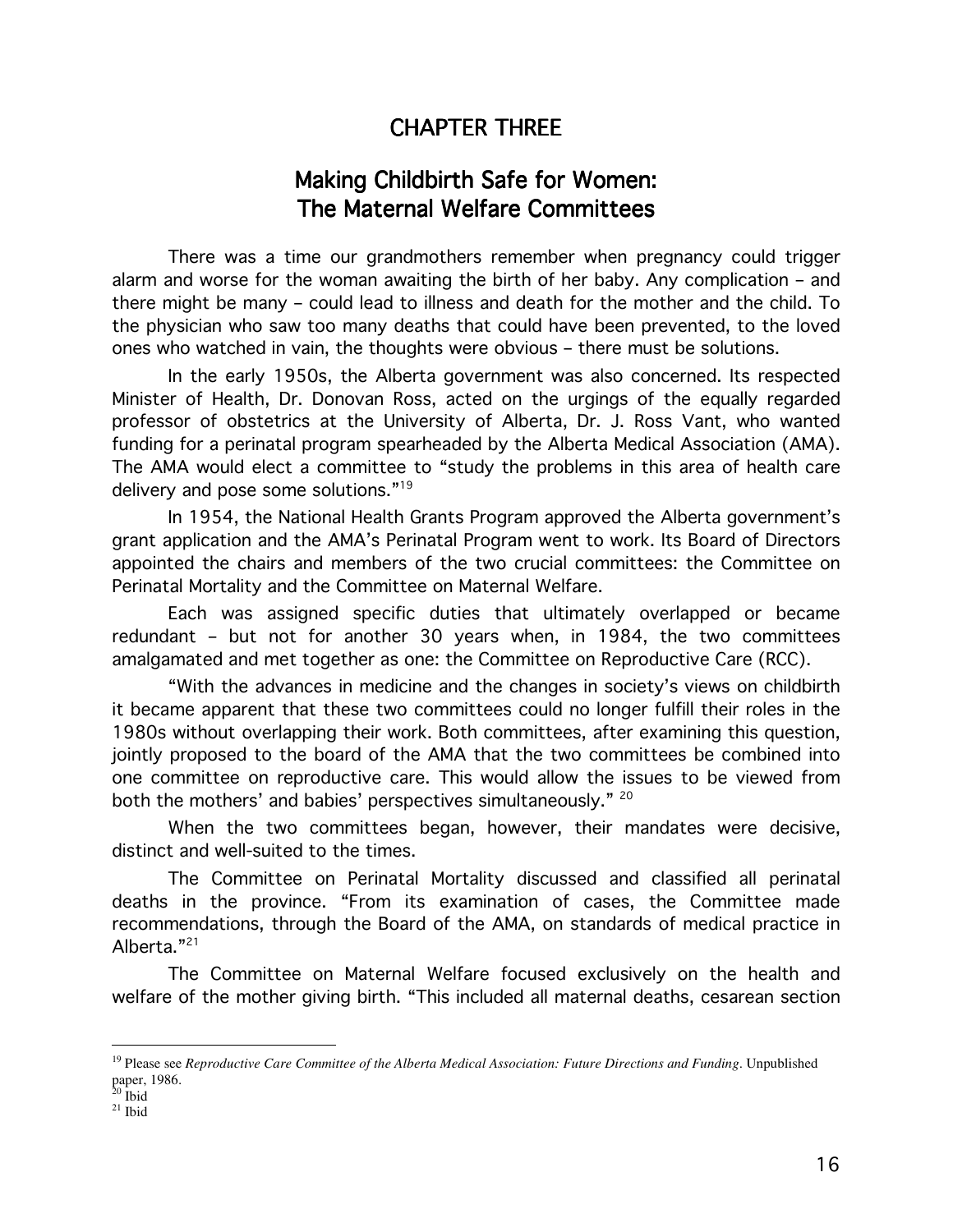# CHAPTER THREE

## Making Childbirth Safe for Women: The Maternal Welfare Committees

There was a time our grandmothers remember when pregnancy could trigger alarm and worse for the woman awaiting the birth of her baby. Any complication – and there might be many – could lead to illness and death for the mother and the child. To the physician who saw too many deaths that could have been prevented, to the loved ones who watched in vain, the thoughts were obvious – there must be solutions.

In the early 1950s, the Alberta government was also concerned. Its respected Minister of Health, Dr. Donovan Ross, acted on the urgings of the equally regarded professor of obstetrics at the University of Alberta, Dr. J. Ross Vant, who wanted funding for a perinatal program spearheaded by the Alberta Medical Association (AMA). The AMA would elect a committee to "study the problems in this area of health care delivery and pose some solutions."[19]

In 1954, the National Health Grants Program approved the Alberta government's grant application and the AMA's Perinatal Program went to work. Its Board of Directors appointed the chairs and members of the two crucial committees: the Committee on Perinatal Mortality and the Committee on Maternal Welfare.

Each was assigned specific duties that ultimately overlapped or became redundant – but not for another 30 years when, in 1984, the two committees amalgamated and met together as one: the Committee on Reproductive Care (RCC).

"With the advances in medicine and the changes in society's views on childbirth it became apparent that these two committees could no longer fulfill their roles in the 1980s without overlapping their work. Both committees, after examining this question, jointly proposed to the board of the AMA that the two committees be combined into one committee on reproductive care. This would allow the issues to be viewed from both the mothers' and babies' perspectives simultaneously." [20]

When the two committees began, however, their mandates were decisive, distinct and well-suited to the times.

The Committee on Perinatal Mortality discussed and classified all perinatal deaths in the province. "From its examination of cases, the Committee made recommendations, through the Board of the AMA, on standards of medical practice in Alberta."[21]

The Committee on Maternal Welfare focused exclusively on the health and welfare of the mother giving birth. "This included all maternal deaths, cesarean section

---

[19] Please see *Reproductive Care Committee of the Alberta Medical Association: Future Directions and Funding*. Unpublished paper, 1986.

[20] Ibid

[21] Ibid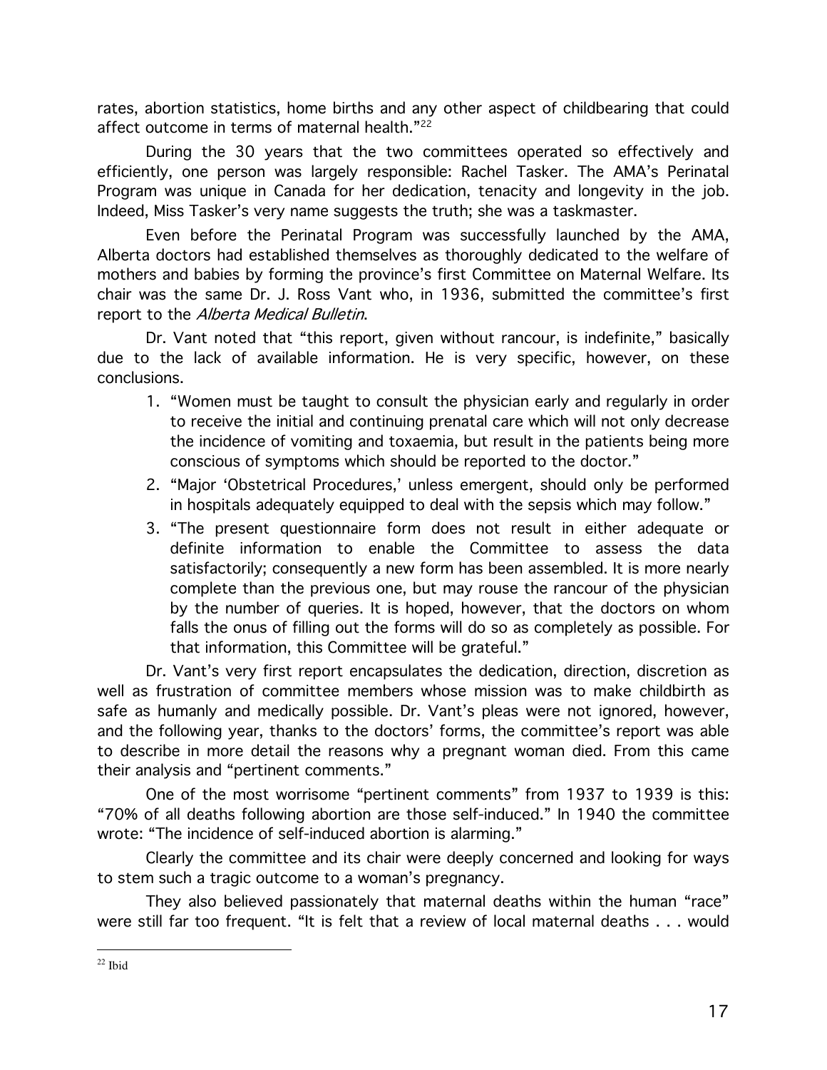rates, abortion statistics, home births and any other aspect of childbearing that could affect outcome in terms of maternal health."[22]

During the 30 years that the two committees operated so effectively and efficiently, one person was largely responsible: Rachel Tasker. The AMA's Perinatal Program was unique in Canada for her dedication, tenacity and longevity in the job. Indeed, Miss Tasker's very name suggests the truth; she was a taskmaster.

Even before the Perinatal Program was successfully launched by the AMA, Alberta doctors had established themselves as thoroughly dedicated to the welfare of mothers and babies by forming the province's first Committee on Maternal Welfare. Its chair was the same Dr. J. Ross Vant who, in 1936, submitted the committee's first report to the *Alberta Medical Bulletin*.

Dr. Vant noted that "this report, given without rancour, is indefinite," basically due to the lack of available information. He is very specific, however, on these conclusions.

1. "Women must be taught to consult the physician early and regularly in order to receive the initial and continuing prenatal care which will not only decrease the incidence of vomiting and toxaemia, but result in the patients being more conscious of symptoms which should be reported to the doctor."
2. "Major 'Obstetrical Procedures,' unless emergent, should only be performed in hospitals adequately equipped to deal with the sepsis which may follow."
3. "The present questionnaire form does not result in either adequate or definite information to enable the Committee to assess the data satisfactorily; consequently a new form has been assembled. It is more nearly complete than the previous one, but may rouse the rancour of the physician by the number of queries. It is hoped, however, that the doctors on whom falls the onus of filling out the forms will do so as completely as possible. For that information, this Committee will be grateful."

Dr. Vant's very first report encapsulates the dedication, direction, discretion as well as frustration of committee members whose mission was to make childbirth as safe as humanly and medically possible. Dr. Vant's pleas were not ignored, however, and the following year, thanks to the doctors' forms, the committee's report was able to describe in more detail the reasons why a pregnant woman died. From this came their analysis and "pertinent comments."

One of the most worrisome "pertinent comments" from 1937 to 1939 is this: "70% of all deaths following abortion are those self-induced." In 1940 the committee wrote: "The incidence of self-induced abortion is alarming."

Clearly the committee and its chair were deeply concerned and looking for ways to stem such a tragic outcome to a woman's pregnancy.

They also believed passionately that maternal deaths within the human "race" were still far too frequent. "It is felt that a review of local maternal deaths . . . would

[22] Ibid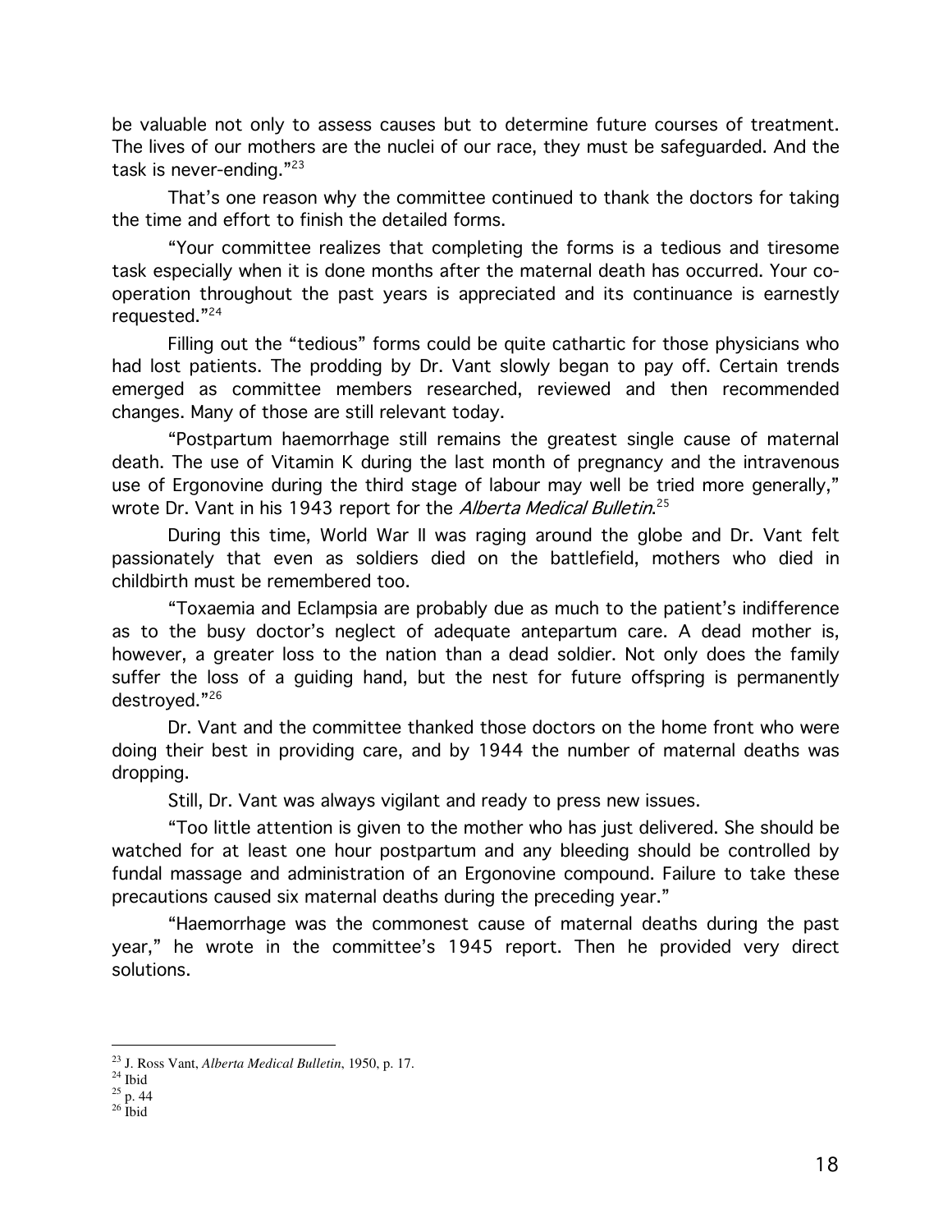be valuable not only to assess causes but to determine future courses of treatment. The lives of our mothers are the nuclei of our race, they must be safeguarded. And the task is never-ending."[23]

That's one reason why the committee continued to thank the doctors for taking the time and effort to finish the detailed forms.

"Your committee realizes that completing the forms is a tedious and tiresome task especially when it is done months after the maternal death has occurred. Your co-operation throughout the past years is appreciated and its continuance is earnestly requested."[24]

Filling out the "tedious" forms could be quite cathartic for those physicians who had lost patients. The prodding by Dr. Vant slowly began to pay off. Certain trends emerged as committee members researched, reviewed and then recommended changes. Many of those are still relevant today.

"Postpartum haemorrhage still remains the greatest single cause of maternal death. The use of Vitamin K during the last month of pregnancy and the intravenous use of Ergonovine during the third stage of labour may well be tried more generally," wrote Dr. Vant in his 1943 report for the *Alberta Medical Bulletin*.[25]

During this time, World War II was raging around the globe and Dr. Vant felt passionately that even as soldiers died on the battlefield, mothers who died in childbirth must be remembered too.

"Toxaemia and Eclampsia are probably due as much to the patient's indifference as to the busy doctor's neglect of adequate antepartum care. A dead mother is, however, a greater loss to the nation than a dead soldier. Not only does the family suffer the loss of a guiding hand, but the nest for future offspring is permanently destroyed."[26]

Dr. Vant and the committee thanked those doctors on the home front who were doing their best in providing care, and by 1944 the number of maternal deaths was dropping.

Still, Dr. Vant was always vigilant and ready to press new issues.

"Too little attention is given to the mother who has just delivered. She should be watched for at least one hour postpartum and any bleeding should be controlled by fundal massage and administration of an Ergonovine compound. Failure to take these precautions caused six maternal deaths during the preceding year."

"Haemorrhage was the commonest cause of maternal deaths during the past year," he wrote in the committee's 1945 report. Then he provided very direct solutions.

---

[23] J. Ross Vant, *Alberta Medical Bulletin*, 1950, p. 17.
[24] Ibid
[25] p. 44
[26] Ibid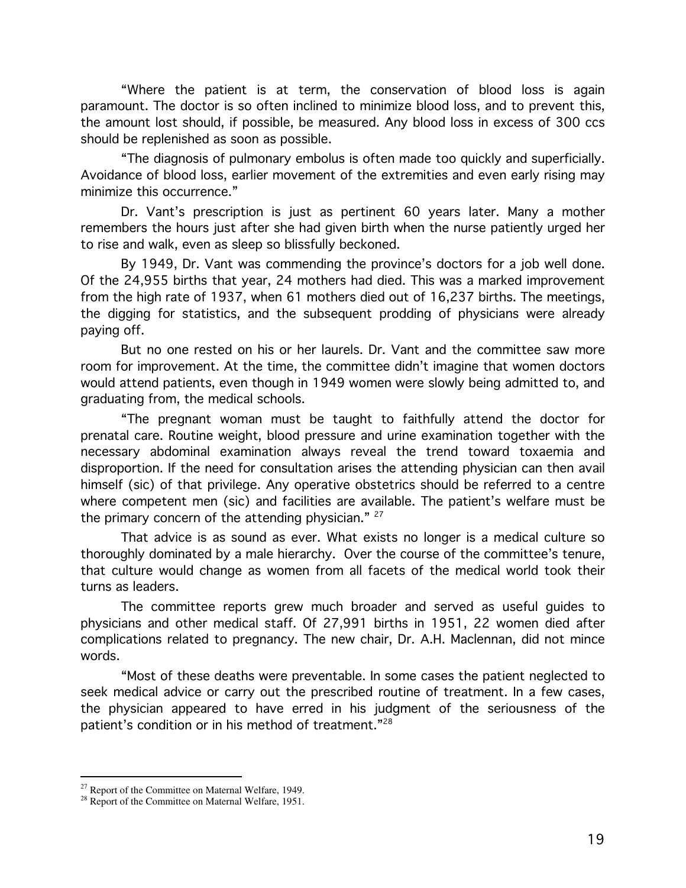"Where the patient is at term, the conservation of blood loss is again paramount. The doctor is so often inclined to minimize blood loss, and to prevent this, the amount lost should, if possible, be measured. Any blood loss in excess of 300 ccs should be replenished as soon as possible.

"The diagnosis of pulmonary embolus is often made too quickly and superficially. Avoidance of blood loss, earlier movement of the extremities and even early rising may minimize this occurrence."

Dr. Vant's prescription is just as pertinent 60 years later. Many a mother remembers the hours just after she had given birth when the nurse patiently urged her to rise and walk, even as sleep so blissfully beckoned.

By 1949, Dr. Vant was commending the province's doctors for a job well done. Of the 24,955 births that year, 24 mothers had died. This was a marked improvement from the high rate of 1937, when 61 mothers died out of 16,237 births. The meetings, the digging for statistics, and the subsequent prodding of physicians were already paying off.

But no one rested on his or her laurels. Dr. Vant and the committee saw more room for improvement. At the time, the committee didn't imagine that women doctors would attend patients, even though in 1949 women were slowly being admitted to, and graduating from, the medical schools.

"The pregnant woman must be taught to faithfully attend the doctor for prenatal care. Routine weight, blood pressure and urine examination together with the necessary abdominal examination always reveal the trend toward toxaemia and disproportion. If the need for consultation arises the attending physician can then avail himself (sic) of that privilege. Any operative obstetrics should be referred to a centre where competent men (sic) and facilities are available. The patient's welfare must be the primary concern of the attending physician." [27]

That advice is as sound as ever. What exists no longer is a medical culture so thoroughly dominated by a male hierarchy. Over the course of the committee's tenure, that culture would change as women from all facets of the medical world took their turns as leaders.

The committee reports grew much broader and served as useful guides to physicians and other medical staff. Of 27,991 births in 1951, 22 women died after complications related to pregnancy. The new chair, Dr. A.H. Maclennan, did not mince words.

"Most of these deaths were preventable. In some cases the patient neglected to seek medical advice or carry out the prescribed routine of treatment. In a few cases, the physician appeared to have erred in his judgment of the seriousness of the patient's condition or in his method of treatment."[28]

---

[27] Report of the Committee on Maternal Welfare, 1949.

[28] Report of the Committee on Maternal Welfare, 1951.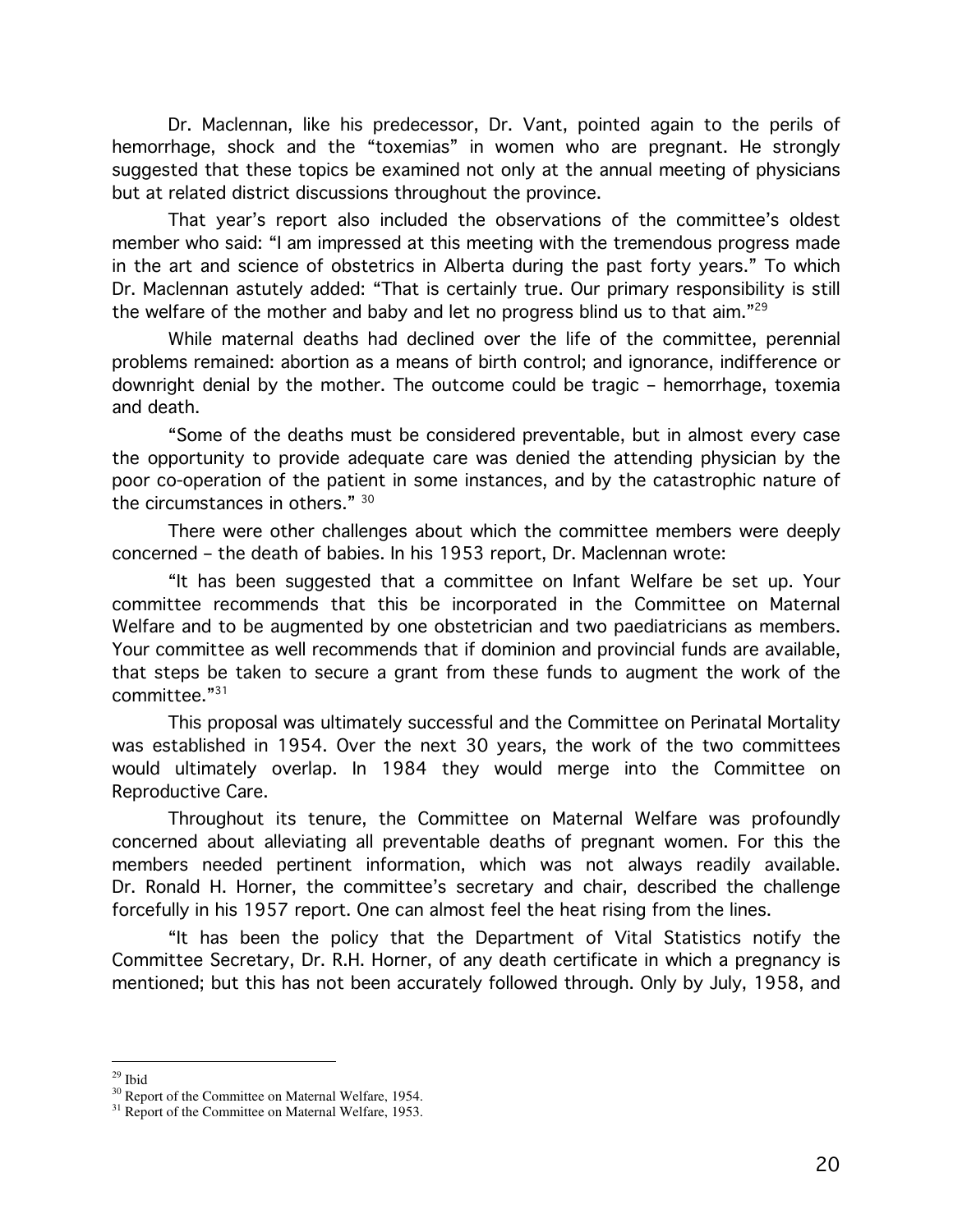Dr. Maclennan, like his predecessor, Dr. Vant, pointed again to the perils of hemorrhage, shock and the "toxemias" in women who are pregnant. He strongly suggested that these topics be examined not only at the annual meeting of physicians but at related district discussions throughout the province.

That year's report also included the observations of the committee's oldest member who said: "I am impressed at this meeting with the tremendous progress made in the art and science of obstetrics in Alberta during the past forty years." To which Dr. Maclennan astutely added: "That is certainly true. Our primary responsibility is still the welfare of the mother and baby and let no progress blind us to that aim."[29]

While maternal deaths had declined over the life of the committee, perennial problems remained: abortion as a means of birth control; and ignorance, indifference or downright denial by the mother. The outcome could be tragic – hemorrhage, toxemia and death.

"Some of the deaths must be considered preventable, but in almost every case the opportunity to provide adequate care was denied the attending physician by the poor co-operation of the patient in some instances, and by the catastrophic nature of the circumstances in others." [30]

There were other challenges about which the committee members were deeply concerned – the death of babies. In his 1953 report, Dr. Maclennan wrote:

"It has been suggested that a committee on Infant Welfare be set up. Your committee recommends that this be incorporated in the Committee on Maternal Welfare and to be augmented by one obstetrician and two paediatricians as members. Your committee as well recommends that if dominion and provincial funds are available, that steps be taken to secure a grant from these funds to augment the work of the committee."[31]

This proposal was ultimately successful and the Committee on Perinatal Mortality was established in 1954. Over the next 30 years, the work of the two committees would ultimately overlap. In 1984 they would merge into the Committee on Reproductive Care.

Throughout its tenure, the Committee on Maternal Welfare was profoundly concerned about alleviating all preventable deaths of pregnant women. For this the members needed pertinent information, which was not always readily available. Dr. Ronald H. Horner, the committee's secretary and chair, described the challenge forcefully in his 1957 report. One can almost feel the heat rising from the lines.

"It has been the policy that the Department of Vital Statistics notify the Committee Secretary, Dr. R.H. Horner, of any death certificate in which a pregnancy is mentioned; but this has not been accurately followed through. Only by July, 1958, and

---

[29] Ibid

[30] Report of the Committee on Maternal Welfare, 1954.

[31] Report of the Committee on Maternal Welfare, 1953.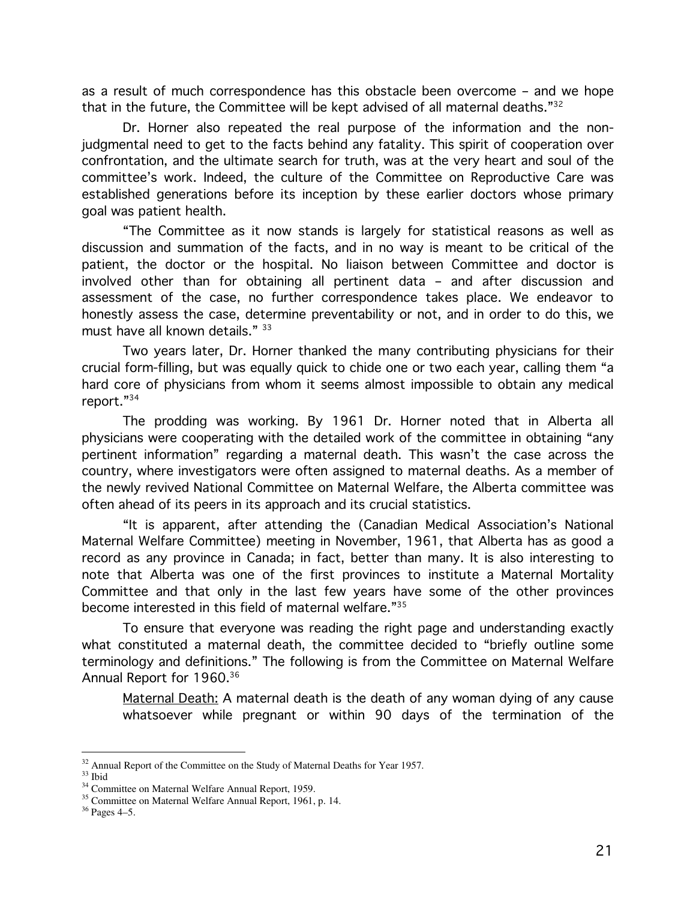as a result of much correspondence has this obstacle been overcome – and we hope that in the future, the Committee will be kept advised of all maternal deaths."[32]

Dr. Horner also repeated the real purpose of the information and the non-judgmental need to get to the facts behind any fatality. This spirit of cooperation over confrontation, and the ultimate search for truth, was at the very heart and soul of the committee's work. Indeed, the culture of the Committee on Reproductive Care was established generations before its inception by these earlier doctors whose primary goal was patient health.

"The Committee as it now stands is largely for statistical reasons as well as discussion and summation of the facts, and in no way is meant to be critical of the patient, the doctor or the hospital. No liaison between Committee and doctor is involved other than for obtaining all pertinent data – and after discussion and assessment of the case, no further correspondence takes place. We endeavor to honestly assess the case, determine preventability or not, and in order to do this, we must have all known details." [33]

Two years later, Dr. Horner thanked the many contributing physicians for their crucial form-filling, but was equally quick to chide one or two each year, calling them "a hard core of physicians from whom it seems almost impossible to obtain any medical report."[34]

The prodding was working. By 1961 Dr. Horner noted that in Alberta all physicians were cooperating with the detailed work of the committee in obtaining "any pertinent information" regarding a maternal death. This wasn't the case across the country, where investigators were often assigned to maternal deaths. As a member of the newly revived National Committee on Maternal Welfare, the Alberta committee was often ahead of its peers in its approach and its crucial statistics.

"It is apparent, after attending the (Canadian Medical Association's National Maternal Welfare Committee) meeting in November, 1961, that Alberta has as good a record as any province in Canada; in fact, better than many. It is also interesting to note that Alberta was one of the first provinces to institute a Maternal Mortality Committee and that only in the last few years have some of the other provinces become interested in this field of maternal welfare."[35]

To ensure that everyone was reading the right page and understanding exactly what constituted a maternal death, the committee decided to "briefly outline some terminology and definitions." The following is from the Committee on Maternal Welfare Annual Report for 1960.[36]

> <u>Maternal Death:</u> A maternal death is the death of any woman dying of any cause whatsoever while pregnant or within 90 days of the termination of the

[32] Annual Report of the Committee on the Study of Maternal Deaths for Year 1957.
[33] Ibid
[34] Committee on Maternal Welfare Annual Report, 1959.
[35] Committee on Maternal Welfare Annual Report, 1961, p. 14.
[36] Pages 4–5.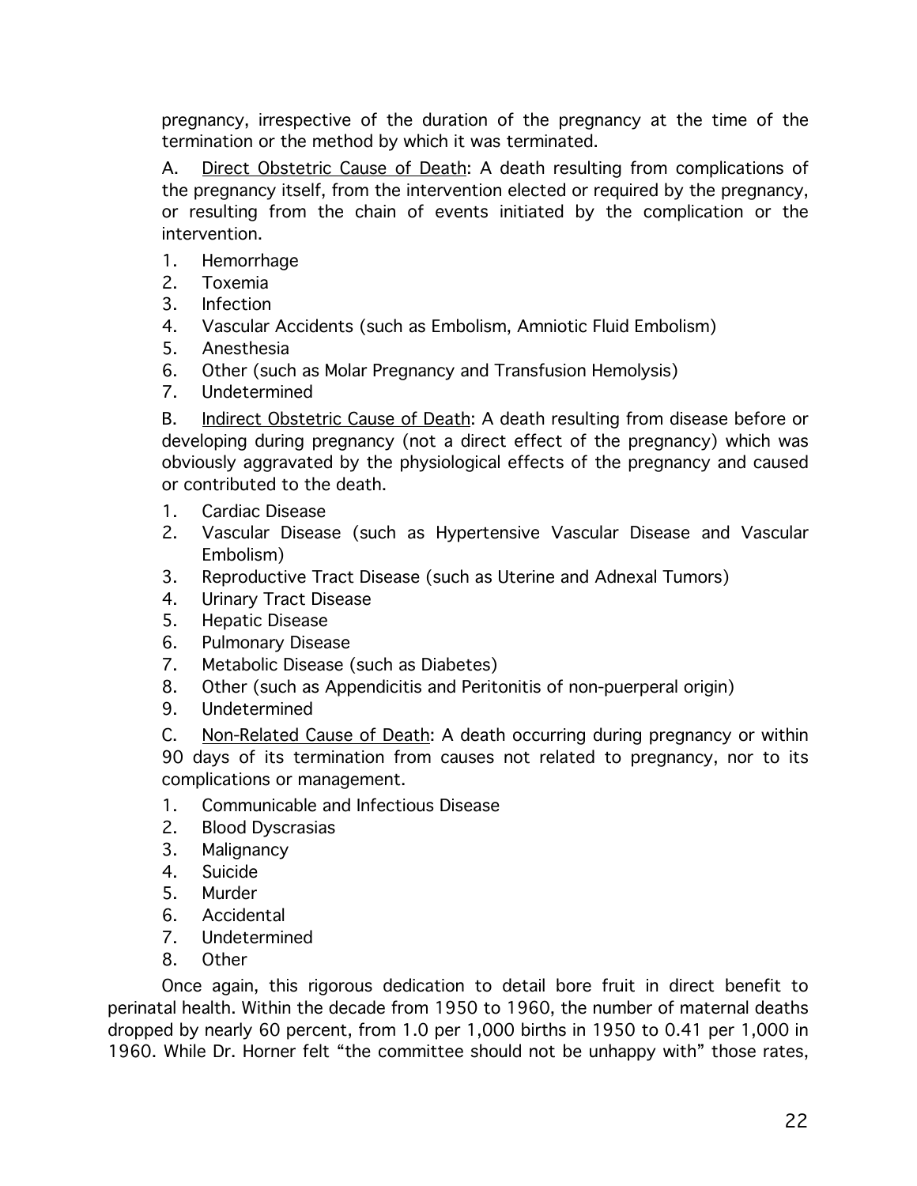pregnancy, irrespective of the duration of the pregnancy at the time of the termination or the method by which it was terminated.

A. <u>Direct Obstetric Cause of Death</u>: A death resulting from complications of the pregnancy itself, from the intervention elected or required by the pregnancy, or resulting from the chain of events initiated by the complication or the intervention.

1. Hemorrhage
2. Toxemia
3. Infection
4. Vascular Accidents (such as Embolism, Amniotic Fluid Embolism)
5. Anesthesia
6. Other (such as Molar Pregnancy and Transfusion Hemolysis)
7. Undetermined

B. <u>Indirect Obstetric Cause of Death</u>: A death resulting from disease before or developing during pregnancy (not a direct effect of the pregnancy) which was obviously aggravated by the physiological effects of the pregnancy and caused or contributed to the death.

1. Cardiac Disease
2. Vascular Disease (such as Hypertensive Vascular Disease and Vascular Embolism)
3. Reproductive Tract Disease (such as Uterine and Adnexal Tumors)
4. Urinary Tract Disease
5. Hepatic Disease
6. Pulmonary Disease
7. Metabolic Disease (such as Diabetes)
8. Other (such as Appendicitis and Peritonitis of non-puerperal origin)
9. Undetermined

C. <u>Non-Related Cause of Death</u>: A death occurring during pregnancy or within 90 days of its termination from causes not related to pregnancy, nor to its complications or management.

1. Communicable and Infectious Disease
2. Blood Dyscrasias
3. Malignancy
4. Suicide
5. Murder
6. Accidental
7. Undetermined
8. Other

Once again, this rigorous dedication to detail bore fruit in direct benefit to perinatal health. Within the decade from 1950 to 1960, the number of maternal deaths dropped by nearly 60 percent, from 1.0 per 1,000 births in 1950 to 0.41 per 1,000 in 1960. While Dr. Horner felt "the committee should not be unhappy with" those rates,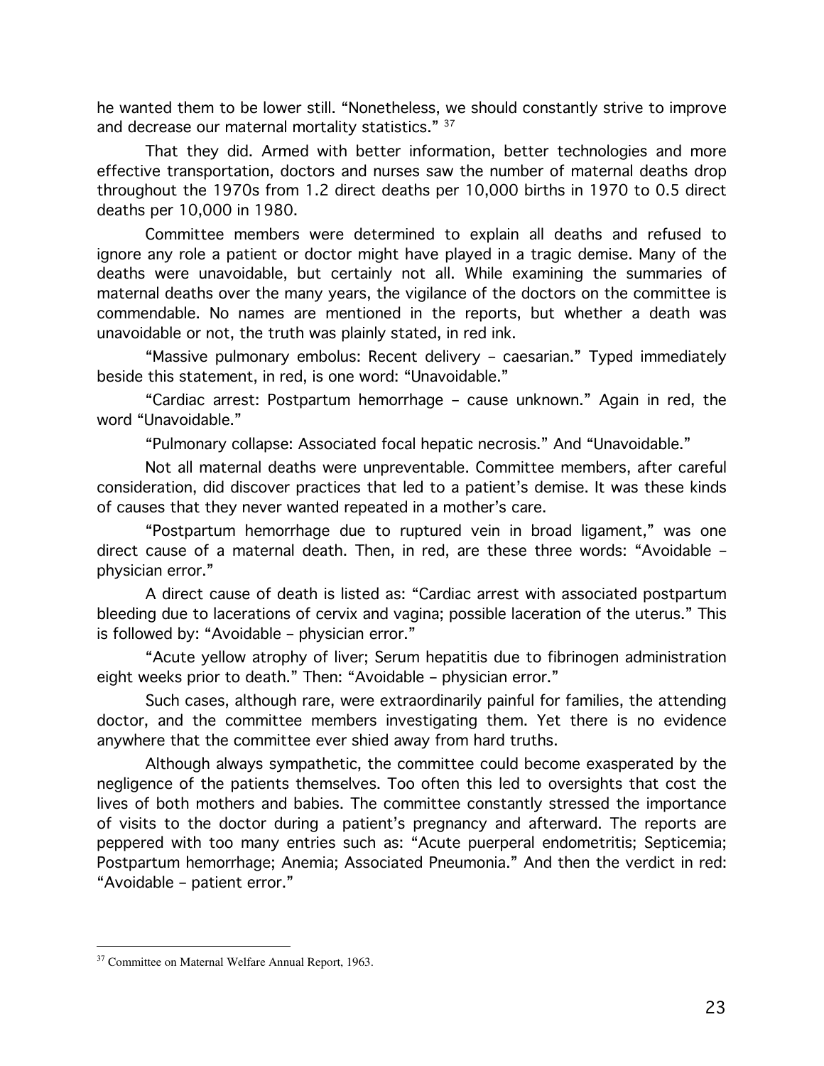he wanted them to be lower still. "Nonetheless, we should constantly strive to improve and decrease our maternal mortality statistics." [37]

That they did. Armed with better information, better technologies and more effective transportation, doctors and nurses saw the number of maternal deaths drop throughout the 1970s from 1.2 direct deaths per 10,000 births in 1970 to 0.5 direct deaths per 10,000 in 1980.

Committee members were determined to explain all deaths and refused to ignore any role a patient or doctor might have played in a tragic demise. Many of the deaths were unavoidable, but certainly not all. While examining the summaries of maternal deaths over the many years, the vigilance of the doctors on the committee is commendable. No names are mentioned in the reports, but whether a death was unavoidable or not, the truth was plainly stated, in red ink.

"Massive pulmonary embolus: Recent delivery – caesarian." Typed immediately beside this statement, in red, is one word: "Unavoidable."

"Cardiac arrest: Postpartum hemorrhage – cause unknown." Again in red, the word "Unavoidable."

"Pulmonary collapse: Associated focal hepatic necrosis." And "Unavoidable."

Not all maternal deaths were unpreventable. Committee members, after careful consideration, did discover practices that led to a patient's demise. It was these kinds of causes that they never wanted repeated in a mother's care.

"Postpartum hemorrhage due to ruptured vein in broad ligament," was one direct cause of a maternal death. Then, in red, are these three words: "Avoidable – physician error."

A direct cause of death is listed as: "Cardiac arrest with associated postpartum bleeding due to lacerations of cervix and vagina; possible laceration of the uterus." This is followed by: "Avoidable – physician error."

"Acute yellow atrophy of liver; Serum hepatitis due to fibrinogen administration eight weeks prior to death." Then: "Avoidable – physician error."

Such cases, although rare, were extraordinarily painful for families, the attending doctor, and the committee members investigating them. Yet there is no evidence anywhere that the committee ever shied away from hard truths.

Although always sympathetic, the committee could become exasperated by the negligence of the patients themselves. Too often this led to oversights that cost the lives of both mothers and babies. The committee constantly stressed the importance of visits to the doctor during a patient's pregnancy and afterward. The reports are peppered with too many entries such as: "Acute puerperal endometritis; Septicemia; Postpartum hemorrhage; Anemia; Associated Pneumonia." And then the verdict in red: "Avoidable – patient error."

---

[37] Committee on Maternal Welfare Annual Report, 1963.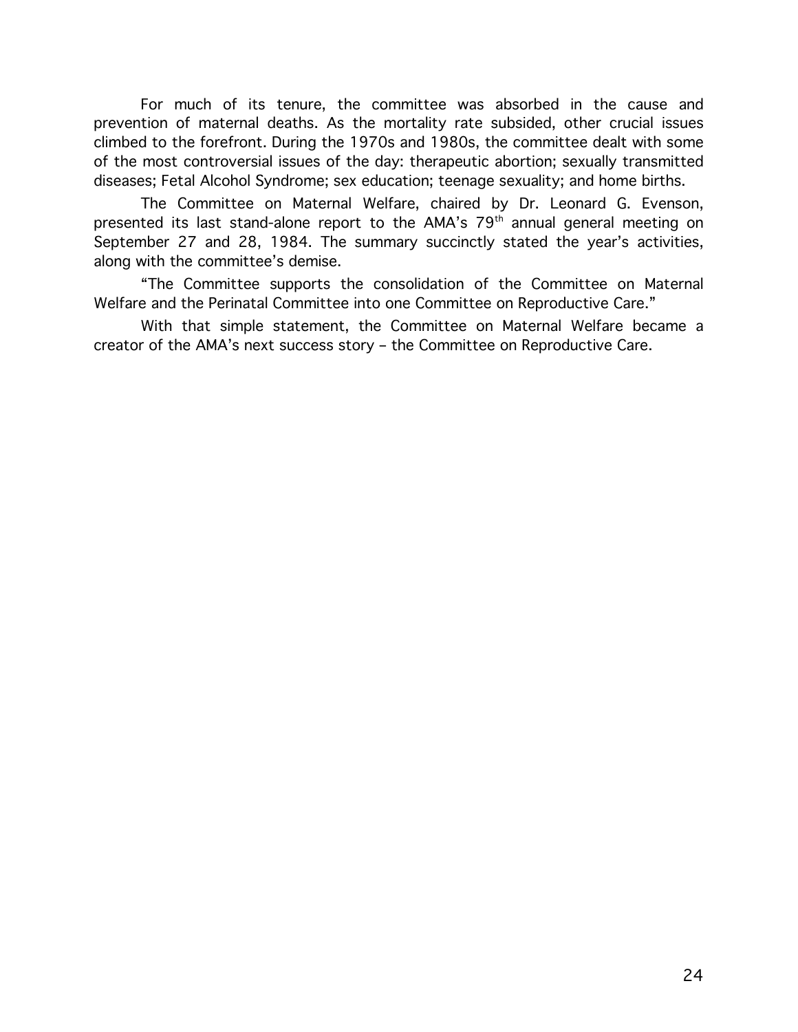For much of its tenure, the committee was absorbed in the cause and prevention of maternal deaths. As the mortality rate subsided, other crucial issues climbed to the forefront. During the 1970s and 1980s, the committee dealt with some of the most controversial issues of the day: therapeutic abortion; sexually transmitted diseases; Fetal Alcohol Syndrome; sex education; teenage sexuality; and home births.

The Committee on Maternal Welfare, chaired by Dr. Leonard G. Evenson, presented its last stand-alone report to the AMA's 79th annual general meeting on September 27 and 28, 1984. The summary succinctly stated the year's activities, along with the committee's demise.

"The Committee supports the consolidation of the Committee on Maternal Welfare and the Perinatal Committee into one Committee on Reproductive Care."

With that simple statement, the Committee on Maternal Welfare became a creator of the AMA's next success story – the Committee on Reproductive Care.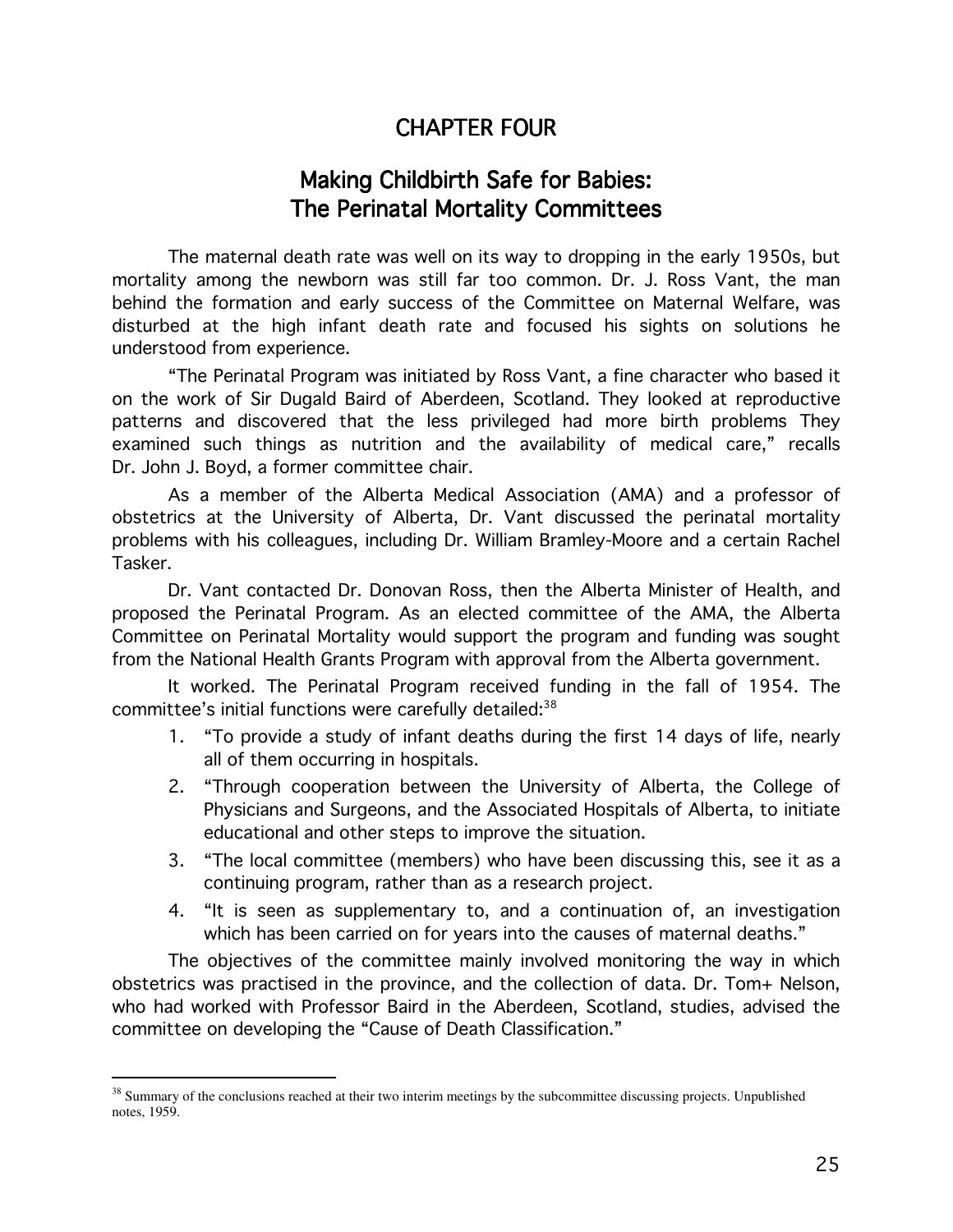# CHAPTER FOUR

## Making Childbirth Safe for Babies: The Perinatal Mortality Committees

The maternal death rate was well on its way to dropping in the early 1950s, but mortality among the newborn was still far too common. Dr. J. Ross Vant, the man behind the formation and early success of the Committee on Maternal Welfare, was disturbed at the high infant death rate and focused his sights on solutions he understood from experience.

"The Perinatal Program was initiated by Ross Vant, a fine character who based it on the work of Sir Dugald Baird of Aberdeen, Scotland. They looked at reproductive patterns and discovered that the less privileged had more birth problems They examined such things as nutrition and the availability of medical care," recalls Dr. John J. Boyd, a former committee chair.

As a member of the Alberta Medical Association (AMA) and a professor of obstetrics at the University of Alberta, Dr. Vant discussed the perinatal mortality problems with his colleagues, including Dr. William Bramley-Moore and a certain Rachel Tasker.

Dr. Vant contacted Dr. Donovan Ross, then the Alberta Minister of Health, and proposed the Perinatal Program. As an elected committee of the AMA, the Alberta Committee on Perinatal Mortality would support the program and funding was sought from the National Health Grants Program with approval from the Alberta government.

It worked. The Perinatal Program received funding in the fall of 1954. The committee's initial functions were carefully detailed:[38]

1. "To provide a study of infant deaths during the first 14 days of life, nearly all of them occurring in hospitals.
2. "Through cooperation between the University of Alberta, the College of Physicians and Surgeons, and the Associated Hospitals of Alberta, to initiate educational and other steps to improve the situation.
3. "The local committee (members) who have been discussing this, see it as a continuing program, rather than as a research project.
4. "It is seen as supplementary to, and a continuation of, an investigation which has been carried on for years into the causes of maternal deaths."

The objectives of the committee mainly involved monitoring the way in which obstetrics was practised in the province, and the collection of data. Dr. Tom+ Nelson, who had worked with Professor Baird in the Aberdeen, Scotland, studies, advised the committee on developing the "Cause of Death Classification."

---

[38] Summary of the conclusions reached at their two interim meetings by the subcommittee discussing projects. Unpublished notes, 1959.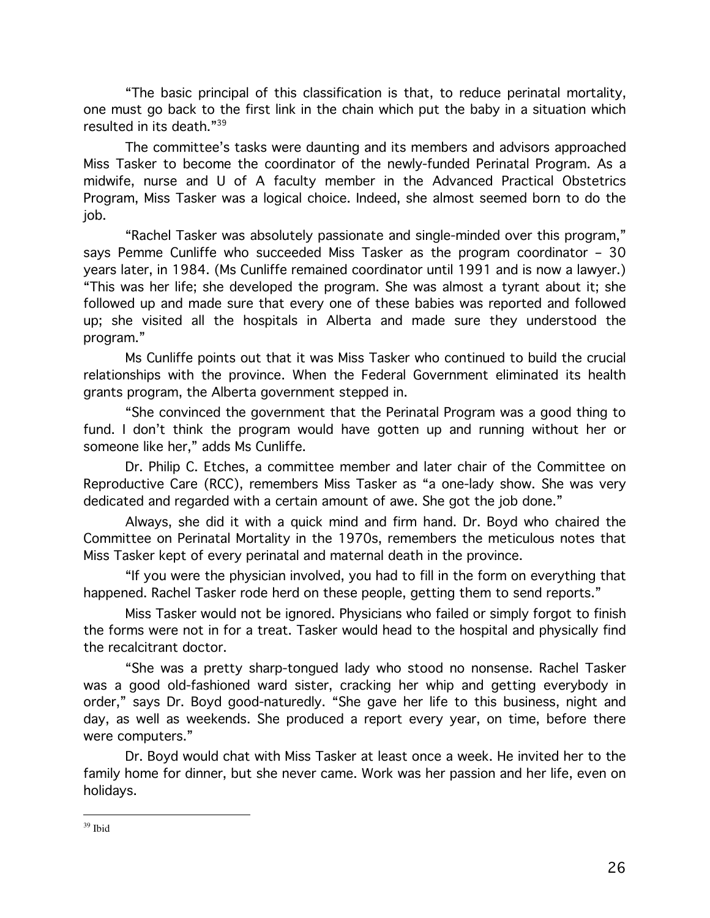"The basic principal of this classification is that, to reduce perinatal mortality, one must go back to the first link in the chain which put the baby in a situation which resulted in its death."[39]

The committee's tasks were daunting and its members and advisors approached Miss Tasker to become the coordinator of the newly-funded Perinatal Program. As a midwife, nurse and U of A faculty member in the Advanced Practical Obstetrics Program, Miss Tasker was a logical choice. Indeed, she almost seemed born to do the job.

"Rachel Tasker was absolutely passionate and single-minded over this program," says Pemme Cunliffe who succeeded Miss Tasker as the program coordinator – 30 years later, in 1984. (Ms Cunliffe remained coordinator until 1991 and is now a lawyer.) "This was her life; she developed the program. She was almost a tyrant about it; she followed up and made sure that every one of these babies was reported and followed up; she visited all the hospitals in Alberta and made sure they understood the program."

Ms Cunliffe points out that it was Miss Tasker who continued to build the crucial relationships with the province. When the Federal Government eliminated its health grants program, the Alberta government stepped in.

"She convinced the government that the Perinatal Program was a good thing to fund. I don't think the program would have gotten up and running without her or someone like her," adds Ms Cunliffe.

Dr. Philip C. Etches, a committee member and later chair of the Committee on Reproductive Care (RCC), remembers Miss Tasker as "a one-lady show. She was very dedicated and regarded with a certain amount of awe. She got the job done."

Always, she did it with a quick mind and firm hand. Dr. Boyd who chaired the Committee on Perinatal Mortality in the 1970s, remembers the meticulous notes that Miss Tasker kept of every perinatal and maternal death in the province.

"If you were the physician involved, you had to fill in the form on everything that happened. Rachel Tasker rode herd on these people, getting them to send reports."

Miss Tasker would not be ignored. Physicians who failed or simply forgot to finish the forms were not in for a treat. Tasker would head to the hospital and physically find the recalcitrant doctor.

"She was a pretty sharp-tongued lady who stood no nonsense. Rachel Tasker was a good old-fashioned ward sister, cracking her whip and getting everybody in order," says Dr. Boyd good-naturedly. "She gave her life to this business, night and day, as well as weekends. She produced a report every year, on time, before there were computers."

Dr. Boyd would chat with Miss Tasker at least once a week. He invited her to the family home for dinner, but she never came. Work was her passion and her life, even on holidays.

---

[39] Ibid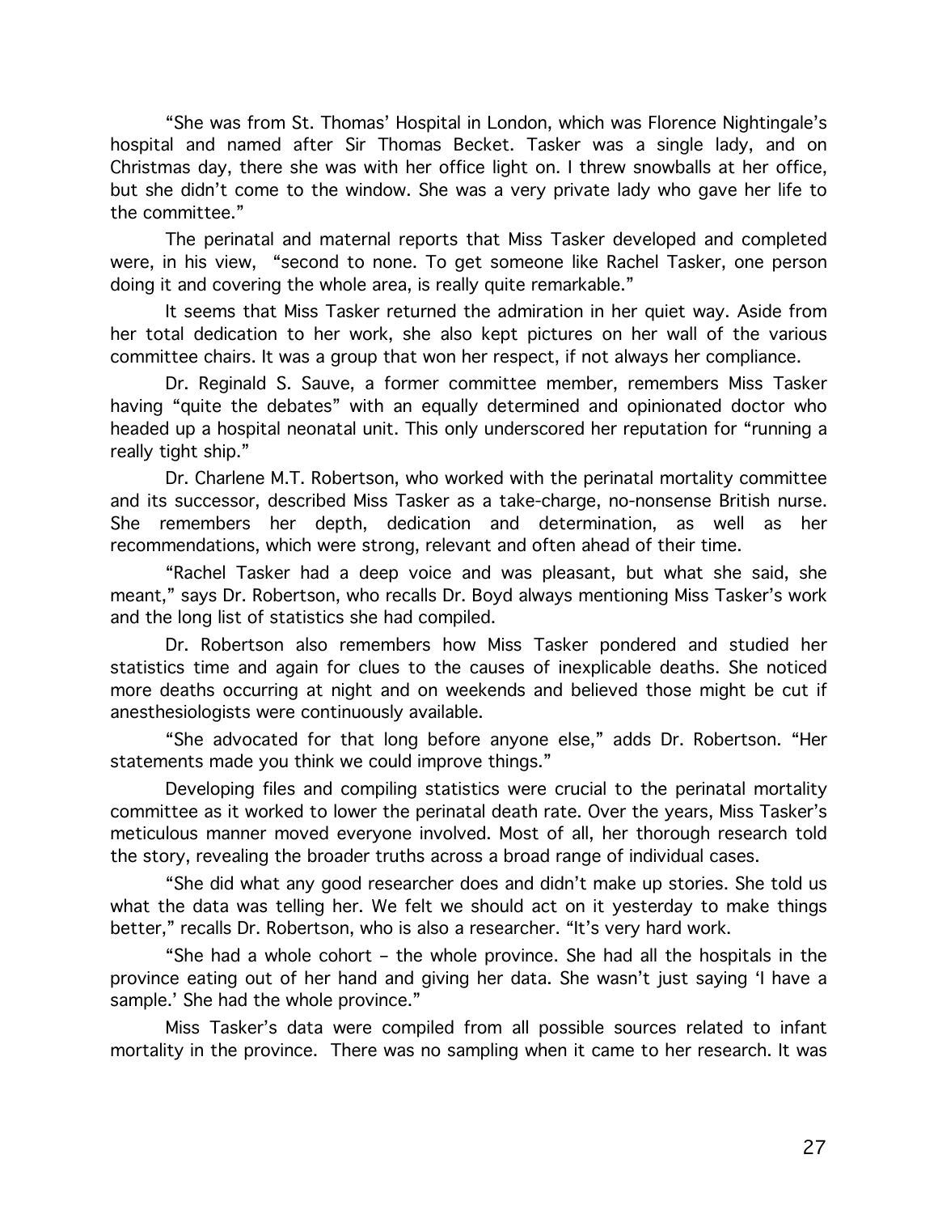"She was from St. Thomas' Hospital in London, which was Florence Nightingale's hospital and named after Sir Thomas Becket. Tasker was a single lady, and on Christmas day, there she was with her office light on. I threw snowballs at her office, but she didn't come to the window. She was a very private lady who gave her life to the committee."

The perinatal and maternal reports that Miss Tasker developed and completed were, in his view, "second to none. To get someone like Rachel Tasker, one person doing it and covering the whole area, is really quite remarkable."

It seems that Miss Tasker returned the admiration in her quiet way. Aside from her total dedication to her work, she also kept pictures on her wall of the various committee chairs. It was a group that won her respect, if not always her compliance.

Dr. Reginald S. Sauve, a former committee member, remembers Miss Tasker having "quite the debates" with an equally determined and opinionated doctor who headed up a hospital neonatal unit. This only underscored her reputation for "running a really tight ship."

Dr. Charlene M.T. Robertson, who worked with the perinatal mortality committee and its successor, described Miss Tasker as a take-charge, no-nonsense British nurse. She remembers her depth, dedication and determination, as well as her recommendations, which were strong, relevant and often ahead of their time.

"Rachel Tasker had a deep voice and was pleasant, but what she said, she meant," says Dr. Robertson, who recalls Dr. Boyd always mentioning Miss Tasker's work and the long list of statistics she had compiled.

Dr. Robertson also remembers how Miss Tasker pondered and studied her statistics time and again for clues to the causes of inexplicable deaths. She noticed more deaths occurring at night and on weekends and believed those might be cut if anesthesiologists were continuously available.

"She advocated for that long before anyone else," adds Dr. Robertson. "Her statements made you think we could improve things."

Developing files and compiling statistics were crucial to the perinatal mortality committee as it worked to lower the perinatal death rate. Over the years, Miss Tasker's meticulous manner moved everyone involved. Most of all, her thorough research told the story, revealing the broader truths across a broad range of individual cases.

"She did what any good researcher does and didn't make up stories. She told us what the data was telling her. We felt we should act on it yesterday to make things better," recalls Dr. Robertson, who is also a researcher. "It's very hard work.

"She had a whole cohort – the whole province. She had all the hospitals in the province eating out of her hand and giving her data. She wasn't just saying 'I have a sample.' She had the whole province."

Miss Tasker's data were compiled from all possible sources related to infant mortality in the province. There was no sampling when it came to her research. It was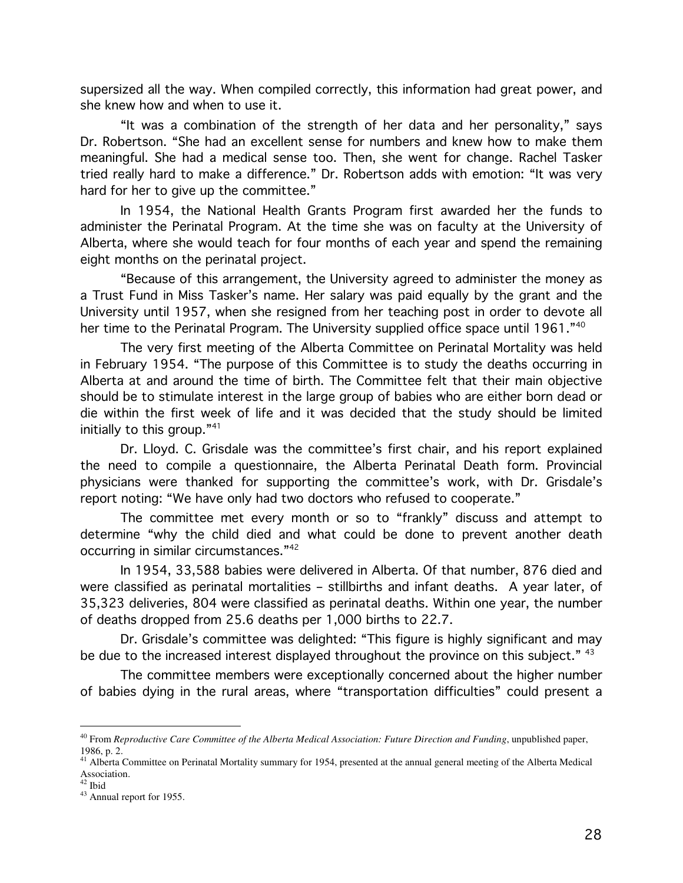supersized all the way. When compiled correctly, this information had great power, and she knew how and when to use it.

"It was a combination of the strength of her data and her personality," says Dr. Robertson. "She had an excellent sense for numbers and knew how to make them meaningful. She had a medical sense too. Then, she went for change. Rachel Tasker tried really hard to make a difference." Dr. Robertson adds with emotion: "It was very hard for her to give up the committee."

In 1954, the National Health Grants Program first awarded her the funds to administer the Perinatal Program. At the time she was on faculty at the University of Alberta, where she would teach for four months of each year and spend the remaining eight months on the perinatal project.

"Because of this arrangement, the University agreed to administer the money as a Trust Fund in Miss Tasker's name. Her salary was paid equally by the grant and the University until 1957, when she resigned from her teaching post in order to devote all her time to the Perinatal Program. The University supplied office space until 1961."[40]

The very first meeting of the Alberta Committee on Perinatal Mortality was held in February 1954. "The purpose of this Committee is to study the deaths occurring in Alberta at and around the time of birth. The Committee felt that their main objective should be to stimulate interest in the large group of babies who are either born dead or die within the first week of life and it was decided that the study should be limited initially to this group."[41]

Dr. Lloyd. C. Grisdale was the committee's first chair, and his report explained the need to compile a questionnaire, the Alberta Perinatal Death form. Provincial physicians were thanked for supporting the committee's work, with Dr. Grisdale's report noting: "We have only had two doctors who refused to cooperate."

The committee met every month or so to "frankly" discuss and attempt to determine "why the child died and what could be done to prevent another death occurring in similar circumstances."[42]

In 1954, 33,588 babies were delivered in Alberta. Of that number, 876 died and were classified as perinatal mortalities – stillbirths and infant deaths. A year later, of 35,323 deliveries, 804 were classified as perinatal deaths. Within one year, the number of deaths dropped from 25.6 deaths per 1,000 births to 22.7.

Dr. Grisdale's committee was delighted: "This figure is highly significant and may be due to the increased interest displayed throughout the province on this subject." [43]

The committee members were exceptionally concerned about the higher number of babies dying in the rural areas, where "transportation difficulties" could present a

---

[40] From *Reproductive Care Committee of the Alberta Medical Association: Future Direction and Funding*, unpublished paper, 1986, p. 2.

[41] Alberta Committee on Perinatal Mortality summary for 1954, presented at the annual general meeting of the Alberta Medical Association.

[42] Ibid

[43] Annual report for 1955.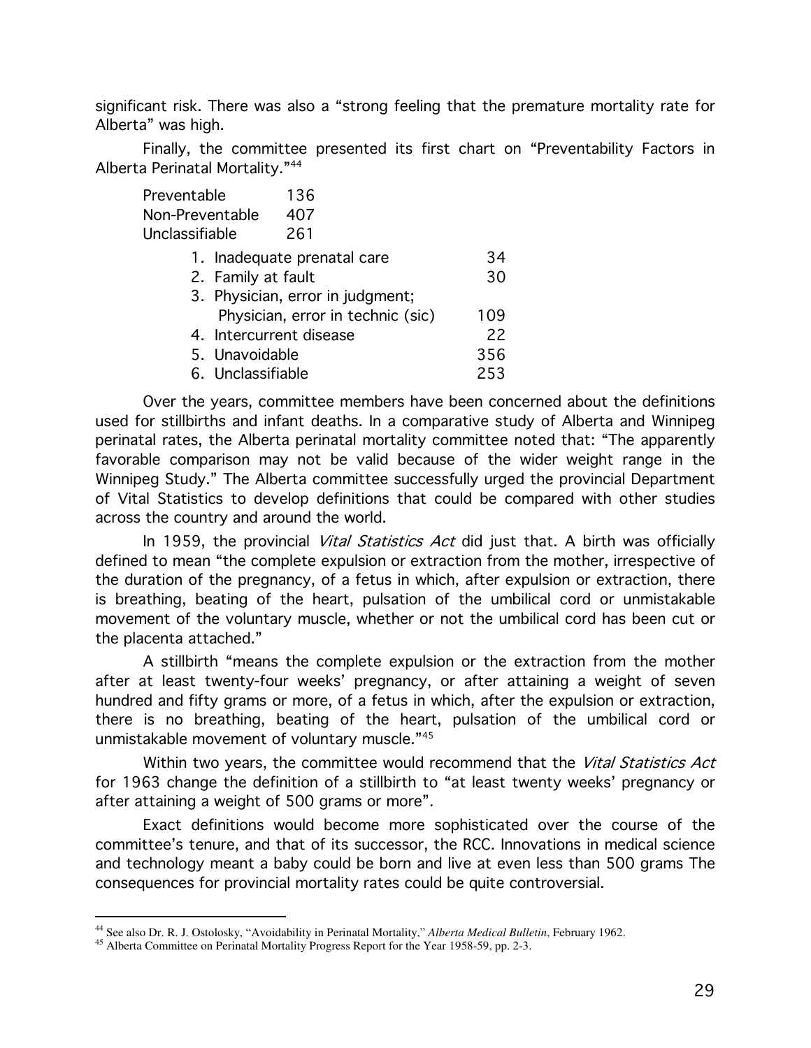significant risk. There was also a "strong feeling that the premature mortality rate for Alberta" was high.

Finally, the committee presented its first chart on "Preventability Factors in Alberta Perinatal Mortality."[44]

| | |
|---|---|
| Preventable | 136 |
| Non-Preventable | 407 |
| Unclassifiable | 261 |

| | |
|---|---|
| 1. Inadequate prenatal care | 34 |
| 2. Family at fault | 30 |
| 3. Physician, error in judgment; Physician, error in technic (sic) | 109 |
| 4. Intercurrent disease | 22 |
| 5. Unavoidable | 356 |
| 6. Unclassifiable | 253 |

Over the years, committee members have been concerned about the definitions used for stillbirths and infant deaths. In a comparative study of Alberta and Winnipeg perinatal rates, the Alberta perinatal mortality committee noted that: "The apparently favorable comparison may not be valid because of the wider weight range in the Winnipeg Study." The Alberta committee successfully urged the provincial Department of Vital Statistics to develop definitions that could be compared with other studies across the country and around the world.

In 1959, the provincial *Vital Statistics Act* did just that. A birth was officially defined to mean "the complete expulsion or extraction from the mother, irrespective of the duration of the pregnancy, of a fetus in which, after expulsion or extraction, there is breathing, beating of the heart, pulsation of the umbilical cord or unmistakable movement of the voluntary muscle, whether or not the umbilical cord has been cut or the placenta attached."

A stillbirth "means the complete expulsion or the extraction from the mother after at least twenty-four weeks' pregnancy, or after attaining a weight of seven hundred and fifty grams or more, of a fetus in which, after the expulsion or extraction, there is no breathing, beating of the heart, pulsation of the umbilical cord or unmistakable movement of voluntary muscle."[45]

Within two years, the committee would recommend that the *Vital Statistics Act* for 1963 change the definition of a stillbirth to "at least twenty weeks' pregnancy or after attaining a weight of 500 grams or more".

Exact definitions would become more sophisticated over the course of the committee's tenure, and that of its successor, the RCC. Innovations in medical science and technology meant a baby could be born and live at even less than 500 grams The consequences for provincial mortality rates could be quite controversial.

---

[44] See also Dr. R. J. Ostolosky, "Avoidability in Perinatal Mortality," *Alberta Medical Bulletin*, February 1962.

[45] Alberta Committee on Perinatal Mortality Progress Report for the Year 1958-59, pp. 2-3.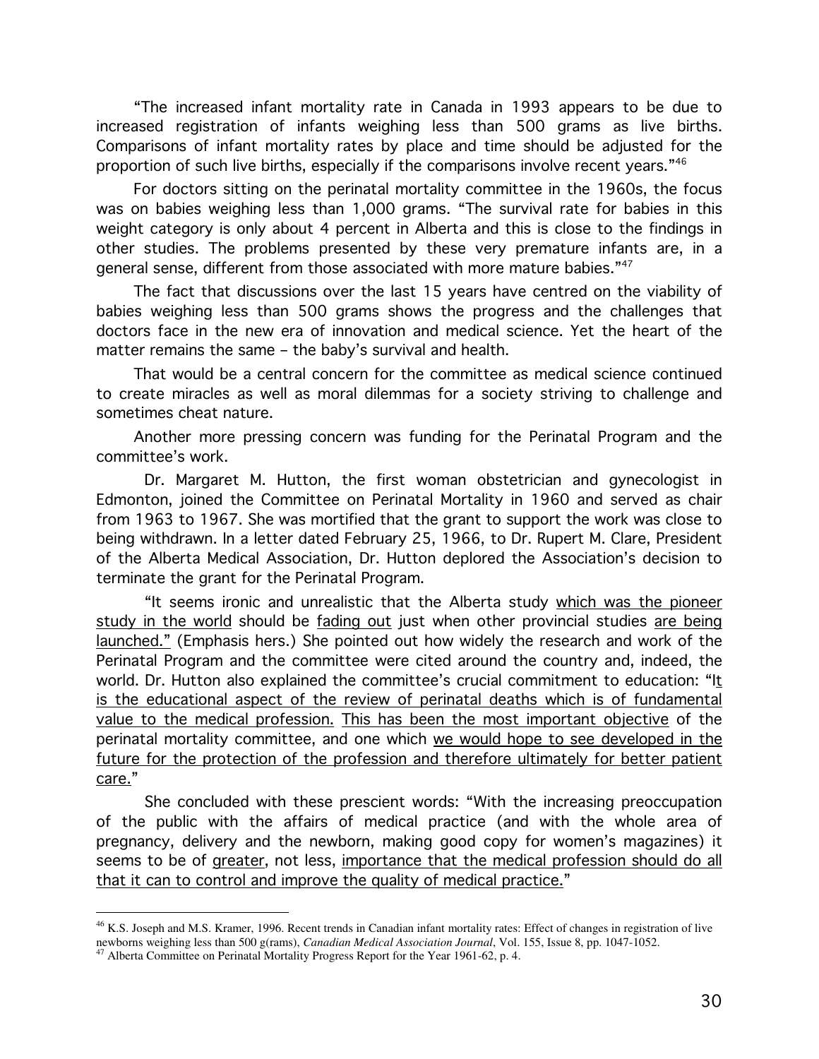"The increased infant mortality rate in Canada in 1993 appears to be due to increased registration of infants weighing less than 500 grams as live births. Comparisons of infant mortality rates by place and time should be adjusted for the proportion of such live births, especially if the comparisons involve recent years."[46]

For doctors sitting on the perinatal mortality committee in the 1960s, the focus was on babies weighing less than 1,000 grams. "The survival rate for babies in this weight category is only about 4 percent in Alberta and this is close to the findings in other studies. The problems presented by these very premature infants are, in a general sense, different from those associated with more mature babies."[47]

The fact that discussions over the last 15 years have centred on the viability of babies weighing less than 500 grams shows the progress and the challenges that doctors face in the new era of innovation and medical science. Yet the heart of the matter remains the same – the baby's survival and health.

That would be a central concern for the committee as medical science continued to create miracles as well as moral dilemmas for a society striving to challenge and sometimes cheat nature.

Another more pressing concern was funding for the Perinatal Program and the committee's work.

Dr. Margaret M. Hutton, the first woman obstetrician and gynecologist in Edmonton, joined the Committee on Perinatal Mortality in 1960 and served as chair from 1963 to 1967. She was mortified that the grant to support the work was close to being withdrawn. In a letter dated February 25, 1966, to Dr. Rupert M. Clare, President of the Alberta Medical Association, Dr. Hutton deplored the Association's decision to terminate the grant for the Perinatal Program.

"It seems ironic and unrealistic that the Alberta study <u>which was the pioneer study in the world</u> should be <u>fading out</u> just when other provincial studies <u>are being launched."</u> (Emphasis hers.) She pointed out how widely the research and work of the Perinatal Program and the committee were cited around the country and, indeed, the world. Dr. Hutton also explained the committee's crucial commitment to education: "<u>It is the educational aspect of the review of perinatal deaths which is of fundamental value to the medical profession.</u> <u>This has been the most important objective</u> of the perinatal mortality committee, and one which <u>we would hope to see developed in the future for the protection of the profession and therefore ultimately for better patient care.</u>"

She concluded with these prescient words: "With the increasing preoccupation of the public with the affairs of medical practice (and with the whole area of pregnancy, delivery and the newborn, making good copy for women's magazines) it seems to be of <u>greater</u>, not less, <u>importance that the medical profession should do all that it can to control and improve the quality of medical practice.</u>"

---

[46] K.S. Joseph and M.S. Kramer, 1996. Recent trends in Canadian infant mortality rates: Effect of changes in registration of live newborns weighing less than 500 g(rams), *Canadian Medical Association Journal*, Vol. 155, Issue 8, pp. 1047-1052.

[47] Alberta Committee on Perinatal Mortality Progress Report for the Year 1961-62, p. 4.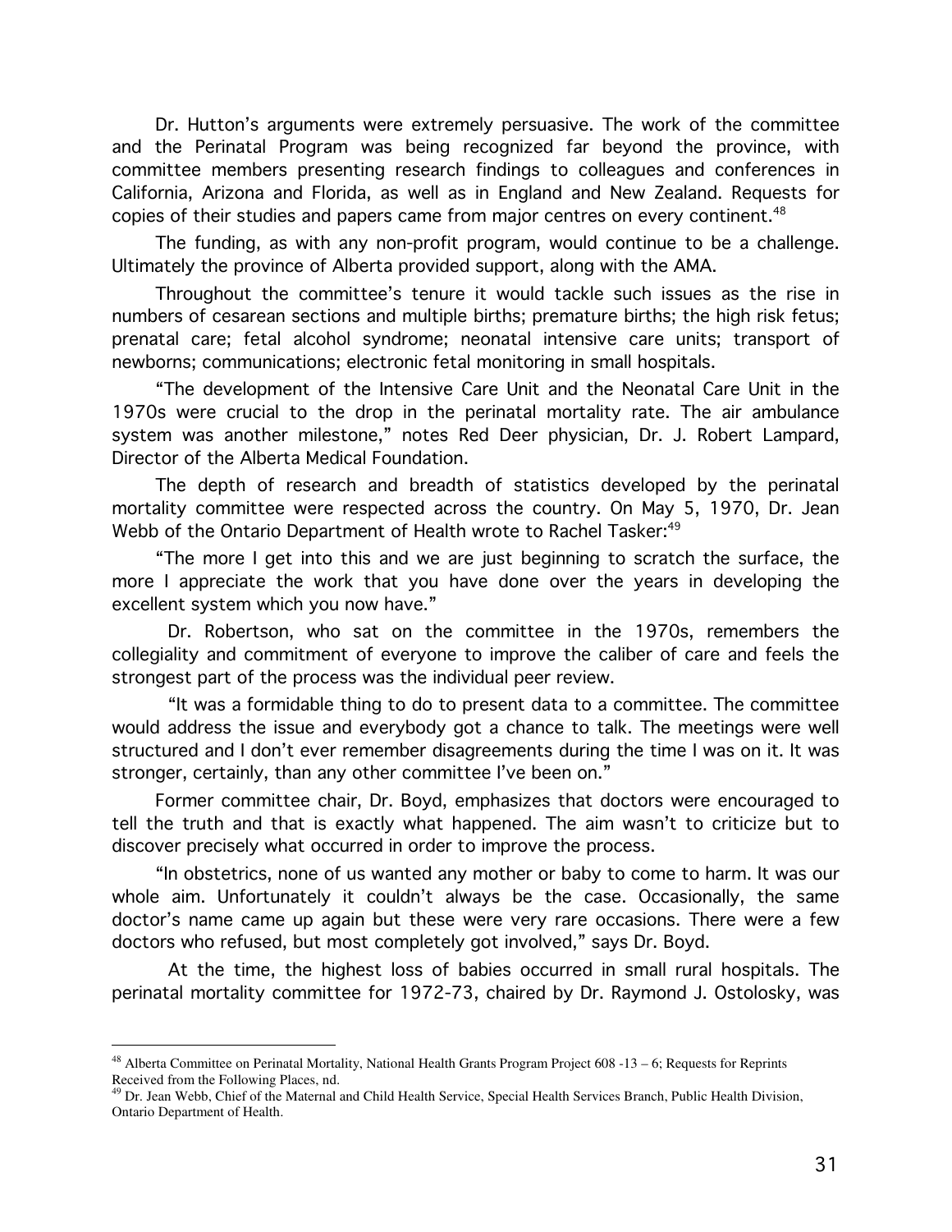Dr. Hutton's arguments were extremely persuasive. The work of the committee and the Perinatal Program was being recognized far beyond the province, with committee members presenting research findings to colleagues and conferences in California, Arizona and Florida, as well as in England and New Zealand. Requests for copies of their studies and papers came from major centres on every continent.[48]

The funding, as with any non-profit program, would continue to be a challenge. Ultimately the province of Alberta provided support, along with the AMA.

Throughout the committee's tenure it would tackle such issues as the rise in numbers of cesarean sections and multiple births; premature births; the high risk fetus; prenatal care; fetal alcohol syndrome; neonatal intensive care units; transport of newborns; communications; electronic fetal monitoring in small hospitals.

"The development of the Intensive Care Unit and the Neonatal Care Unit in the 1970s were crucial to the drop in the perinatal mortality rate. The air ambulance system was another milestone," notes Red Deer physician, Dr. J. Robert Lampard, Director of the Alberta Medical Foundation.

The depth of research and breadth of statistics developed by the perinatal mortality committee were respected across the country. On May 5, 1970, Dr. Jean Webb of the Ontario Department of Health wrote to Rachel Tasker:[49]

"The more I get into this and we are just beginning to scratch the surface, the more I appreciate the work that you have done over the years in developing the excellent system which you now have."

Dr. Robertson, who sat on the committee in the 1970s, remembers the collegiality and commitment of everyone to improve the caliber of care and feels the strongest part of the process was the individual peer review.

"It was a formidable thing to do to present data to a committee. The committee would address the issue and everybody got a chance to talk. The meetings were well structured and I don't ever remember disagreements during the time I was on it. It was stronger, certainly, than any other committee I've been on."

Former committee chair, Dr. Boyd, emphasizes that doctors were encouraged to tell the truth and that is exactly what happened. The aim wasn't to criticize but to discover precisely what occurred in order to improve the process.

"In obstetrics, none of us wanted any mother or baby to come to harm. It was our whole aim. Unfortunately it couldn't always be the case. Occasionally, the same doctor's name came up again but these were very rare occasions. There were a few doctors who refused, but most completely got involved," says Dr. Boyd.

At the time, the highest loss of babies occurred in small rural hospitals. The perinatal mortality committee for 1972-73, chaired by Dr. Raymond J. Ostolosky, was

---

[48] Alberta Committee on Perinatal Mortality, National Health Grants Program Project 608 -13 – 6; Requests for Reprints Received from the Following Places, nd.

[49] Dr. Jean Webb, Chief of the Maternal and Child Health Service, Special Health Services Branch, Public Health Division, Ontario Department of Health.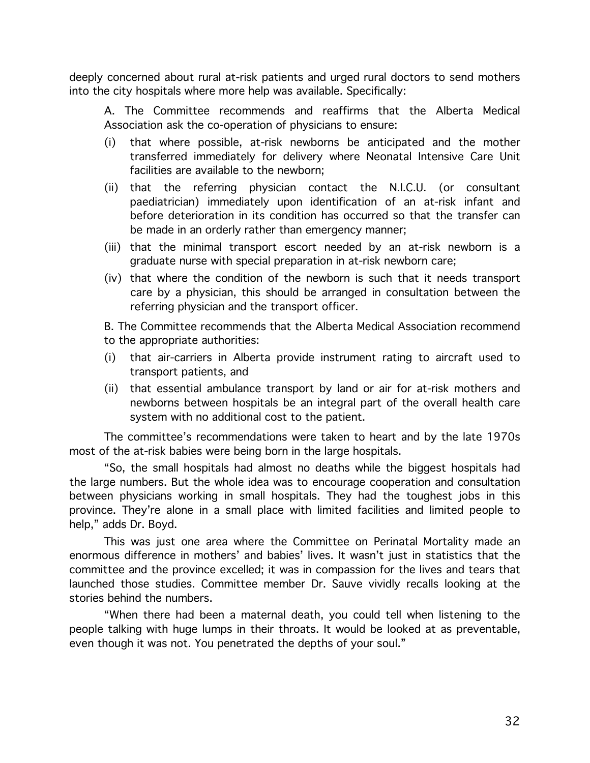deeply concerned about rural at-risk patients and urged rural doctors to send mothers into the city hospitals where more help was available. Specifically:

> A. The Committee recommends and reaffirms that the Alberta Medical Association ask the co-operation of physicians to ensure:
>
> (i) that where possible, at-risk newborns be anticipated and the mother transferred immediately for delivery where Neonatal Intensive Care Unit facilities are available to the newborn;
>
> (ii) that the referring physician contact the N.I.C.U. (or consultant paediatrician) immediately upon identification of an at-risk infant and before deterioration in its condition has occurred so that the transfer can be made in an orderly rather than emergency manner;
>
> (iii) that the minimal transport escort needed by an at-risk newborn is a graduate nurse with special preparation in at-risk newborn care;
>
> (iv) that where the condition of the newborn is such that it needs transport care by a physician, this should be arranged in consultation between the referring physician and the transport officer.
>
> B. The Committee recommends that the Alberta Medical Association recommend to the appropriate authorities:
>
> (i) that air-carriers in Alberta provide instrument rating to aircraft used to transport patients, and
>
> (ii) that essential ambulance transport by land or air for at-risk mothers and newborns between hospitals be an integral part of the overall health care system with no additional cost to the patient.

The committee's recommendations were taken to heart and by the late 1970s most of the at-risk babies were being born in the large hospitals.

"So, the small hospitals had almost no deaths while the biggest hospitals had the large numbers. But the whole idea was to encourage cooperation and consultation between physicians working in small hospitals. They had the toughest jobs in this province. They're alone in a small place with limited facilities and limited people to help," adds Dr. Boyd.

This was just one area where the Committee on Perinatal Mortality made an enormous difference in mothers' and babies' lives. It wasn't just in statistics that the committee and the province excelled; it was in compassion for the lives and tears that launched those studies. Committee member Dr. Sauve vividly recalls looking at the stories behind the numbers.

"When there had been a maternal death, you could tell when listening to the people talking with huge lumps in their throats. It would be looked at as preventable, even though it was not. You penetrated the depths of your soul."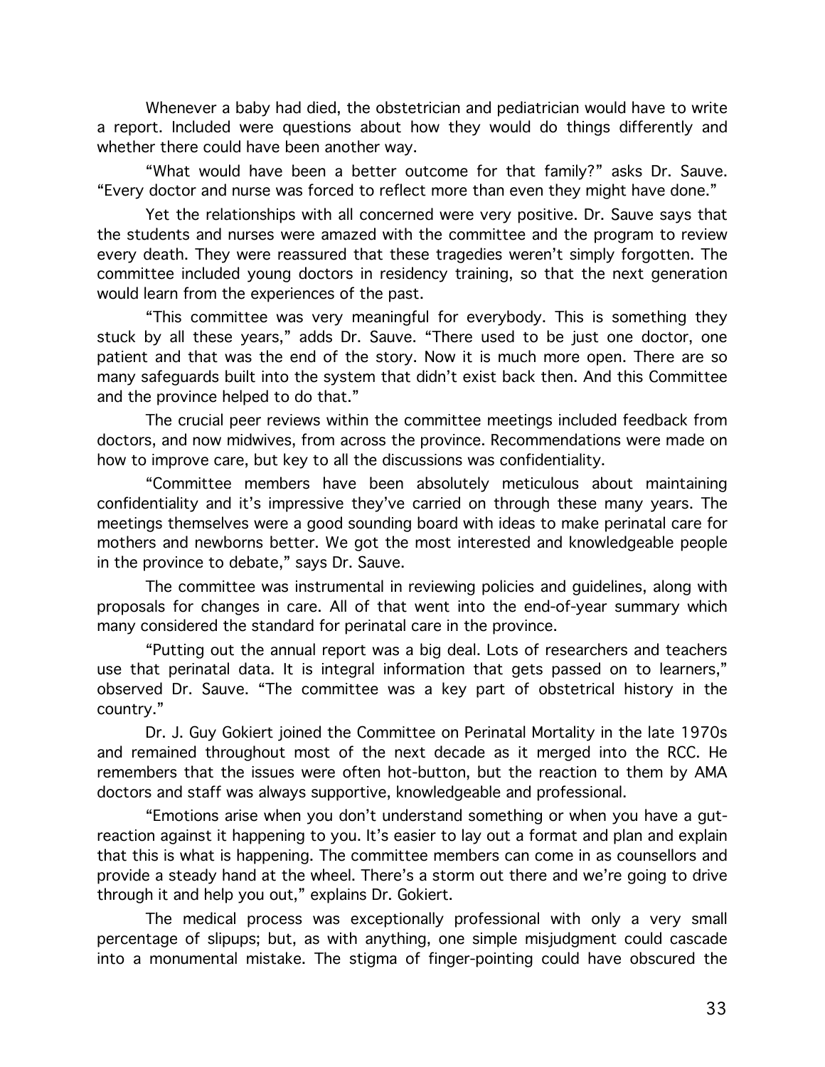Whenever a baby had died, the obstetrician and pediatrician would have to write a report. Included were questions about how they would do things differently and whether there could have been another way.

"What would have been a better outcome for that family?" asks Dr. Sauve. "Every doctor and nurse was forced to reflect more than even they might have done."

Yet the relationships with all concerned were very positive. Dr. Sauve says that the students and nurses were amazed with the committee and the program to review every death. They were reassured that these tragedies weren't simply forgotten. The committee included young doctors in residency training, so that the next generation would learn from the experiences of the past.

"This committee was very meaningful for everybody. This is something they stuck by all these years," adds Dr. Sauve. "There used to be just one doctor, one patient and that was the end of the story. Now it is much more open. There are so many safeguards built into the system that didn't exist back then. And this Committee and the province helped to do that."

The crucial peer reviews within the committee meetings included feedback from doctors, and now midwives, from across the province. Recommendations were made on how to improve care, but key to all the discussions was confidentiality.

"Committee members have been absolutely meticulous about maintaining confidentiality and it's impressive they've carried on through these many years. The meetings themselves were a good sounding board with ideas to make perinatal care for mothers and newborns better. We got the most interested and knowledgeable people in the province to debate," says Dr. Sauve.

The committee was instrumental in reviewing policies and guidelines, along with proposals for changes in care. All of that went into the end-of-year summary which many considered the standard for perinatal care in the province.

"Putting out the annual report was a big deal. Lots of researchers and teachers use that perinatal data. It is integral information that gets passed on to learners," observed Dr. Sauve. "The committee was a key part of obstetrical history in the country."

Dr. J. Guy Gokiert joined the Committee on Perinatal Mortality in the late 1970s and remained throughout most of the next decade as it merged into the RCC. He remembers that the issues were often hot-button, but the reaction to them by AMA doctors and staff was always supportive, knowledgeable and professional.

"Emotions arise when you don't understand something or when you have a gut-reaction against it happening to you. It's easier to lay out a format and plan and explain that this is what is happening. The committee members can come in as counsellors and provide a steady hand at the wheel. There's a storm out there and we're going to drive through it and help you out," explains Dr. Gokiert.

The medical process was exceptionally professional with only a very small percentage of slipups; but, as with anything, one simple misjudgment could cascade into a monumental mistake. The stigma of finger-pointing could have obscured the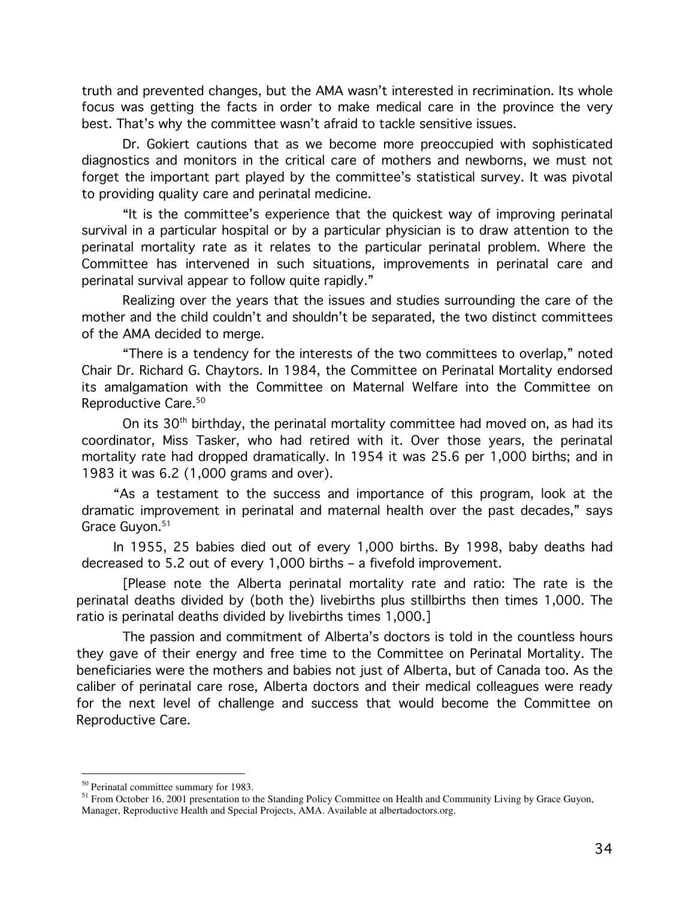truth and prevented changes, but the AMA wasn't interested in recrimination. Its whole focus was getting the facts in order to make medical care in the province the very best. That's why the committee wasn't afraid to tackle sensitive issues.

Dr. Gokiert cautions that as we become more preoccupied with sophisticated diagnostics and monitors in the critical care of mothers and newborns, we must not forget the important part played by the committee's statistical survey. It was pivotal to providing quality care and perinatal medicine.

"It is the committee's experience that the quickest way of improving perinatal survival in a particular hospital or by a particular physician is to draw attention to the perinatal mortality rate as it relates to the particular perinatal problem. Where the Committee has intervened in such situations, improvements in perinatal care and perinatal survival appear to follow quite rapidly."

Realizing over the years that the issues and studies surrounding the care of the mother and the child couldn't and shouldn't be separated, the two distinct committees of the AMA decided to merge.

"There is a tendency for the interests of the two committees to overlap," noted Chair Dr. Richard G. Chaytors. In 1984, the Committee on Perinatal Mortality endorsed its amalgamation with the Committee on Maternal Welfare into the Committee on Reproductive Care.[50]

On its 30th birthday, the perinatal mortality committee had moved on, as had its coordinator, Miss Tasker, who had retired with it. Over those years, the perinatal mortality rate had dropped dramatically. In 1954 it was 25.6 per 1,000 births; and in 1983 it was 6.2 (1,000 grams and over).

"As a testament to the success and importance of this program, look at the dramatic improvement in perinatal and maternal health over the past decades," says Grace Guyon.[51]

In 1955, 25 babies died out of every 1,000 births. By 1998, baby deaths had decreased to 5.2 out of every 1,000 births – a fivefold improvement.

[Please note the Alberta perinatal mortality rate and ratio: The rate is the perinatal deaths divided by (both the) livebirths plus stillbirths then times 1,000. The ratio is perinatal deaths divided by livebirths times 1,000.]

The passion and commitment of Alberta's doctors is told in the countless hours they gave of their energy and free time to the Committee on Perinatal Mortality. The beneficiaries were the mothers and babies not just of Alberta, but of Canada too. As the caliber of perinatal care rose, Alberta doctors and their medical colleagues were ready for the next level of challenge and success that would become the Committee on Reproductive Care.

---

[50] Perinatal committee summary for 1983.

[51] From October 16, 2001 presentation to the Standing Policy Committee on Health and Community Living by Grace Guyon, Manager, Reproductive Health and Special Projects, AMA. Available at albertadoctors.org.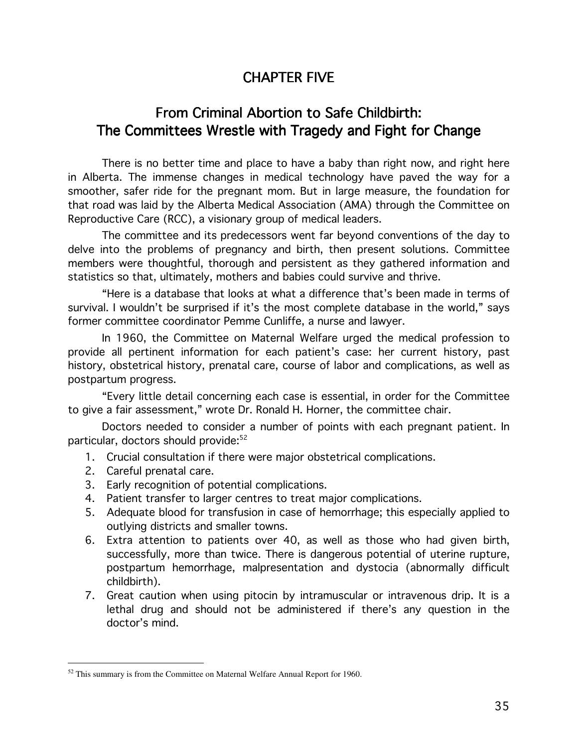# CHAPTER FIVE

## From Criminal Abortion to Safe Childbirth: The Committees Wrestle with Tragedy and Fight for Change

There is no better time and place to have a baby than right now, and right here in Alberta. The immense changes in medical technology have paved the way for a smoother, safer ride for the pregnant mom. But in large measure, the foundation for that road was laid by the Alberta Medical Association (AMA) through the Committee on Reproductive Care (RCC), a visionary group of medical leaders.

The committee and its predecessors went far beyond conventions of the day to delve into the problems of pregnancy and birth, then present solutions. Committee members were thoughtful, thorough and persistent as they gathered information and statistics so that, ultimately, mothers and babies could survive and thrive.

"Here is a database that looks at what a difference that's been made in terms of survival. I wouldn't be surprised if it's the most complete database in the world," says former committee coordinator Pemme Cunliffe, a nurse and lawyer.

In 1960, the Committee on Maternal Welfare urged the medical profession to provide all pertinent information for each patient's case: her current history, past history, obstetrical history, prenatal care, course of labor and complications, as well as postpartum progress.

"Every little detail concerning each case is essential, in order for the Committee to give a fair assessment," wrote Dr. Ronald H. Horner, the committee chair.

Doctors needed to consider a number of points with each pregnant patient. In particular, doctors should provide:[52]

1. Crucial consultation if there were major obstetrical complications.
2. Careful prenatal care.
3. Early recognition of potential complications.
4. Patient transfer to larger centres to treat major complications.
5. Adequate blood for transfusion in case of hemorrhage; this especially applied to outlying districts and smaller towns.
6. Extra attention to patients over 40, as well as those who had given birth, successfully, more than twice. There is dangerous potential of uterine rupture, postpartum hemorrhage, malpresentation and dystocia (abnormally difficult childbirth).
7. Great caution when using pitocin by intramuscular or intravenous drip. It is a lethal drug and should not be administered if there's any question in the doctor's mind.

---

[52] This summary is from the Committee on Maternal Welfare Annual Report for 1960.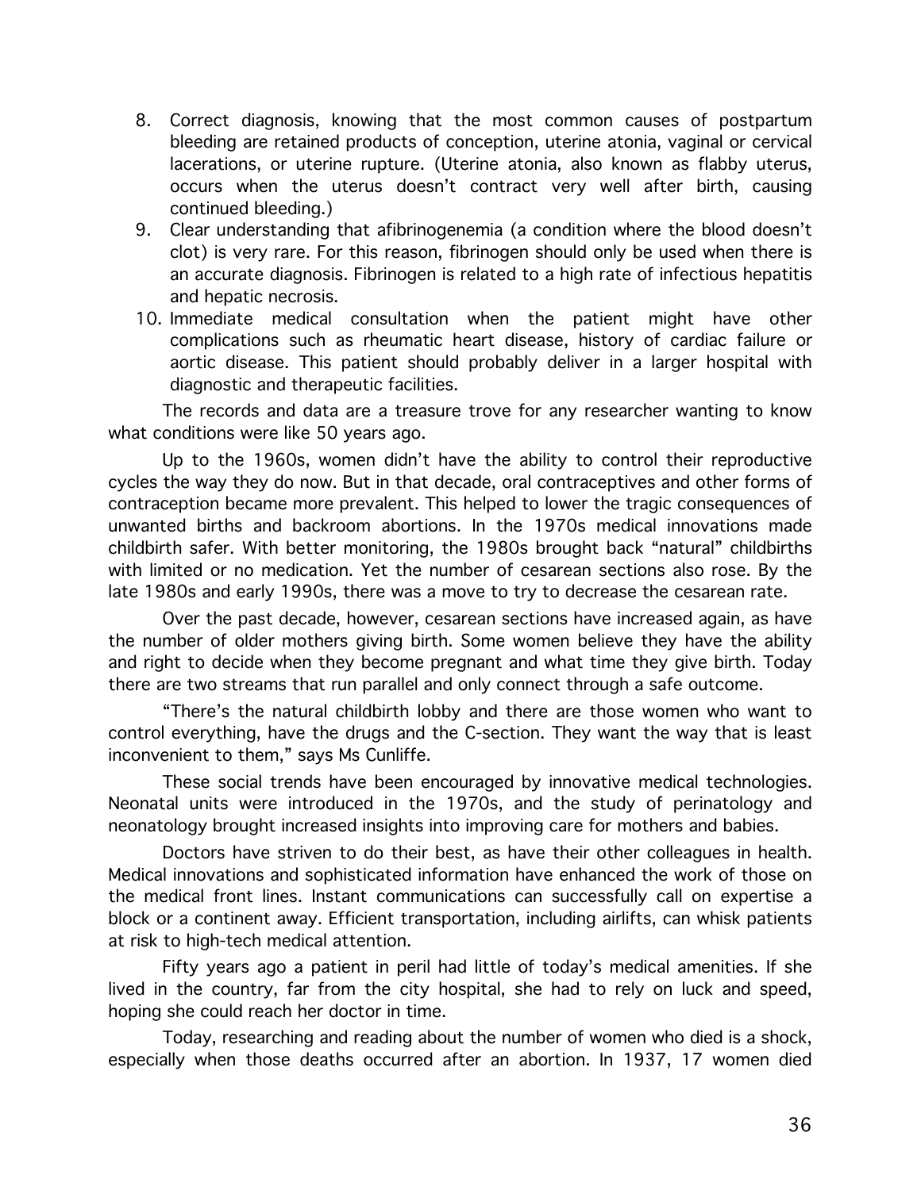8. Correct diagnosis, knowing that the most common causes of postpartum bleeding are retained products of conception, uterine atonia, vaginal or cervical lacerations, or uterine rupture. (Uterine atonia, also known as flabby uterus, occurs when the uterus doesn't contract very well after birth, causing continued bleeding.)
9. Clear understanding that afibrinogenemia (a condition where the blood doesn't clot) is very rare. For this reason, fibrinogen should only be used when there is an accurate diagnosis. Fibrinogen is related to a high rate of infectious hepatitis and hepatic necrosis.
10. Immediate medical consultation when the patient might have other complications such as rheumatic heart disease, history of cardiac failure or aortic disease. This patient should probably deliver in a larger hospital with diagnostic and therapeutic facilities.

The records and data are a treasure trove for any researcher wanting to know what conditions were like 50 years ago.

Up to the 1960s, women didn't have the ability to control their reproductive cycles the way they do now. But in that decade, oral contraceptives and other forms of contraception became more prevalent. This helped to lower the tragic consequences of unwanted births and backroom abortions. In the 1970s medical innovations made childbirth safer. With better monitoring, the 1980s brought back "natural" childbirths with limited or no medication. Yet the number of cesarean sections also rose. By the late 1980s and early 1990s, there was a move to try to decrease the cesarean rate.

Over the past decade, however, cesarean sections have increased again, as have the number of older mothers giving birth. Some women believe they have the ability and right to decide when they become pregnant and what time they give birth. Today there are two streams that run parallel and only connect through a safe outcome.

"There's the natural childbirth lobby and there are those women who want to control everything, have the drugs and the C-section. They want the way that is least inconvenient to them," says Ms Cunliffe.

These social trends have been encouraged by innovative medical technologies. Neonatal units were introduced in the 1970s, and the study of perinatology and neonatology brought increased insights into improving care for mothers and babies.

Doctors have striven to do their best, as have their other colleagues in health. Medical innovations and sophisticated information have enhanced the work of those on the medical front lines. Instant communications can successfully call on expertise a block or a continent away. Efficient transportation, including airlifts, can whisk patients at risk to high-tech medical attention.

Fifty years ago a patient in peril had little of today's medical amenities. If she lived in the country, far from the city hospital, she had to rely on luck and speed, hoping she could reach her doctor in time.

Today, researching and reading about the number of women who died is a shock, especially when those deaths occurred after an abortion. In 1937, 17 women died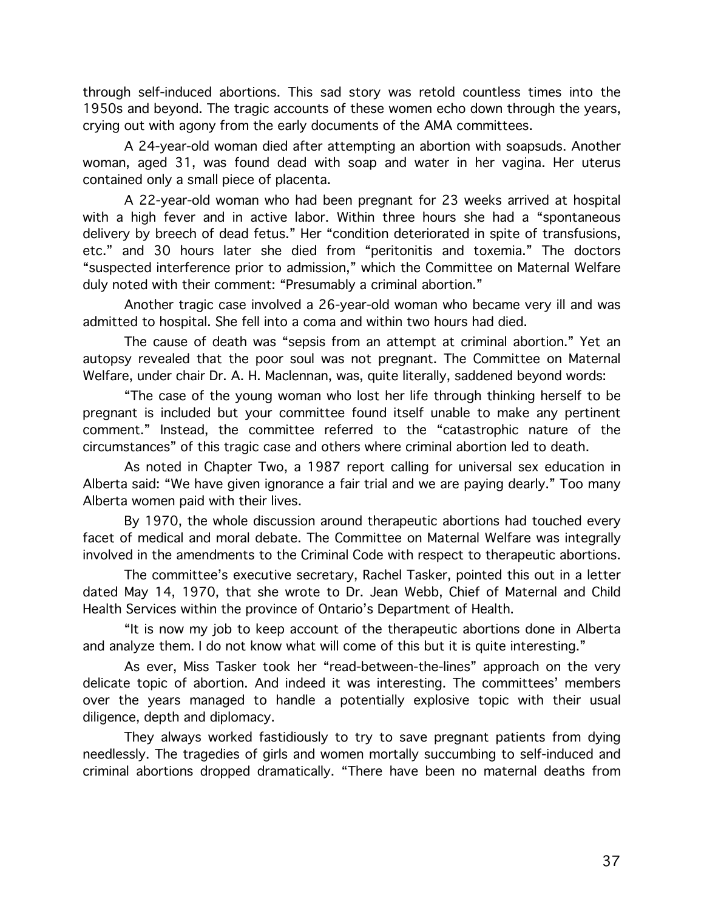through self-induced abortions. This sad story was retold countless times into the 1950s and beyond. The tragic accounts of these women echo down through the years, crying out with agony from the early documents of the AMA committees.

A 24-year-old woman died after attempting an abortion with soapsuds. Another woman, aged 31, was found dead with soap and water in her vagina. Her uterus contained only a small piece of placenta.

A 22-year-old woman who had been pregnant for 23 weeks arrived at hospital with a high fever and in active labor. Within three hours she had a "spontaneous delivery by breech of dead fetus." Her "condition deteriorated in spite of transfusions, etc." and 30 hours later she died from "peritonitis and toxemia." The doctors "suspected interference prior to admission," which the Committee on Maternal Welfare duly noted with their comment: "Presumably a criminal abortion."

Another tragic case involved a 26-year-old woman who became very ill and was admitted to hospital. She fell into a coma and within two hours had died.

The cause of death was "sepsis from an attempt at criminal abortion." Yet an autopsy revealed that the poor soul was not pregnant. The Committee on Maternal Welfare, under chair Dr. A. H. Maclennan, was, quite literally, saddened beyond words:

"The case of the young woman who lost her life through thinking herself to be pregnant is included but your committee found itself unable to make any pertinent comment." Instead, the committee referred to the "catastrophic nature of the circumstances" of this tragic case and others where criminal abortion led to death.

As noted in Chapter Two, a 1987 report calling for universal sex education in Alberta said: "We have given ignorance a fair trial and we are paying dearly." Too many Alberta women paid with their lives.

By 1970, the whole discussion around therapeutic abortions had touched every facet of medical and moral debate. The Committee on Maternal Welfare was integrally involved in the amendments to the Criminal Code with respect to therapeutic abortions.

The committee's executive secretary, Rachel Tasker, pointed this out in a letter dated May 14, 1970, that she wrote to Dr. Jean Webb, Chief of Maternal and Child Health Services within the province of Ontario's Department of Health.

"It is now my job to keep account of the therapeutic abortions done in Alberta and analyze them. I do not know what will come of this but it is quite interesting."

As ever, Miss Tasker took her "read-between-the-lines" approach on the very delicate topic of abortion. And indeed it was interesting. The committees' members over the years managed to handle a potentially explosive topic with their usual diligence, depth and diplomacy.

They always worked fastidiously to try to save pregnant patients from dying needlessly. The tragedies of girls and women mortally succumbing to self-induced and criminal abortions dropped dramatically. "There have been no maternal deaths from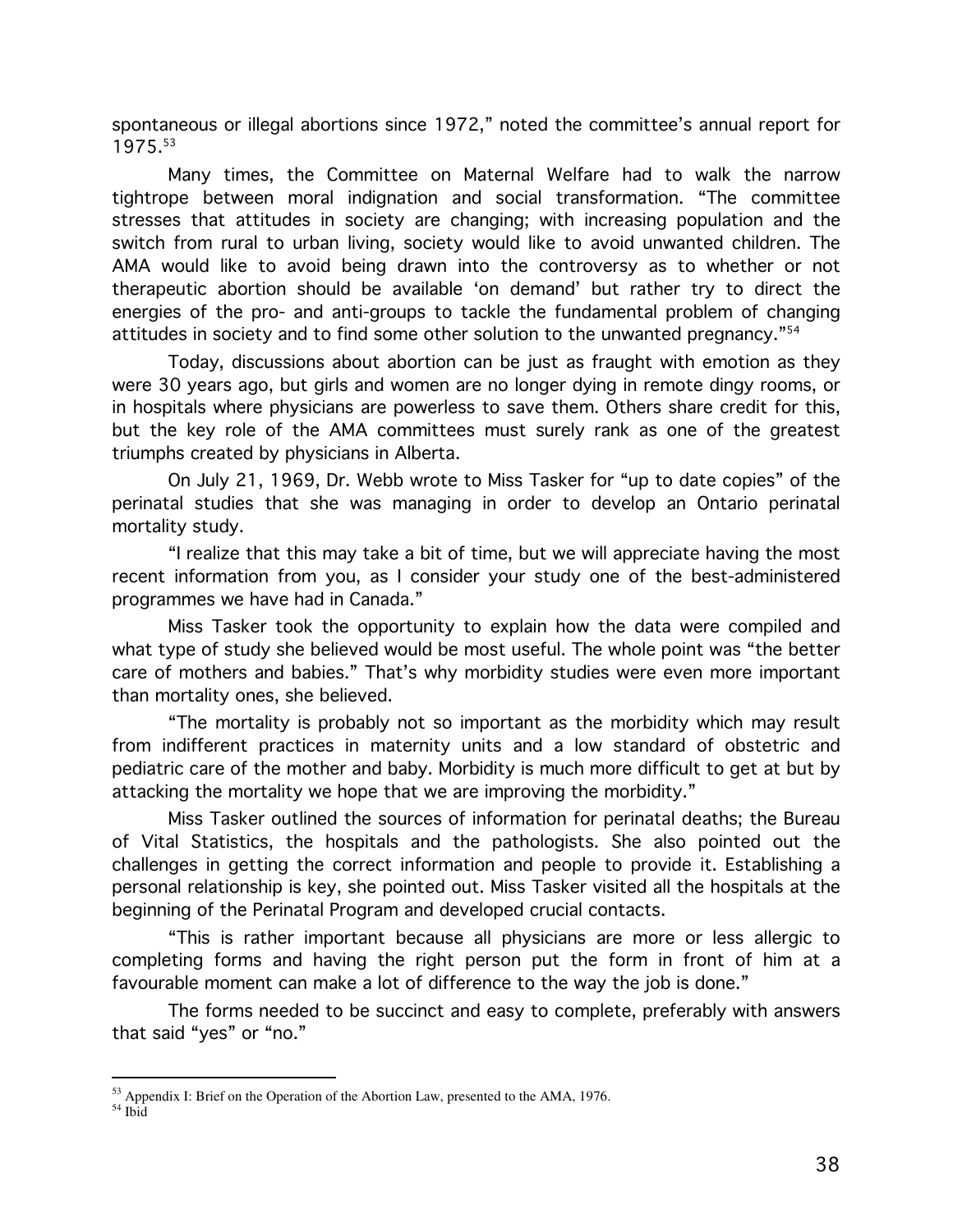spontaneous or illegal abortions since 1972," noted the committee's annual report for 1975.[53]

Many times, the Committee on Maternal Welfare had to walk the narrow tightrope between moral indignation and social transformation. "The committee stresses that attitudes in society are changing; with increasing population and the switch from rural to urban living, society would like to avoid unwanted children. The AMA would like to avoid being drawn into the controversy as to whether or not therapeutic abortion should be available 'on demand' but rather try to direct the energies of the pro- and anti-groups to tackle the fundamental problem of changing attitudes in society and to find some other solution to the unwanted pregnancy."[54]

Today, discussions about abortion can be just as fraught with emotion as they were 30 years ago, but girls and women are no longer dying in remote dingy rooms, or in hospitals where physicians are powerless to save them. Others share credit for this, but the key role of the AMA committees must surely rank as one of the greatest triumphs created by physicians in Alberta.

On July 21, 1969, Dr. Webb wrote to Miss Tasker for "up to date copies" of the perinatal studies that she was managing in order to develop an Ontario perinatal mortality study.

"I realize that this may take a bit of time, but we will appreciate having the most recent information from you, as I consider your study one of the best-administered programmes we have had in Canada."

Miss Tasker took the opportunity to explain how the data were compiled and what type of study she believed would be most useful. The whole point was "the better care of mothers and babies." That's why morbidity studies were even more important than mortality ones, she believed.

"The mortality is probably not so important as the morbidity which may result from indifferent practices in maternity units and a low standard of obstetric and pediatric care of the mother and baby. Morbidity is much more difficult to get at but by attacking the mortality we hope that we are improving the morbidity."

Miss Tasker outlined the sources of information for perinatal deaths; the Bureau of Vital Statistics, the hospitals and the pathologists. She also pointed out the challenges in getting the correct information and people to provide it. Establishing a personal relationship is key, she pointed out. Miss Tasker visited all the hospitals at the beginning of the Perinatal Program and developed crucial contacts.

"This is rather important because all physicians are more or less allergic to completing forms and having the right person put the form in front of him at a favourable moment can make a lot of difference to the way the job is done."

The forms needed to be succinct and easy to complete, preferably with answers that said "yes" or "no."

[53] Appendix I: Brief on the Operation of the Abortion Law, presented to the AMA, 1976.

[54] Ibid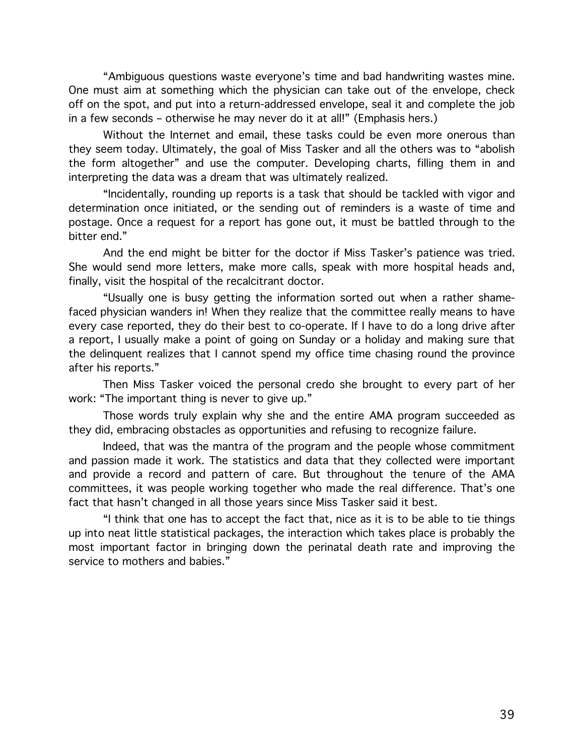"Ambiguous questions waste everyone's time and bad handwriting wastes mine. One must aim at something which the physician can take out of the envelope, check off on the spot, and put into a return-addressed envelope, seal it and complete the job in a few seconds – otherwise he may never do it at all!" (Emphasis hers.)

Without the Internet and email, these tasks could be even more onerous than they seem today. Ultimately, the goal of Miss Tasker and all the others was to "abolish the form altogether" and use the computer. Developing charts, filling them in and interpreting the data was a dream that was ultimately realized.

"Incidentally, rounding up reports is a task that should be tackled with vigor and determination once initiated, or the sending out of reminders is a waste of time and postage. Once a request for a report has gone out, it must be battled through to the bitter end."

And the end might be bitter for the doctor if Miss Tasker's patience was tried. She would send more letters, make more calls, speak with more hospital heads and, finally, visit the hospital of the recalcitrant doctor.

"Usually one is busy getting the information sorted out when a rather shame-faced physician wanders in! When they realize that the committee really means to have every case reported, they do their best to co-operate. If I have to do a long drive after a report, I usually make a point of going on Sunday or a holiday and making sure that the delinquent realizes that I cannot spend my office time chasing round the province after his reports."

Then Miss Tasker voiced the personal credo she brought to every part of her work: "The important thing is never to give up."

Those words truly explain why she and the entire AMA program succeeded as they did, embracing obstacles as opportunities and refusing to recognize failure.

Indeed, that was the mantra of the program and the people whose commitment and passion made it work. The statistics and data that they collected were important and provide a record and pattern of care. But throughout the tenure of the AMA committees, it was people working together who made the real difference. That's one fact that hasn't changed in all those years since Miss Tasker said it best.

"I think that one has to accept the fact that, nice as it is to be able to tie things up into neat little statistical packages, the interaction which takes place is probably the most important factor in bringing down the perinatal death rate and improving the service to mothers and babies."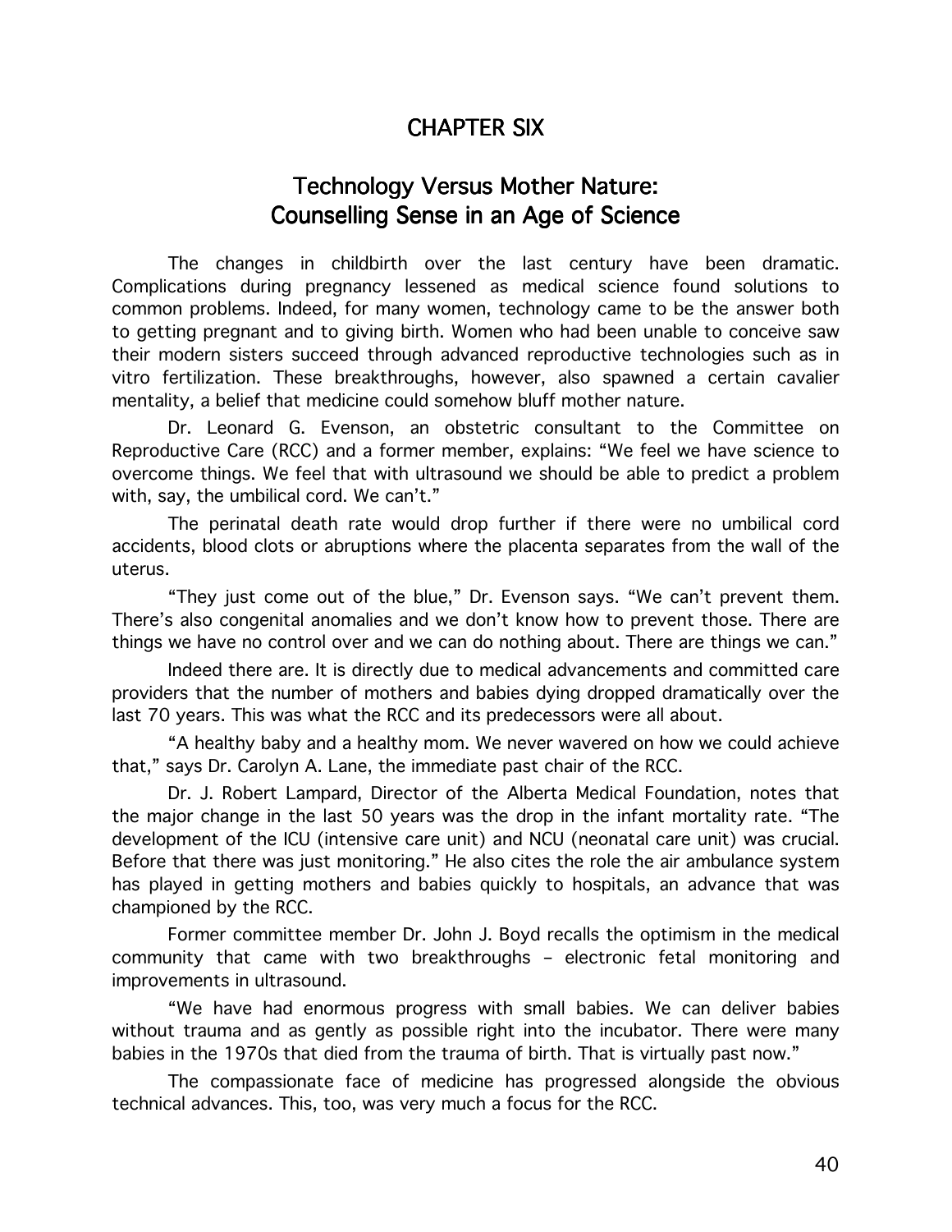# CHAPTER SIX

## Technology Versus Mother Nature: Counselling Sense in an Age of Science

The changes in childbirth over the last century have been dramatic. Complications during pregnancy lessened as medical science found solutions to common problems. Indeed, for many women, technology came to be the answer both to getting pregnant and to giving birth. Women who had been unable to conceive saw their modern sisters succeed through advanced reproductive technologies such as in vitro fertilization. These breakthroughs, however, also spawned a certain cavalier mentality, a belief that medicine could somehow bluff mother nature.

Dr. Leonard G. Evenson, an obstetric consultant to the Committee on Reproductive Care (RCC) and a former member, explains: "We feel we have science to overcome things. We feel that with ultrasound we should be able to predict a problem with, say, the umbilical cord. We can't."

The perinatal death rate would drop further if there were no umbilical cord accidents, blood clots or abruptions where the placenta separates from the wall of the uterus.

"They just come out of the blue," Dr. Evenson says. "We can't prevent them. There's also congenital anomalies and we don't know how to prevent those. There are things we have no control over and we can do nothing about. There are things we can."

Indeed there are. It is directly due to medical advancements and committed care providers that the number of mothers and babies dying dropped dramatically over the last 70 years. This was what the RCC and its predecessors were all about.

"A healthy baby and a healthy mom. We never wavered on how we could achieve that," says Dr. Carolyn A. Lane, the immediate past chair of the RCC.

Dr. J. Robert Lampard, Director of the Alberta Medical Foundation, notes that the major change in the last 50 years was the drop in the infant mortality rate. "The development of the ICU (intensive care unit) and NCU (neonatal care unit) was crucial. Before that there was just monitoring." He also cites the role the air ambulance system has played in getting mothers and babies quickly to hospitals, an advance that was championed by the RCC.

Former committee member Dr. John J. Boyd recalls the optimism in the medical community that came with two breakthroughs – electronic fetal monitoring and improvements in ultrasound.

"We have had enormous progress with small babies. We can deliver babies without trauma and as gently as possible right into the incubator. There were many babies in the 1970s that died from the trauma of birth. That is virtually past now."

The compassionate face of medicine has progressed alongside the obvious technical advances. This, too, was very much a focus for the RCC.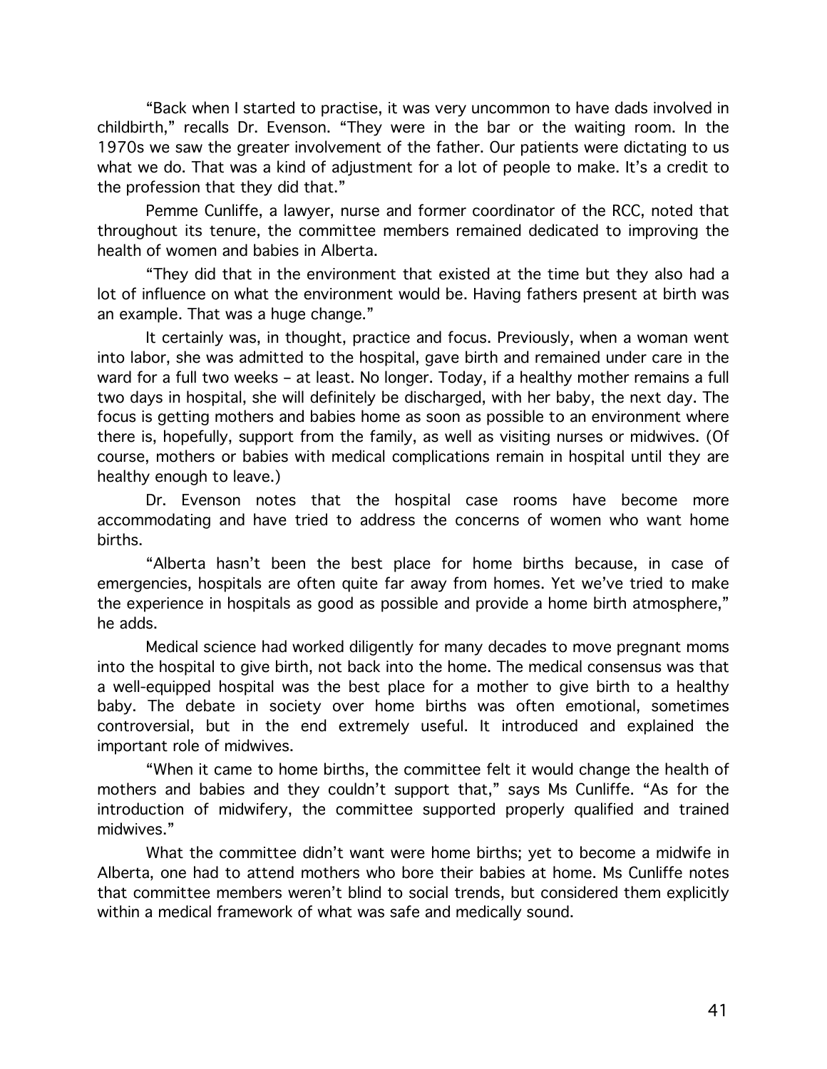"Back when I started to practise, it was very uncommon to have dads involved in childbirth," recalls Dr. Evenson. "They were in the bar or the waiting room. In the 1970s we saw the greater involvement of the father. Our patients were dictating to us what we do. That was a kind of adjustment for a lot of people to make. It's a credit to the profession that they did that."

Pemme Cunliffe, a lawyer, nurse and former coordinator of the RCC, noted that throughout its tenure, the committee members remained dedicated to improving the health of women and babies in Alberta.

"They did that in the environment that existed at the time but they also had a lot of influence on what the environment would be. Having fathers present at birth was an example. That was a huge change."

It certainly was, in thought, practice and focus. Previously, when a woman went into labor, she was admitted to the hospital, gave birth and remained under care in the ward for a full two weeks – at least. No longer. Today, if a healthy mother remains a full two days in hospital, she will definitely be discharged, with her baby, the next day. The focus is getting mothers and babies home as soon as possible to an environment where there is, hopefully, support from the family, as well as visiting nurses or midwives. (Of course, mothers or babies with medical complications remain in hospital until they are healthy enough to leave.)

Dr. Evenson notes that the hospital case rooms have become more accommodating and have tried to address the concerns of women who want home births.

"Alberta hasn't been the best place for home births because, in case of emergencies, hospitals are often quite far away from homes. Yet we've tried to make the experience in hospitals as good as possible and provide a home birth atmosphere," he adds.

Medical science had worked diligently for many decades to move pregnant moms into the hospital to give birth, not back into the home. The medical consensus was that a well-equipped hospital was the best place for a mother to give birth to a healthy baby. The debate in society over home births was often emotional, sometimes controversial, but in the end extremely useful. It introduced and explained the important role of midwives.

"When it came to home births, the committee felt it would change the health of mothers and babies and they couldn't support that," says Ms Cunliffe. "As for the introduction of midwifery, the committee supported properly qualified and trained midwives."

What the committee didn't want were home births; yet to become a midwife in Alberta, one had to attend mothers who bore their babies at home. Ms Cunliffe notes that committee members weren't blind to social trends, but considered them explicitly within a medical framework of what was safe and medically sound.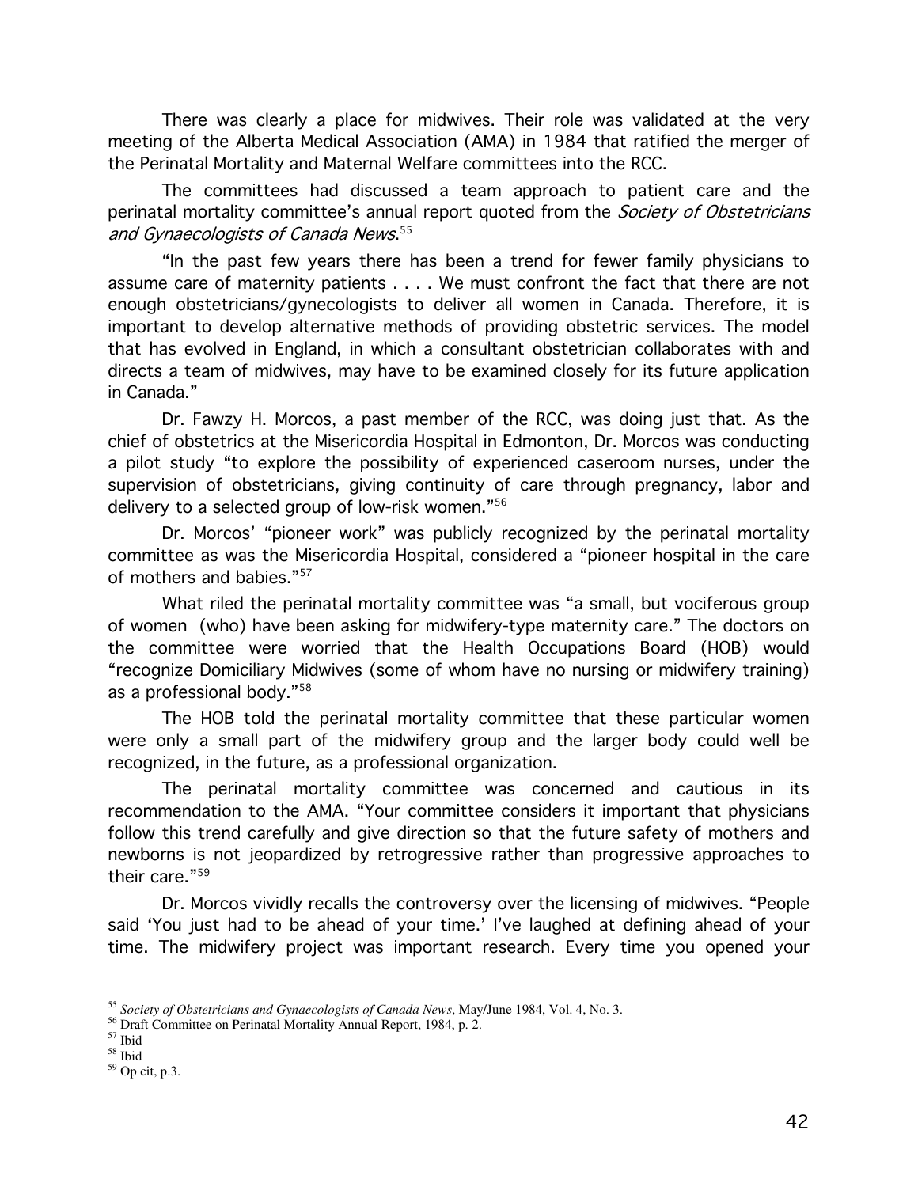There was clearly a place for midwives. Their role was validated at the very meeting of the Alberta Medical Association (AMA) in 1984 that ratified the merger of the Perinatal Mortality and Maternal Welfare committees into the RCC.

The committees had discussed a team approach to patient care and the perinatal mortality committee's annual report quoted from the *Society of Obstetricians and Gynaecologists of Canada News*.[55]

"In the past few years there has been a trend for fewer family physicians to assume care of maternity patients . . . . We must confront the fact that there are not enough obstetricians/gynecologists to deliver all women in Canada. Therefore, it is important to develop alternative methods of providing obstetric services. The model that has evolved in England, in which a consultant obstetrician collaborates with and directs a team of midwives, may have to be examined closely for its future application in Canada."

Dr. Fawzy H. Morcos, a past member of the RCC, was doing just that. As the chief of obstetrics at the Misericordia Hospital in Edmonton, Dr. Morcos was conducting a pilot study "to explore the possibility of experienced caseroom nurses, under the supervision of obstetricians, giving continuity of care through pregnancy, labor and delivery to a selected group of low-risk women."[56]

Dr. Morcos' "pioneer work" was publicly recognized by the perinatal mortality committee as was the Misericordia Hospital, considered a "pioneer hospital in the care of mothers and babies."[57]

What riled the perinatal mortality committee was "a small, but vociferous group of women (who) have been asking for midwifery-type maternity care." The doctors on the committee were worried that the Health Occupations Board (HOB) would "recognize Domiciliary Midwives (some of whom have no nursing or midwifery training) as a professional body."[58]

The HOB told the perinatal mortality committee that these particular women were only a small part of the midwifery group and the larger body could well be recognized, in the future, as a professional organization.

The perinatal mortality committee was concerned and cautious in its recommendation to the AMA. "Your committee considers it important that physicians follow this trend carefully and give direction so that the future safety of mothers and newborns is not jeopardized by retrogressive rather than progressive approaches to their care."[59]

Dr. Morcos vividly recalls the controversy over the licensing of midwives. "People said 'You just had to be ahead of your time.' I've laughed at defining ahead of your time. The midwifery project was important research. Every time you opened your

---

[55] *Society of Obstetricians and Gynaecologists of Canada News*, May/June 1984, Vol. 4, No. 3.

[56] Draft Committee on Perinatal Mortality Annual Report, 1984, p. 2.

[57] Ibid

[58] Ibid

[59] Op cit, p.3.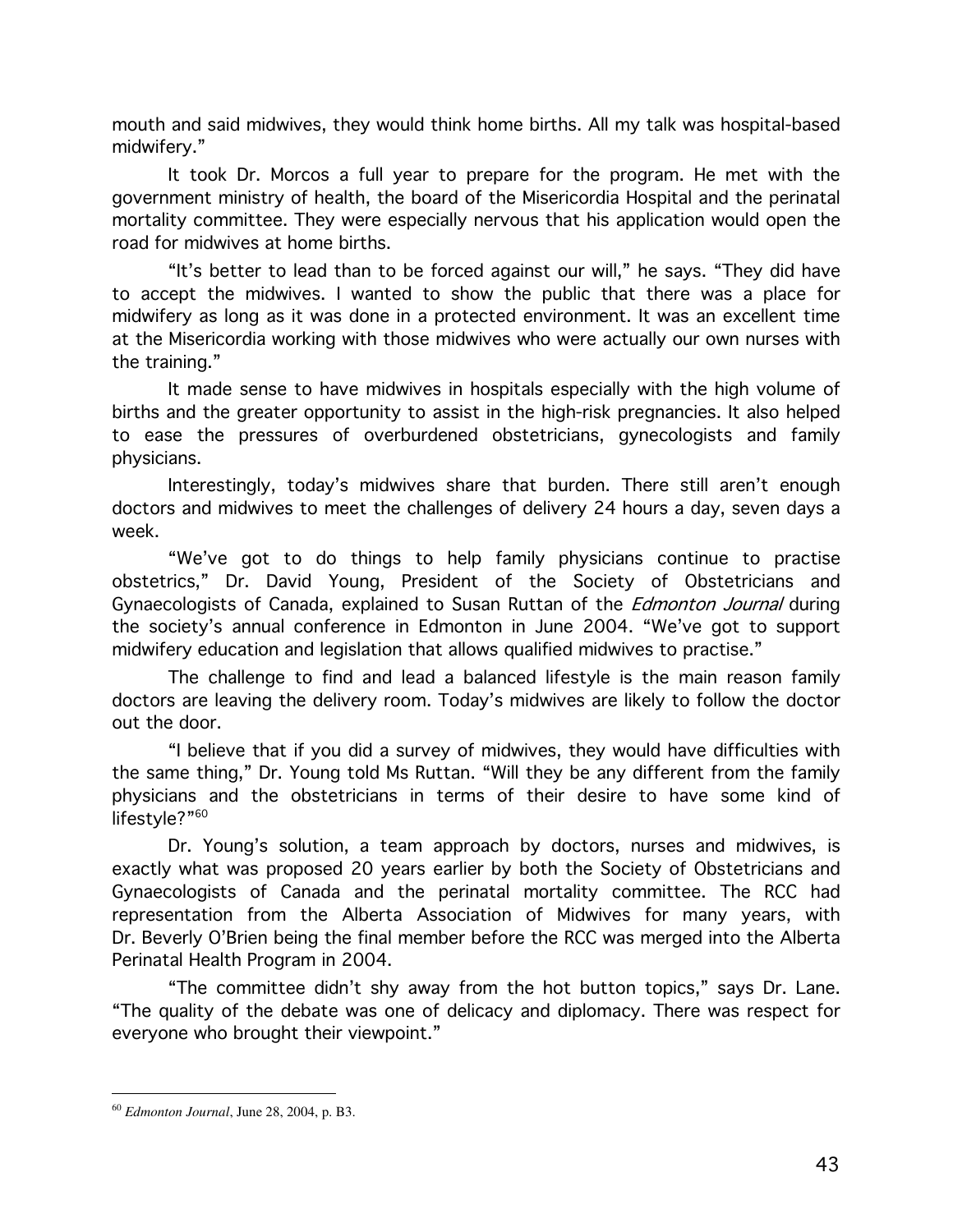mouth and said midwives, they would think home births. All my talk was hospital-based midwifery."

It took Dr. Morcos a full year to prepare for the program. He met with the government ministry of health, the board of the Misericordia Hospital and the perinatal mortality committee. They were especially nervous that his application would open the road for midwives at home births.

"It's better to lead than to be forced against our will," he says. "They did have to accept the midwives. I wanted to show the public that there was a place for midwifery as long as it was done in a protected environment. It was an excellent time at the Misericordia working with those midwives who were actually our own nurses with the training."

It made sense to have midwives in hospitals especially with the high volume of births and the greater opportunity to assist in the high-risk pregnancies. It also helped to ease the pressures of overburdened obstetricians, gynecologists and family physicians.

Interestingly, today's midwives share that burden. There still aren't enough doctors and midwives to meet the challenges of delivery 24 hours a day, seven days a week.

"We've got to do things to help family physicians continue to practise obstetrics," Dr. David Young, President of the Society of Obstetricians and Gynaecologists of Canada, explained to Susan Ruttan of the *Edmonton Journal* during the society's annual conference in Edmonton in June 2004. "We've got to support midwifery education and legislation that allows qualified midwives to practise."

The challenge to find and lead a balanced lifestyle is the main reason family doctors are leaving the delivery room. Today's midwives are likely to follow the doctor out the door.

"I believe that if you did a survey of midwives, they would have difficulties with the same thing," Dr. Young told Ms Ruttan. "Will they be any different from the family physicians and the obstetricians in terms of their desire to have some kind of lifestyle?"[60]

Dr. Young's solution, a team approach by doctors, nurses and midwives, is exactly what was proposed 20 years earlier by both the Society of Obstetricians and Gynaecologists of Canada and the perinatal mortality committee. The RCC had representation from the Alberta Association of Midwives for many years, with Dr. Beverly O'Brien being the final member before the RCC was merged into the Alberta Perinatal Health Program in 2004.

"The committee didn't shy away from the hot button topics," says Dr. Lane. "The quality of the debate was one of delicacy and diplomacy. There was respect for everyone who brought their viewpoint."

---

[60] *Edmonton Journal*, June 28, 2004, p. B3.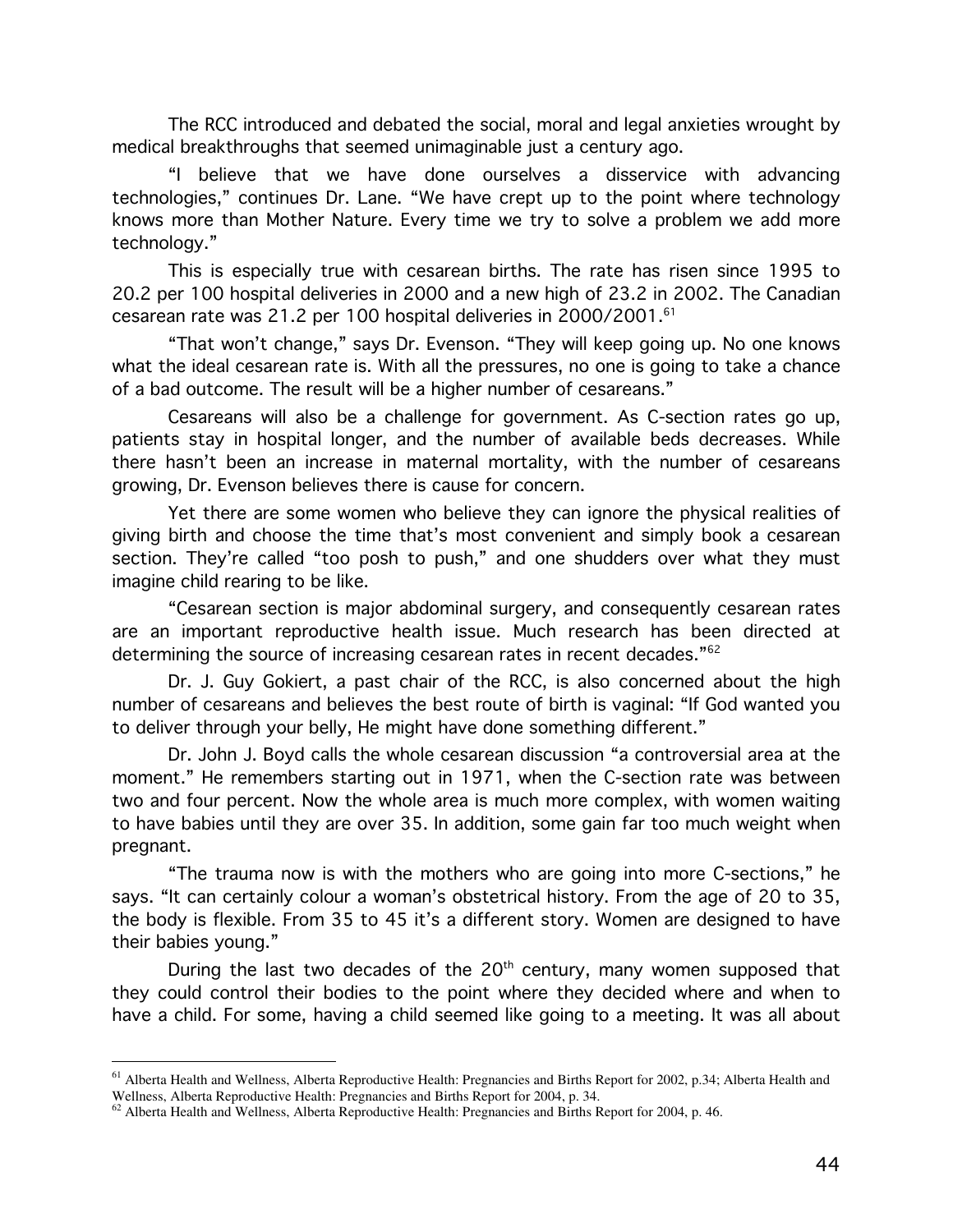The RCC introduced and debated the social, moral and legal anxieties wrought by medical breakthroughs that seemed unimaginable just a century ago.

"I believe that we have done ourselves a disservice with advancing technologies," continues Dr. Lane. "We have crept up to the point where technology knows more than Mother Nature. Every time we try to solve a problem we add more technology."

This is especially true with cesarean births. The rate has risen since 1995 to 20.2 per 100 hospital deliveries in 2000 and a new high of 23.2 in 2002. The Canadian cesarean rate was 21.2 per 100 hospital deliveries in 2000/2001.[61]

"That won't change," says Dr. Evenson. "They will keep going up. No one knows what the ideal cesarean rate is. With all the pressures, no one is going to take a chance of a bad outcome. The result will be a higher number of cesareans."

Cesareans will also be a challenge for government. As C-section rates go up, patients stay in hospital longer, and the number of available beds decreases. While there hasn't been an increase in maternal mortality, with the number of cesareans growing, Dr. Evenson believes there is cause for concern.

Yet there are some women who believe they can ignore the physical realities of giving birth and choose the time that's most convenient and simply book a cesarean section. They're called "too posh to push," and one shudders over what they must imagine child rearing to be like.

"Cesarean section is major abdominal surgery, and consequently cesarean rates are an important reproductive health issue. Much research has been directed at determining the source of increasing cesarean rates in recent decades."[62]

Dr. J. Guy Gokiert, a past chair of the RCC, is also concerned about the high number of cesareans and believes the best route of birth is vaginal: "If God wanted you to deliver through your belly, He might have done something different."

Dr. John J. Boyd calls the whole cesarean discussion "a controversial area at the moment." He remembers starting out in 1971, when the C-section rate was between two and four percent. Now the whole area is much more complex, with women waiting to have babies until they are over 35. In addition, some gain far too much weight when pregnant.

"The trauma now is with the mothers who are going into more C-sections," he says. "It can certainly colour a woman's obstetrical history. From the age of 20 to 35, the body is flexible. From 35 to 45 it's a different story. Women are designed to have their babies young."

During the last two decades of the 20th century, many women supposed that they could control their bodies to the point where they decided where and when to have a child. For some, having a child seemed like going to a meeting. It was all about

---

[61] Alberta Health and Wellness, Alberta Reproductive Health: Pregnancies and Births Report for 2002, p.34; Alberta Health and Wellness, Alberta Reproductive Health: Pregnancies and Births Report for 2004, p. 34.

[62] Alberta Health and Wellness, Alberta Reproductive Health: Pregnancies and Births Report for 2004, p. 46.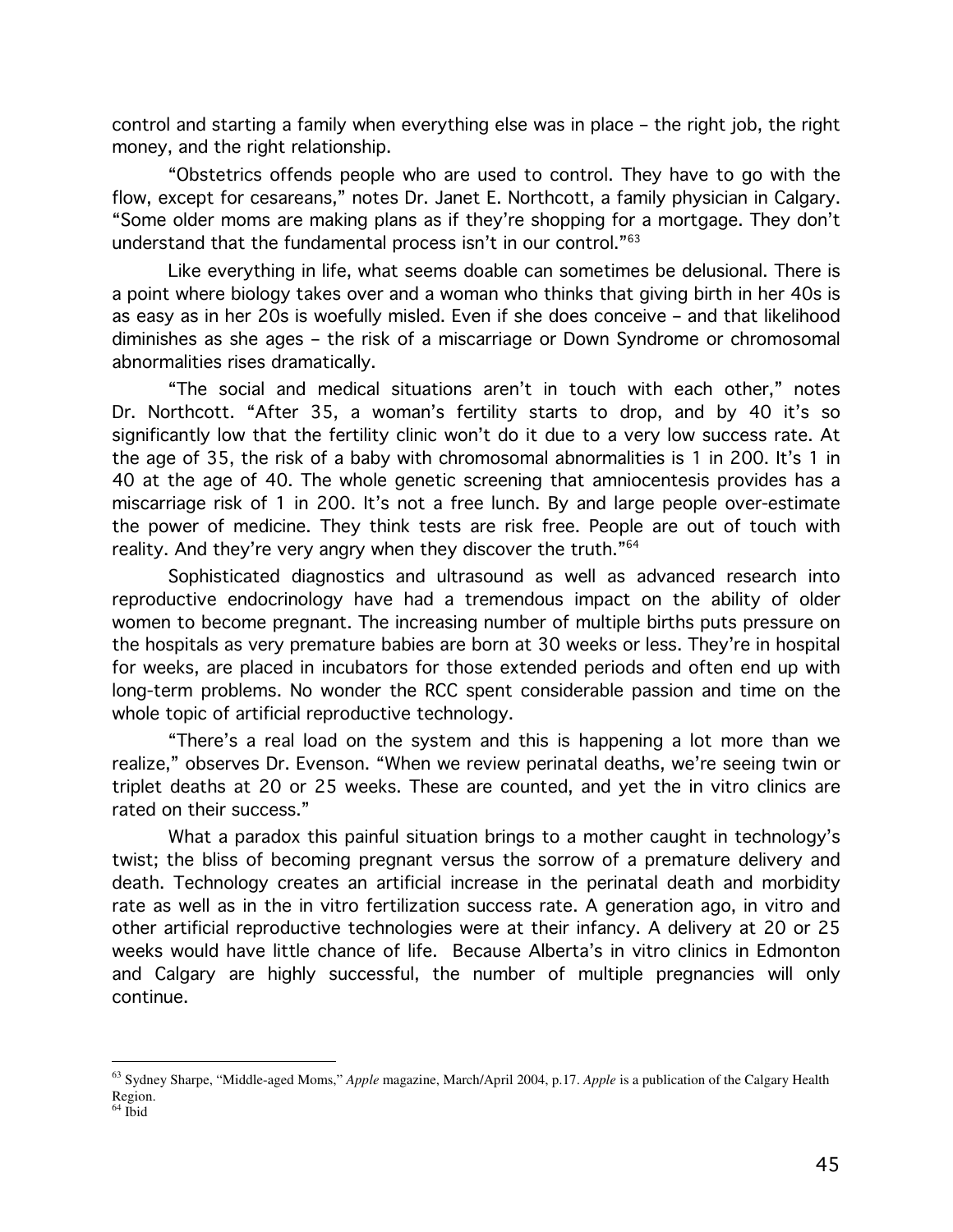control and starting a family when everything else was in place – the right job, the right money, and the right relationship.

"Obstetrics offends people who are used to control. They have to go with the flow, except for cesareans," notes Dr. Janet E. Northcott, a family physician in Calgary. "Some older moms are making plans as if they're shopping for a mortgage. They don't understand that the fundamental process isn't in our control."[63]

Like everything in life, what seems doable can sometimes be delusional. There is a point where biology takes over and a woman who thinks that giving birth in her 40s is as easy as in her 20s is woefully misled. Even if she does conceive – and that likelihood diminishes as she ages – the risk of a miscarriage or Down Syndrome or chromosomal abnormalities rises dramatically.

"The social and medical situations aren't in touch with each other," notes Dr. Northcott. "After 35, a woman's fertility starts to drop, and by 40 it's so significantly low that the fertility clinic won't do it due to a very low success rate. At the age of 35, the risk of a baby with chromosomal abnormalities is 1 in 200. It's 1 in 40 at the age of 40. The whole genetic screening that amniocentesis provides has a miscarriage risk of 1 in 200. It's not a free lunch. By and large people over-estimate the power of medicine. They think tests are risk free. People are out of touch with reality. And they're very angry when they discover the truth."[64]

Sophisticated diagnostics and ultrasound as well as advanced research into reproductive endocrinology have had a tremendous impact on the ability of older women to become pregnant. The increasing number of multiple births puts pressure on the hospitals as very premature babies are born at 30 weeks or less. They're in hospital for weeks, are placed in incubators for those extended periods and often end up with long-term problems. No wonder the RCC spent considerable passion and time on the whole topic of artificial reproductive technology.

"There's a real load on the system and this is happening a lot more than we realize," observes Dr. Evenson. "When we review perinatal deaths, we're seeing twin or triplet deaths at 20 or 25 weeks. These are counted, and yet the in vitro clinics are rated on their success."

What a paradox this painful situation brings to a mother caught in technology's twist; the bliss of becoming pregnant versus the sorrow of a premature delivery and death. Technology creates an artificial increase in the perinatal death and morbidity rate as well as in the in vitro fertilization success rate. A generation ago, in vitro and other artificial reproductive technologies were at their infancy. A delivery at 20 or 25 weeks would have little chance of life. Because Alberta's in vitro clinics in Edmonton and Calgary are highly successful, the number of multiple pregnancies will only continue.

---

[63] Sydney Sharpe, "Middle-aged Moms," *Apple* magazine, March/April 2004, p.17. *Apple* is a publication of the Calgary Health Region.

[64] Ibid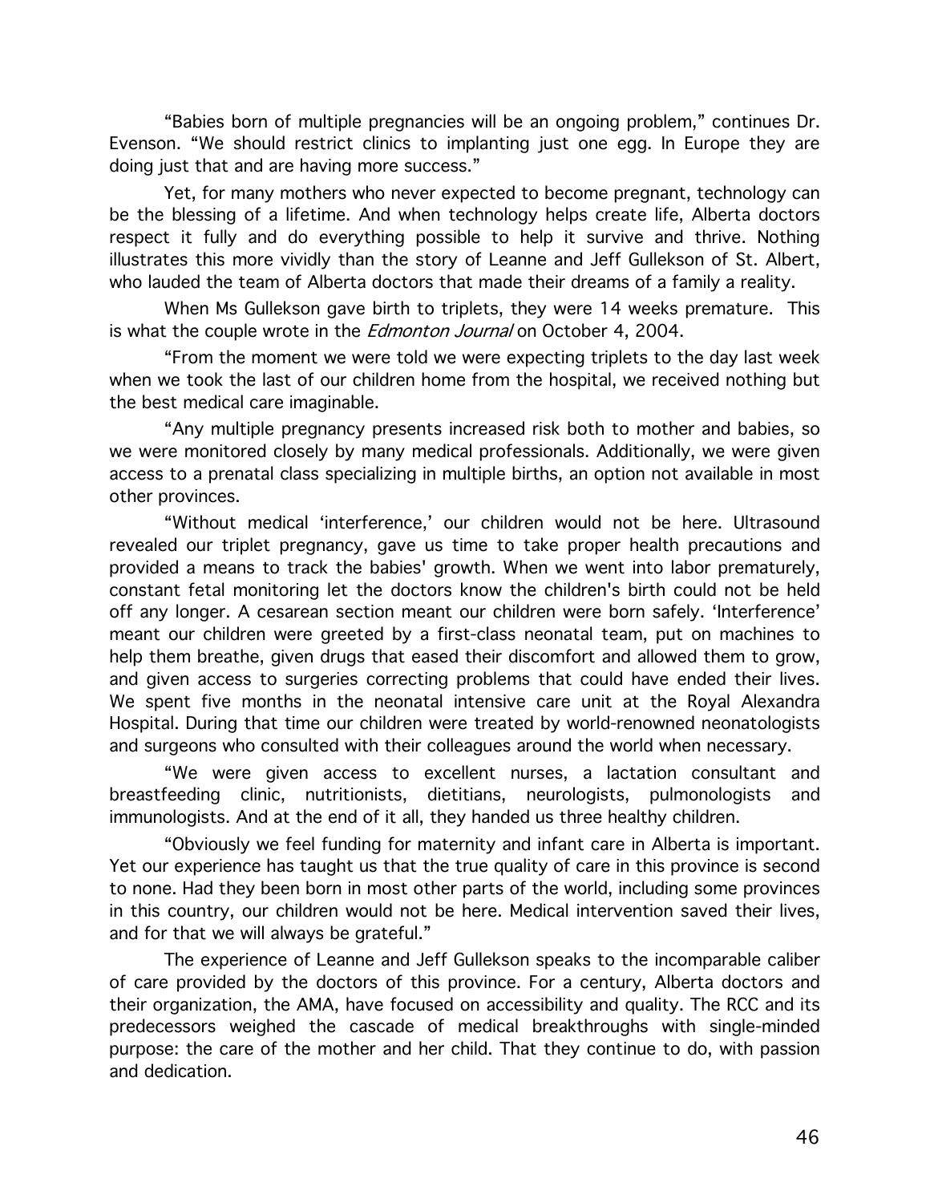"Babies born of multiple pregnancies will be an ongoing problem," continues Dr. Evenson. "We should restrict clinics to implanting just one egg. In Europe they are doing just that and are having more success."

Yet, for many mothers who never expected to become pregnant, technology can be the blessing of a lifetime. And when technology helps create life, Alberta doctors respect it fully and do everything possible to help it survive and thrive. Nothing illustrates this more vividly than the story of Leanne and Jeff Gullekson of St. Albert, who lauded the team of Alberta doctors that made their dreams of a family a reality.

When Ms Gullekson gave birth to triplets, they were 14 weeks premature. This is what the couple wrote in the *Edmonton Journal* on October 4, 2004.

"From the moment we were told we were expecting triplets to the day last week when we took the last of our children home from the hospital, we received nothing but the best medical care imaginable.

"Any multiple pregnancy presents increased risk both to mother and babies, so we were monitored closely by many medical professionals. Additionally, we were given access to a prenatal class specializing in multiple births, an option not available in most other provinces.

"Without medical 'interference,' our children would not be here. Ultrasound revealed our triplet pregnancy, gave us time to take proper health precautions and provided a means to track the babies' growth. When we went into labor prematurely, constant fetal monitoring let the doctors know the children's birth could not be held off any longer. A cesarean section meant our children were born safely. 'Interference' meant our children were greeted by a first-class neonatal team, put on machines to help them breathe, given drugs that eased their discomfort and allowed them to grow, and given access to surgeries correcting problems that could have ended their lives. We spent five months in the neonatal intensive care unit at the Royal Alexandra Hospital. During that time our children were treated by world-renowned neonatologists and surgeons who consulted with their colleagues around the world when necessary.

"We were given access to excellent nurses, a lactation consultant and breastfeeding clinic, nutritionists, dietitians, neurologists, pulmonologists and immunologists. And at the end of it all, they handed us three healthy children.

"Obviously we feel funding for maternity and infant care in Alberta is important. Yet our experience has taught us that the true quality of care in this province is second to none. Had they been born in most other parts of the world, including some provinces in this country, our children would not be here. Medical intervention saved their lives, and for that we will always be grateful."

The experience of Leanne and Jeff Gullekson speaks to the incomparable caliber of care provided by the doctors of this province. For a century, Alberta doctors and their organization, the AMA, have focused on accessibility and quality. The RCC and its predecessors weighed the cascade of medical breakthroughs with single-minded purpose: the care of the mother and her child. That they continue to do, with passion and dedication.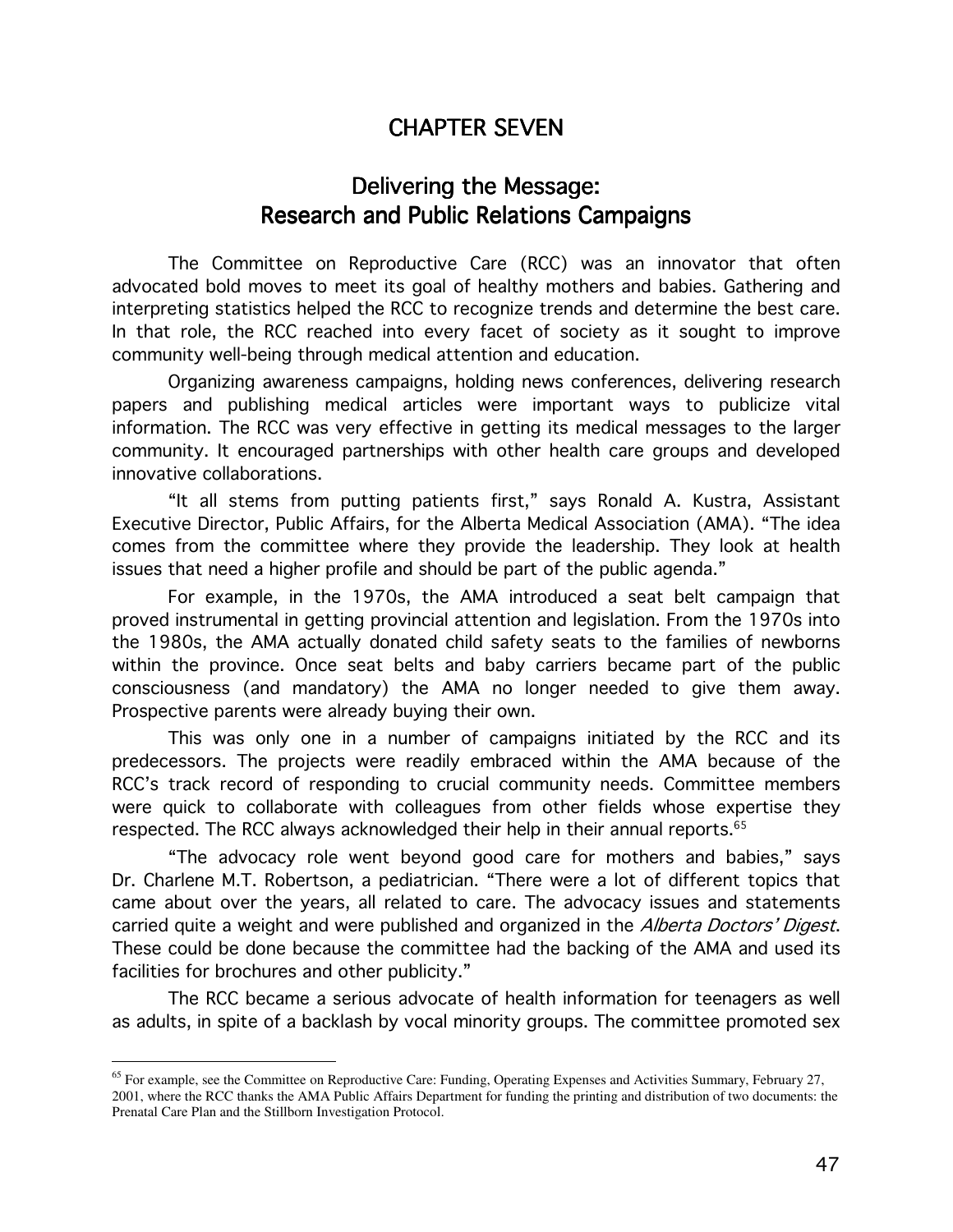# CHAPTER SEVEN

## Delivering the Message: Research and Public Relations Campaigns

The Committee on Reproductive Care (RCC) was an innovator that often advocated bold moves to meet its goal of healthy mothers and babies. Gathering and interpreting statistics helped the RCC to recognize trends and determine the best care. In that role, the RCC reached into every facet of society as it sought to improve community well-being through medical attention and education.

Organizing awareness campaigns, holding news conferences, delivering research papers and publishing medical articles were important ways to publicize vital information. The RCC was very effective in getting its medical messages to the larger community. It encouraged partnerships with other health care groups and developed innovative collaborations.

"It all stems from putting patients first," says Ronald A. Kustra, Assistant Executive Director, Public Affairs, for the Alberta Medical Association (AMA). "The idea comes from the committee where they provide the leadership. They look at health issues that need a higher profile and should be part of the public agenda."

For example, in the 1970s, the AMA introduced a seat belt campaign that proved instrumental in getting provincial attention and legislation. From the 1970s into the 1980s, the AMA actually donated child safety seats to the families of newborns within the province. Once seat belts and baby carriers became part of the public consciousness (and mandatory) the AMA no longer needed to give them away. Prospective parents were already buying their own.

This was only one in a number of campaigns initiated by the RCC and its predecessors. The projects were readily embraced within the AMA because of the RCC's track record of responding to crucial community needs. Committee members were quick to collaborate with colleagues from other fields whose expertise they respected. The RCC always acknowledged their help in their annual reports.[65]

"The advocacy role went beyond good care for mothers and babies," says Dr. Charlene M.T. Robertson, a pediatrician. "There were a lot of different topics that came about over the years, all related to care. The advocacy issues and statements carried quite a weight and were published and organized in the *Alberta Doctors' Digest*. These could be done because the committee had the backing of the AMA and used its facilities for brochures and other publicity."

The RCC became a serious advocate of health information for teenagers as well as adults, in spite of a backlash by vocal minority groups. The committee promoted sex

---

[65] For example, see the Committee on Reproductive Care: Funding, Operating Expenses and Activities Summary, February 27, 2001, where the RCC thanks the AMA Public Affairs Department for funding the printing and distribution of two documents: the Prenatal Care Plan and the Stillborn Investigation Protocol.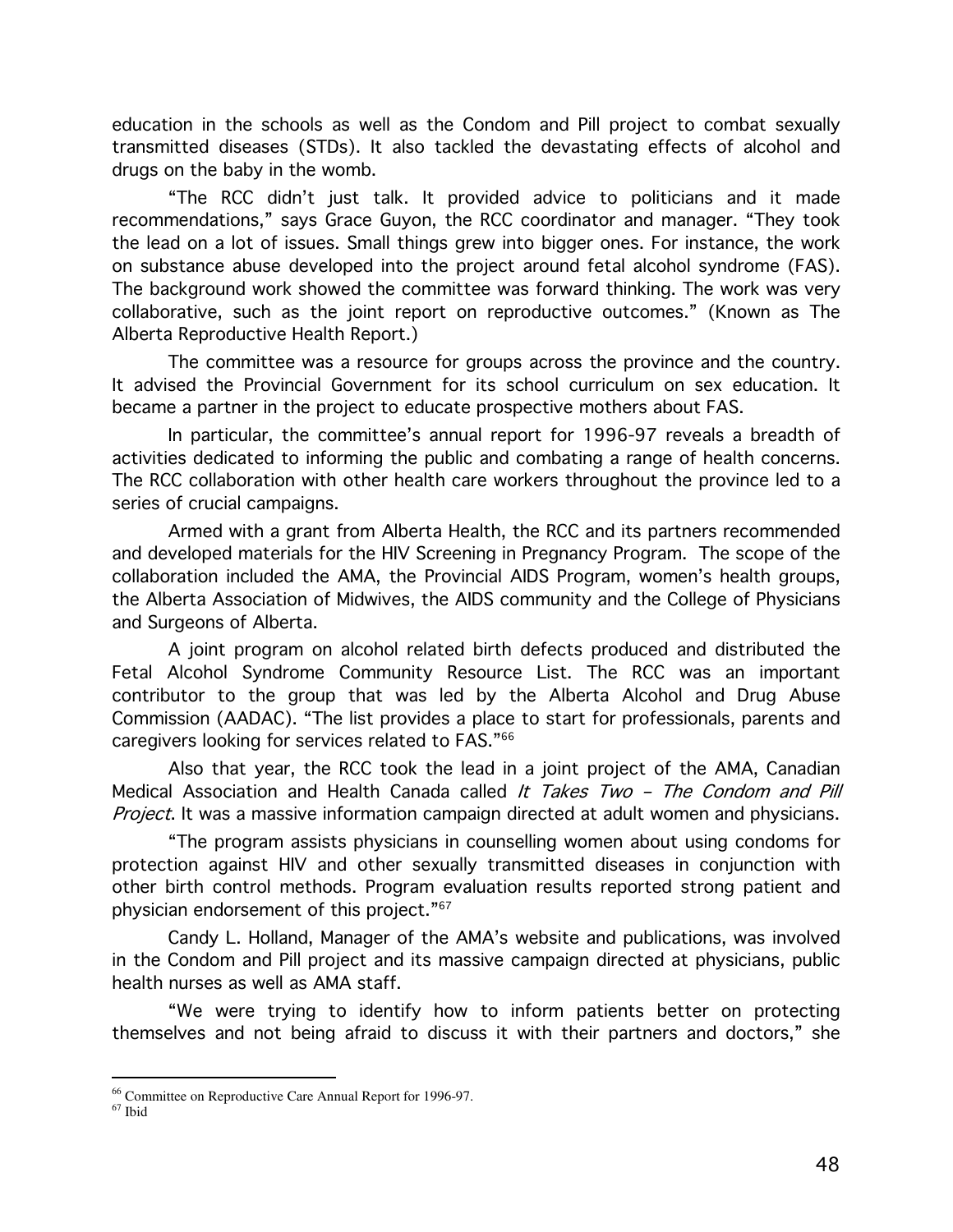education in the schools as well as the Condom and Pill project to combat sexually transmitted diseases (STDs). It also tackled the devastating effects of alcohol and drugs on the baby in the womb.

"The RCC didn't just talk. It provided advice to politicians and it made recommendations," says Grace Guyon, the RCC coordinator and manager. "They took the lead on a lot of issues. Small things grew into bigger ones. For instance, the work on substance abuse developed into the project around fetal alcohol syndrome (FAS). The background work showed the committee was forward thinking. The work was very collaborative, such as the joint report on reproductive outcomes." (Known as The Alberta Reproductive Health Report.)

The committee was a resource for groups across the province and the country. It advised the Provincial Government for its school curriculum on sex education. It became a partner in the project to educate prospective mothers about FAS.

In particular, the committee's annual report for 1996-97 reveals a breadth of activities dedicated to informing the public and combating a range of health concerns. The RCC collaboration with other health care workers throughout the province led to a series of crucial campaigns.

Armed with a grant from Alberta Health, the RCC and its partners recommended and developed materials for the HIV Screening in Pregnancy Program. The scope of the collaboration included the AMA, the Provincial AIDS Program, women's health groups, the Alberta Association of Midwives, the AIDS community and the College of Physicians and Surgeons of Alberta.

A joint program on alcohol related birth defects produced and distributed the Fetal Alcohol Syndrome Community Resource List. The RCC was an important contributor to the group that was led by the Alberta Alcohol and Drug Abuse Commission (AADAC). "The list provides a place to start for professionals, parents and caregivers looking for services related to FAS."[66]

Also that year, the RCC took the lead in a joint project of the AMA, Canadian Medical Association and Health Canada called *It Takes Two – The Condom and Pill Project*. It was a massive information campaign directed at adult women and physicians.

"The program assists physicians in counselling women about using condoms for protection against HIV and other sexually transmitted diseases in conjunction with other birth control methods. Program evaluation results reported strong patient and physician endorsement of this project."[67]

Candy L. Holland, Manager of the AMA's website and publications, was involved in the Condom and Pill project and its massive campaign directed at physicians, public health nurses as well as AMA staff.

"We were trying to identify how to inform patients better on protecting themselves and not being afraid to discuss it with their partners and doctors," she

---

[66] Committee on Reproductive Care Annual Report for 1996-97.

[67] Ibid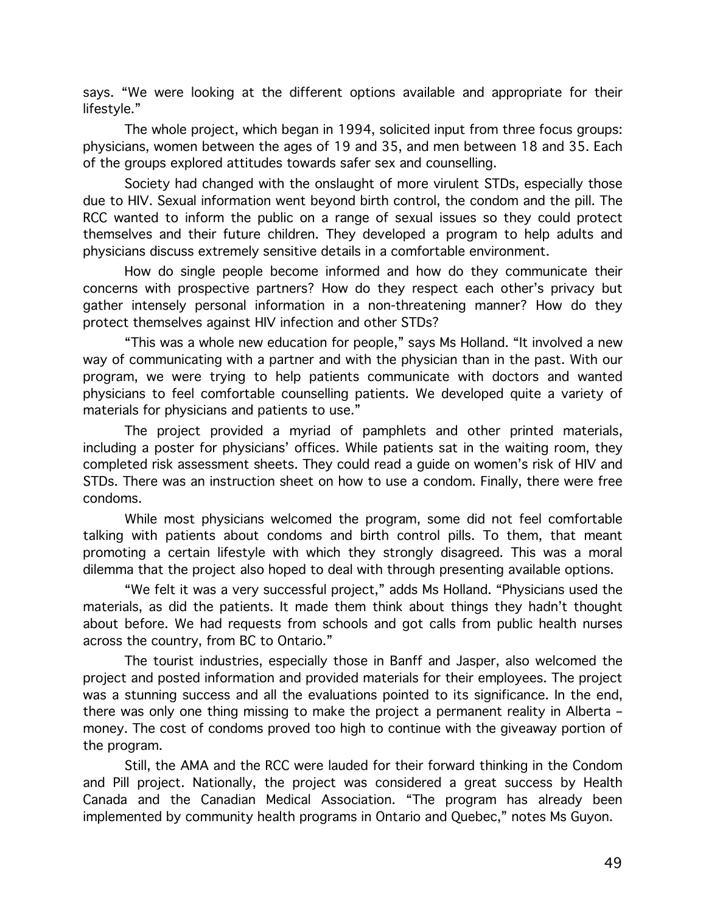says. "We were looking at the different options available and appropriate for their lifestyle."

The whole project, which began in 1994, solicited input from three focus groups: physicians, women between the ages of 19 and 35, and men between 18 and 35. Each of the groups explored attitudes towards safer sex and counselling.

Society had changed with the onslaught of more virulent STDs, especially those due to HIV. Sexual information went beyond birth control, the condom and the pill. The RCC wanted to inform the public on a range of sexual issues so they could protect themselves and their future children. They developed a program to help adults and physicians discuss extremely sensitive details in a comfortable environment.

How do single people become informed and how do they communicate their concerns with prospective partners? How do they respect each other's privacy but gather intensely personal information in a non-threatening manner? How do they protect themselves against HIV infection and other STDs?

"This was a whole new education for people," says Ms Holland. "It involved a new way of communicating with a partner and with the physician than in the past. With our program, we were trying to help patients communicate with doctors and wanted physicians to feel comfortable counselling patients. We developed quite a variety of materials for physicians and patients to use."

The project provided a myriad of pamphlets and other printed materials, including a poster for physicians' offices. While patients sat in the waiting room, they completed risk assessment sheets. They could read a guide on women's risk of HIV and STDs. There was an instruction sheet on how to use a condom. Finally, there were free condoms.

While most physicians welcomed the program, some did not feel comfortable talking with patients about condoms and birth control pills. To them, that meant promoting a certain lifestyle with which they strongly disagreed. This was a moral dilemma that the project also hoped to deal with through presenting available options.

"We felt it was a very successful project," adds Ms Holland. "Physicians used the materials, as did the patients. It made them think about things they hadn't thought about before. We had requests from schools and got calls from public health nurses across the country, from BC to Ontario."

The tourist industries, especially those in Banff and Jasper, also welcomed the project and posted information and provided materials for their employees. The project was a stunning success and all the evaluations pointed to its significance. In the end, there was only one thing missing to make the project a permanent reality in Alberta – money. The cost of condoms proved too high to continue with the giveaway portion of the program.

Still, the AMA and the RCC were lauded for their forward thinking in the Condom and Pill project. Nationally, the project was considered a great success by Health Canada and the Canadian Medical Association. "The program has already been implemented by community health programs in Ontario and Quebec," notes Ms Guyon.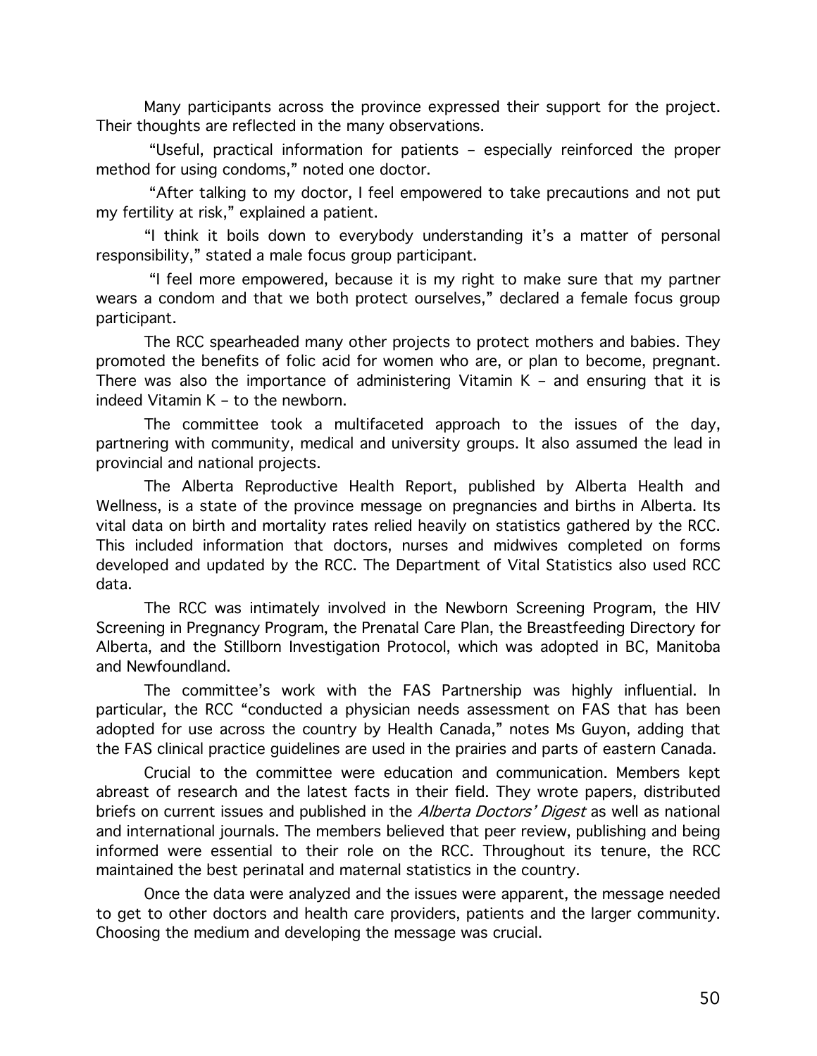Many participants across the province expressed their support for the project. Their thoughts are reflected in the many observations.

"Useful, practical information for patients – especially reinforced the proper method for using condoms," noted one doctor.

"After talking to my doctor, I feel empowered to take precautions and not put my fertility at risk," explained a patient.

"I think it boils down to everybody understanding it's a matter of personal responsibility," stated a male focus group participant.

"I feel more empowered, because it is my right to make sure that my partner wears a condom and that we both protect ourselves," declared a female focus group participant.

The RCC spearheaded many other projects to protect mothers and babies. They promoted the benefits of folic acid for women who are, or plan to become, pregnant. There was also the importance of administering Vitamin K – and ensuring that it is indeed Vitamin K – to the newborn.

The committee took a multifaceted approach to the issues of the day, partnering with community, medical and university groups. It also assumed the lead in provincial and national projects.

The Alberta Reproductive Health Report, published by Alberta Health and Wellness, is a state of the province message on pregnancies and births in Alberta. Its vital data on birth and mortality rates relied heavily on statistics gathered by the RCC. This included information that doctors, nurses and midwives completed on forms developed and updated by the RCC. The Department of Vital Statistics also used RCC data.

The RCC was intimately involved in the Newborn Screening Program, the HIV Screening in Pregnancy Program, the Prenatal Care Plan, the Breastfeeding Directory for Alberta, and the Stillborn Investigation Protocol, which was adopted in BC, Manitoba and Newfoundland.

The committee's work with the FAS Partnership was highly influential. In particular, the RCC "conducted a physician needs assessment on FAS that has been adopted for use across the country by Health Canada," notes Ms Guyon, adding that the FAS clinical practice guidelines are used in the prairies and parts of eastern Canada.

Crucial to the committee were education and communication. Members kept abreast of research and the latest facts in their field. They wrote papers, distributed briefs on current issues and published in the *Alberta Doctors' Digest* as well as national and international journals. The members believed that peer review, publishing and being informed were essential to their role on the RCC. Throughout its tenure, the RCC maintained the best perinatal and maternal statistics in the country.

Once the data were analyzed and the issues were apparent, the message needed to get to other doctors and health care providers, patients and the larger community. Choosing the medium and developing the message was crucial.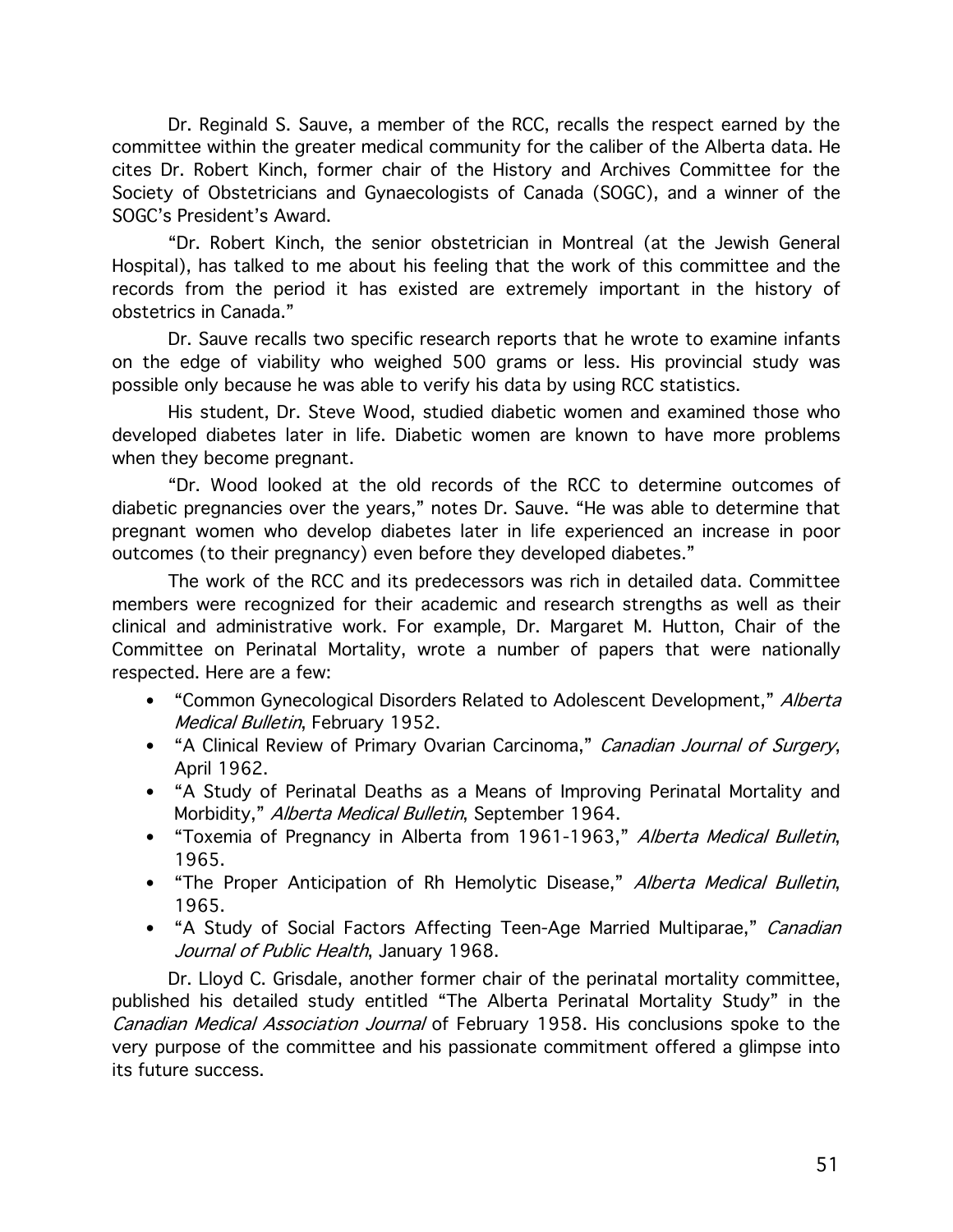Dr. Reginald S. Sauve, a member of the RCC, recalls the respect earned by the committee within the greater medical community for the caliber of the Alberta data. He cites Dr. Robert Kinch, former chair of the History and Archives Committee for the Society of Obstetricians and Gynaecologists of Canada (SOGC), and a winner of the SOGC's President's Award.

"Dr. Robert Kinch, the senior obstetrician in Montreal (at the Jewish General Hospital), has talked to me about his feeling that the work of this committee and the records from the period it has existed are extremely important in the history of obstetrics in Canada."

Dr. Sauve recalls two specific research reports that he wrote to examine infants on the edge of viability who weighed 500 grams or less. His provincial study was possible only because he was able to verify his data by using RCC statistics.

His student, Dr. Steve Wood, studied diabetic women and examined those who developed diabetes later in life. Diabetic women are known to have more problems when they become pregnant.

"Dr. Wood looked at the old records of the RCC to determine outcomes of diabetic pregnancies over the years," notes Dr. Sauve. "He was able to determine that pregnant women who develop diabetes later in life experienced an increase in poor outcomes (to their pregnancy) even before they developed diabetes."

The work of the RCC and its predecessors was rich in detailed data. Committee members were recognized for their academic and research strengths as well as their clinical and administrative work. For example, Dr. Margaret M. Hutton, Chair of the Committee on Perinatal Mortality, wrote a number of papers that were nationally respected. Here are a few:

- "Common Gynecological Disorders Related to Adolescent Development," *Alberta Medical Bulletin*, February 1952.
- "A Clinical Review of Primary Ovarian Carcinoma," *Canadian Journal of Surgery*, April 1962.
- "A Study of Perinatal Deaths as a Means of Improving Perinatal Mortality and Morbidity," *Alberta Medical Bulletin*, September 1964.
- "Toxemia of Pregnancy in Alberta from 1961-1963," *Alberta Medical Bulletin*, 1965.
- "The Proper Anticipation of Rh Hemolytic Disease," *Alberta Medical Bulletin*, 1965.
- "A Study of Social Factors Affecting Teen-Age Married Multiparae," *Canadian Journal of Public Health*, January 1968.

Dr. Lloyd C. Grisdale, another former chair of the perinatal mortality committee, published his detailed study entitled "The Alberta Perinatal Mortality Study" in the *Canadian Medical Association Journal* of February 1958. His conclusions spoke to the very purpose of the committee and his passionate commitment offered a glimpse into its future success.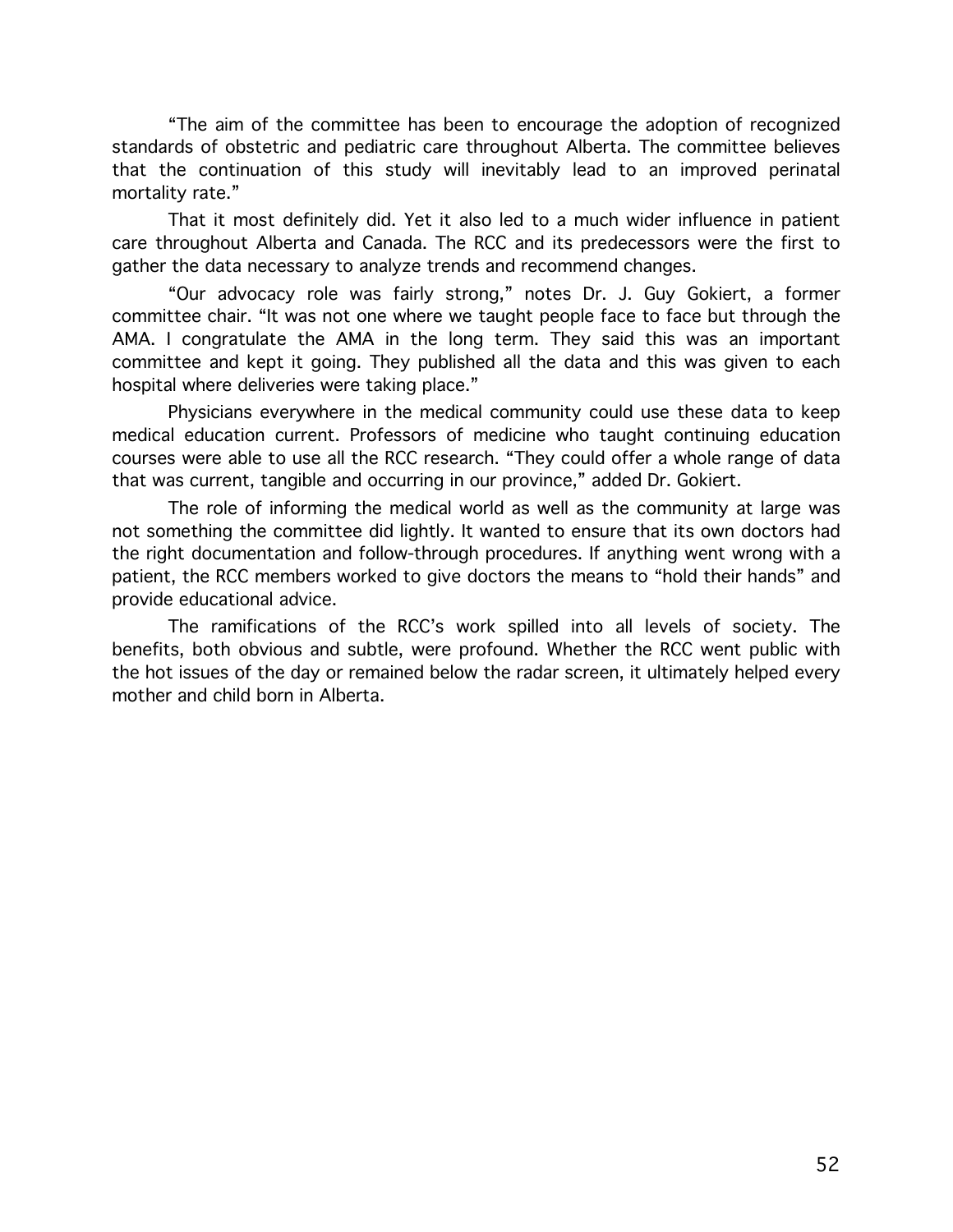"The aim of the committee has been to encourage the adoption of recognized standards of obstetric and pediatric care throughout Alberta. The committee believes that the continuation of this study will inevitably lead to an improved perinatal mortality rate."

That it most definitely did. Yet it also led to a much wider influence in patient care throughout Alberta and Canada. The RCC and its predecessors were the first to gather the data necessary to analyze trends and recommend changes.

"Our advocacy role was fairly strong," notes Dr. J. Guy Gokiert, a former committee chair. "It was not one where we taught people face to face but through the AMA. I congratulate the AMA in the long term. They said this was an important committee and kept it going. They published all the data and this was given to each hospital where deliveries were taking place."

Physicians everywhere in the medical community could use these data to keep medical education current. Professors of medicine who taught continuing education courses were able to use all the RCC research. "They could offer a whole range of data that was current, tangible and occurring in our province," added Dr. Gokiert.

The role of informing the medical world as well as the community at large was not something the committee did lightly. It wanted to ensure that its own doctors had the right documentation and follow-through procedures. If anything went wrong with a patient, the RCC members worked to give doctors the means to "hold their hands" and provide educational advice.

The ramifications of the RCC's work spilled into all levels of society. The benefits, both obvious and subtle, were profound. Whether the RCC went public with the hot issues of the day or remained below the radar screen, it ultimately helped every mother and child born in Alberta.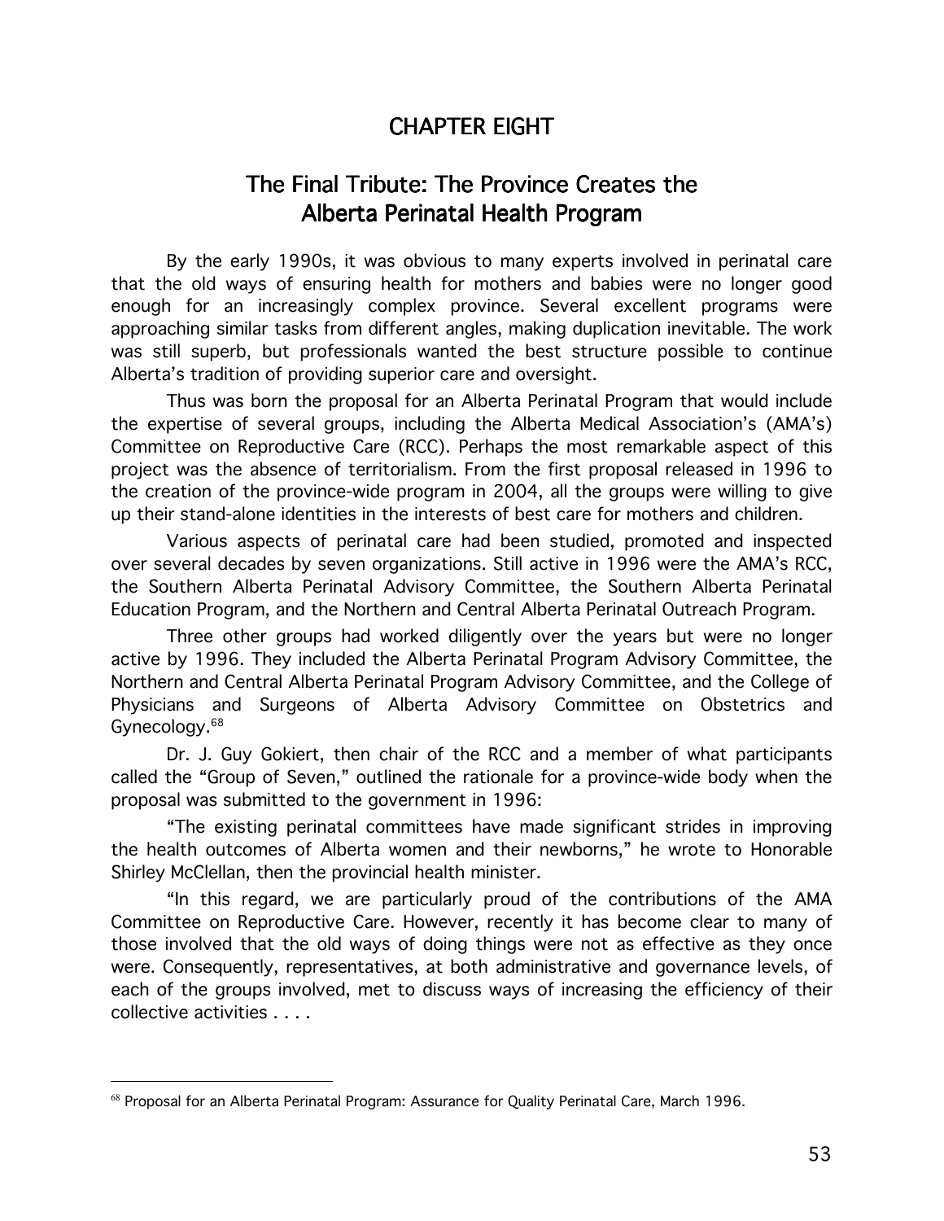# CHAPTER EIGHT

## The Final Tribute: The Province Creates the Alberta Perinatal Health Program

By the early 1990s, it was obvious to many experts involved in perinatal care that the old ways of ensuring health for mothers and babies were no longer good enough for an increasingly complex province. Several excellent programs were approaching similar tasks from different angles, making duplication inevitable. The work was still superb, but professionals wanted the best structure possible to continue Alberta's tradition of providing superior care and oversight.

Thus was born the proposal for an Alberta Perinatal Program that would include the expertise of several groups, including the Alberta Medical Association's (AMA's) Committee on Reproductive Care (RCC). Perhaps the most remarkable aspect of this project was the absence of territorialism. From the first proposal released in 1996 to the creation of the province-wide program in 2004, all the groups were willing to give up their stand-alone identities in the interests of best care for mothers and children.

Various aspects of perinatal care had been studied, promoted and inspected over several decades by seven organizations. Still active in 1996 were the AMA's RCC, the Southern Alberta Perinatal Advisory Committee, the Southern Alberta Perinatal Education Program, and the Northern and Central Alberta Perinatal Outreach Program.

Three other groups had worked diligently over the years but were no longer active by 1996. They included the Alberta Perinatal Program Advisory Committee, the Northern and Central Alberta Perinatal Program Advisory Committee, and the College of Physicians and Surgeons of Alberta Advisory Committee on Obstetrics and Gynecology.[68]

Dr. J. Guy Gokiert, then chair of the RCC and a member of what participants called the "Group of Seven," outlined the rationale for a province-wide body when the proposal was submitted to the government in 1996:

"The existing perinatal committees have made significant strides in improving the health outcomes of Alberta women and their newborns," he wrote to Honorable Shirley McClellan, then the provincial health minister.

"In this regard, we are particularly proud of the contributions of the AMA Committee on Reproductive Care. However, recently it has become clear to many of those involved that the old ways of doing things were not as effective as they once were. Consequently, representatives, at both administrative and governance levels, of each of the groups involved, met to discuss ways of increasing the efficiency of their collective activities . . . .

---

[68] Proposal for an Alberta Perinatal Program: Assurance for Quality Perinatal Care, March 1996.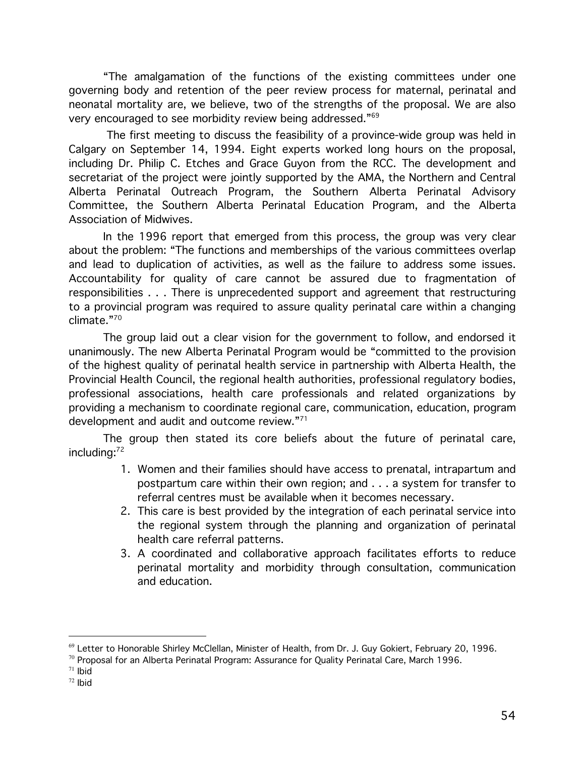"The amalgamation of the functions of the existing committees under one governing body and retention of the peer review process for maternal, perinatal and neonatal mortality are, we believe, two of the strengths of the proposal. We are also very encouraged to see morbidity review being addressed."[69]

The first meeting to discuss the feasibility of a province-wide group was held in Calgary on September 14, 1994. Eight experts worked long hours on the proposal, including Dr. Philip C. Etches and Grace Guyon from the RCC. The development and secretariat of the project were jointly supported by the AMA, the Northern and Central Alberta Perinatal Outreach Program, the Southern Alberta Perinatal Advisory Committee, the Southern Alberta Perinatal Education Program, and the Alberta Association of Midwives.

In the 1996 report that emerged from this process, the group was very clear about the problem: "The functions and memberships of the various committees overlap and lead to duplication of activities, as well as the failure to address some issues. Accountability for quality of care cannot be assured due to fragmentation of responsibilities . . . There is unprecedented support and agreement that restructuring to a provincial program was required to assure quality perinatal care within a changing climate."[70]

The group laid out a clear vision for the government to follow, and endorsed it unanimously. The new Alberta Perinatal Program would be "committed to the provision of the highest quality of perinatal health service in partnership with Alberta Health, the Provincial Health Council, the regional health authorities, professional regulatory bodies, professional associations, health care professionals and related organizations by providing a mechanism to coordinate regional care, communication, education, program development and audit and outcome review."[71]

The group then stated its core beliefs about the future of perinatal care, including:[72]

1. Women and their families should have access to prenatal, intrapartum and postpartum care within their own region; and . . . a system for transfer to referral centres must be available when it becomes necessary.
2. This care is best provided by the integration of each perinatal service into the regional system through the planning and organization of perinatal health care referral patterns.
3. A coordinated and collaborative approach facilitates efforts to reduce perinatal mortality and morbidity through consultation, communication and education.

---

[69] Letter to Honorable Shirley McClellan, Minister of Health, from Dr. J. Guy Gokiert, February 20, 1996.

[70] Proposal for an Alberta Perinatal Program: Assurance for Quality Perinatal Care, March 1996.

[71] Ibid

[72] Ibid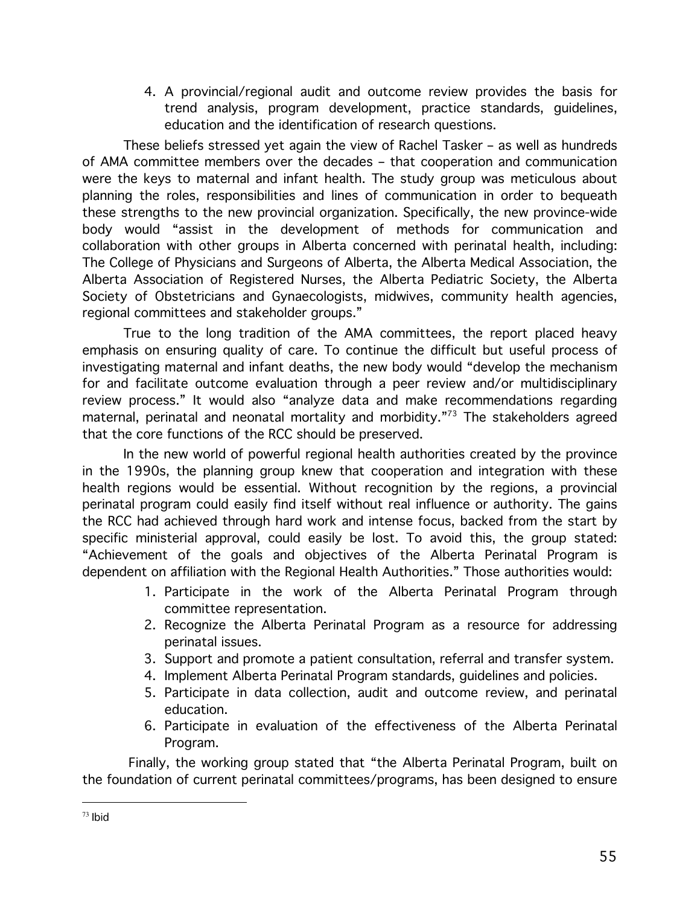4. A provincial/regional audit and outcome review provides the basis for trend analysis, program development, practice standards, guidelines, education and the identification of research questions.

These beliefs stressed yet again the view of Rachel Tasker – as well as hundreds of AMA committee members over the decades – that cooperation and communication were the keys to maternal and infant health. The study group was meticulous about planning the roles, responsibilities and lines of communication in order to bequeath these strengths to the new provincial organization. Specifically, the new province-wide body would "assist in the development of methods for communication and collaboration with other groups in Alberta concerned with perinatal health, including: The College of Physicians and Surgeons of Alberta, the Alberta Medical Association, the Alberta Association of Registered Nurses, the Alberta Pediatric Society, the Alberta Society of Obstetricians and Gynaecologists, midwives, community health agencies, regional committees and stakeholder groups."

True to the long tradition of the AMA committees, the report placed heavy emphasis on ensuring quality of care. To continue the difficult but useful process of investigating maternal and infant deaths, the new body would "develop the mechanism for and facilitate outcome evaluation through a peer review and/or multidisciplinary review process." It would also "analyze data and make recommendations regarding maternal, perinatal and neonatal mortality and morbidity."[73] The stakeholders agreed that the core functions of the RCC should be preserved.

In the new world of powerful regional health authorities created by the province in the 1990s, the planning group knew that cooperation and integration with these health regions would be essential. Without recognition by the regions, a provincial perinatal program could easily find itself without real influence or authority. The gains the RCC had achieved through hard work and intense focus, backed from the start by specific ministerial approval, could easily be lost. To avoid this, the group stated: "Achievement of the goals and objectives of the Alberta Perinatal Program is dependent on affiliation with the Regional Health Authorities." Those authorities would:

1. Participate in the work of the Alberta Perinatal Program through committee representation.
2. Recognize the Alberta Perinatal Program as a resource for addressing perinatal issues.
3. Support and promote a patient consultation, referral and transfer system.
4. Implement Alberta Perinatal Program standards, guidelines and policies.
5. Participate in data collection, audit and outcome review, and perinatal education.
6. Participate in evaluation of the effectiveness of the Alberta Perinatal Program.

Finally, the working group stated that "the Alberta Perinatal Program, built on the foundation of current perinatal committees/programs, has been designed to ensure

---

[73] Ibid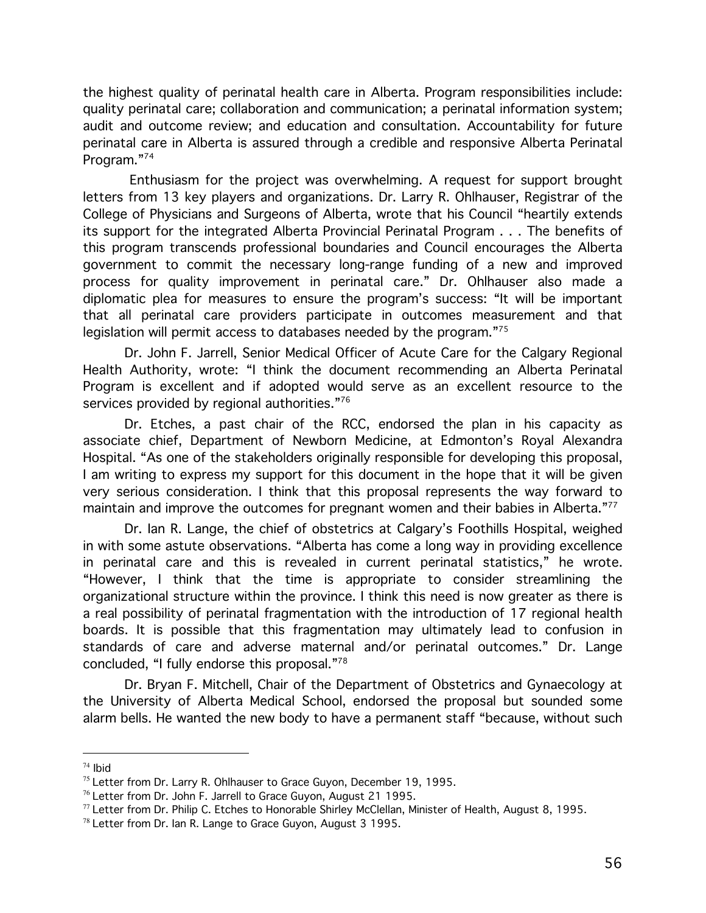the highest quality of perinatal health care in Alberta. Program responsibilities include: quality perinatal care; collaboration and communication; a perinatal information system; audit and outcome review; and education and consultation. Accountability for future perinatal care in Alberta is assured through a credible and responsive Alberta Perinatal Program."[74]

Enthusiasm for the project was overwhelming. A request for support brought letters from 13 key players and organizations. Dr. Larry R. Ohlhauser, Registrar of the College of Physicians and Surgeons of Alberta, wrote that his Council "heartily extends its support for the integrated Alberta Provincial Perinatal Program . . . The benefits of this program transcends professional boundaries and Council encourages the Alberta government to commit the necessary long-range funding of a new and improved process for quality improvement in perinatal care." Dr. Ohlhauser also made a diplomatic plea for measures to ensure the program's success: "It will be important that all perinatal care providers participate in outcomes measurement and that legislation will permit access to databases needed by the program."[75]

Dr. John F. Jarrell, Senior Medical Officer of Acute Care for the Calgary Regional Health Authority, wrote: "I think the document recommending an Alberta Perinatal Program is excellent and if adopted would serve as an excellent resource to the services provided by regional authorities."[76]

Dr. Etches, a past chair of the RCC, endorsed the plan in his capacity as associate chief, Department of Newborn Medicine, at Edmonton's Royal Alexandra Hospital. "As one of the stakeholders originally responsible for developing this proposal, I am writing to express my support for this document in the hope that it will be given very serious consideration. I think that this proposal represents the way forward to maintain and improve the outcomes for pregnant women and their babies in Alberta."[77]

Dr. Ian R. Lange, the chief of obstetrics at Calgary's Foothills Hospital, weighed in with some astute observations. "Alberta has come a long way in providing excellence in perinatal care and this is revealed in current perinatal statistics," he wrote. "However, I think that the time is appropriate to consider streamlining the organizational structure within the province. I think this need is now greater as there is a real possibility of perinatal fragmentation with the introduction of 17 regional health boards. It is possible that this fragmentation may ultimately lead to confusion in standards of care and adverse maternal and/or perinatal outcomes." Dr. Lange concluded, "I fully endorse this proposal."[78]

Dr. Bryan F. Mitchell, Chair of the Department of Obstetrics and Gynaecology at the University of Alberta Medical School, endorsed the proposal but sounded some alarm bells. He wanted the new body to have a permanent staff "because, without such

---

[74] Ibid

[75] Letter from Dr. Larry R. Ohlhauser to Grace Guyon, December 19, 1995.

[76] Letter from Dr. John F. Jarrell to Grace Guyon, August 21 1995.

[77] Letter from Dr. Philip C. Etches to Honorable Shirley McClellan, Minister of Health, August 8, 1995.

[78] Letter from Dr. Ian R. Lange to Grace Guyon, August 3 1995.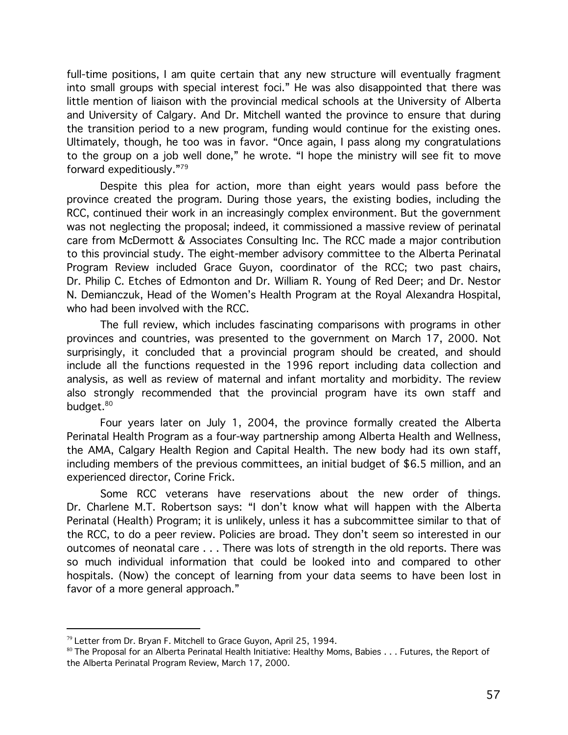full-time positions, I am quite certain that any new structure will eventually fragment into small groups with special interest foci." He was also disappointed that there was little mention of liaison with the provincial medical schools at the University of Alberta and University of Calgary. And Dr. Mitchell wanted the province to ensure that during the transition period to a new program, funding would continue for the existing ones. Ultimately, though, he too was in favor. "Once again, I pass along my congratulations to the group on a job well done," he wrote. "I hope the ministry will see fit to move forward expeditiously."[79]

Despite this plea for action, more than eight years would pass before the province created the program. During those years, the existing bodies, including the RCC, continued their work in an increasingly complex environment. But the government was not neglecting the proposal; indeed, it commissioned a massive review of perinatal care from McDermott & Associates Consulting Inc. The RCC made a major contribution to this provincial study. The eight-member advisory committee to the Alberta Perinatal Program Review included Grace Guyon, coordinator of the RCC; two past chairs, Dr. Philip C. Etches of Edmonton and Dr. William R. Young of Red Deer; and Dr. Nestor N. Demianczuk, Head of the Women's Health Program at the Royal Alexandra Hospital, who had been involved with the RCC.

The full review, which includes fascinating comparisons with programs in other provinces and countries, was presented to the government on March 17, 2000. Not surprisingly, it concluded that a provincial program should be created, and should include all the functions requested in the 1996 report including data collection and analysis, as well as review of maternal and infant mortality and morbidity. The review also strongly recommended that the provincial program have its own staff and budget.[80]

Four years later on July 1, 2004, the province formally created the Alberta Perinatal Health Program as a four-way partnership among Alberta Health and Wellness, the AMA, Calgary Health Region and Capital Health. The new body had its own staff, including members of the previous committees, an initial budget of $6.5 million, and an experienced director, Corine Frick.

Some RCC veterans have reservations about the new order of things. Dr. Charlene M.T. Robertson says: "I don't know what will happen with the Alberta Perinatal (Health) Program; it is unlikely, unless it has a subcommittee similar to that of the RCC, to do a peer review. Policies are broad. They don't seem so interested in our outcomes of neonatal care . . . There was lots of strength in the old reports. There was so much individual information that could be looked into and compared to other hospitals. (Now) the concept of learning from your data seems to have been lost in favor of a more general approach."

---

[79] Letter from Dr. Bryan F. Mitchell to Grace Guyon, April 25, 1994.

[80] The Proposal for an Alberta Perinatal Health Initiative: Healthy Moms, Babies . . . Futures, the Report of the Alberta Perinatal Program Review, March 17, 2000.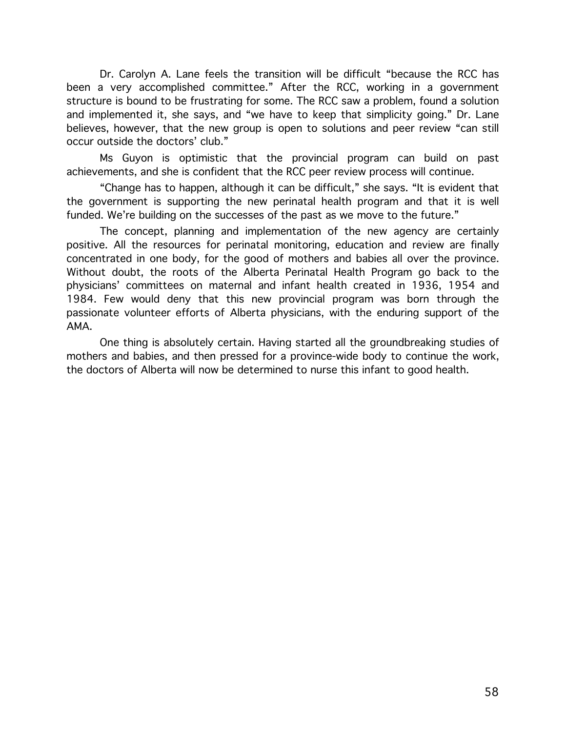Dr. Carolyn A. Lane feels the transition will be difficult "because the RCC has been a very accomplished committee." After the RCC, working in a government structure is bound to be frustrating for some. The RCC saw a problem, found a solution and implemented it, she says, and "we have to keep that simplicity going." Dr. Lane believes, however, that the new group is open to solutions and peer review "can still occur outside the doctors' club."

Ms Guyon is optimistic that the provincial program can build on past achievements, and she is confident that the RCC peer review process will continue.

"Change has to happen, although it can be difficult," she says. "It is evident that the government is supporting the new perinatal health program and that it is well funded. We're building on the successes of the past as we move to the future."

The concept, planning and implementation of the new agency are certainly positive. All the resources for perinatal monitoring, education and review are finally concentrated in one body, for the good of mothers and babies all over the province. Without doubt, the roots of the Alberta Perinatal Health Program go back to the physicians' committees on maternal and infant health created in 1936, 1954 and 1984. Few would deny that this new provincial program was born through the passionate volunteer efforts of Alberta physicians, with the enduring support of the AMA.

One thing is absolutely certain. Having started all the groundbreaking studies of mothers and babies, and then pressed for a province-wide body to continue the work, the doctors of Alberta will now be determined to nurse this infant to good health.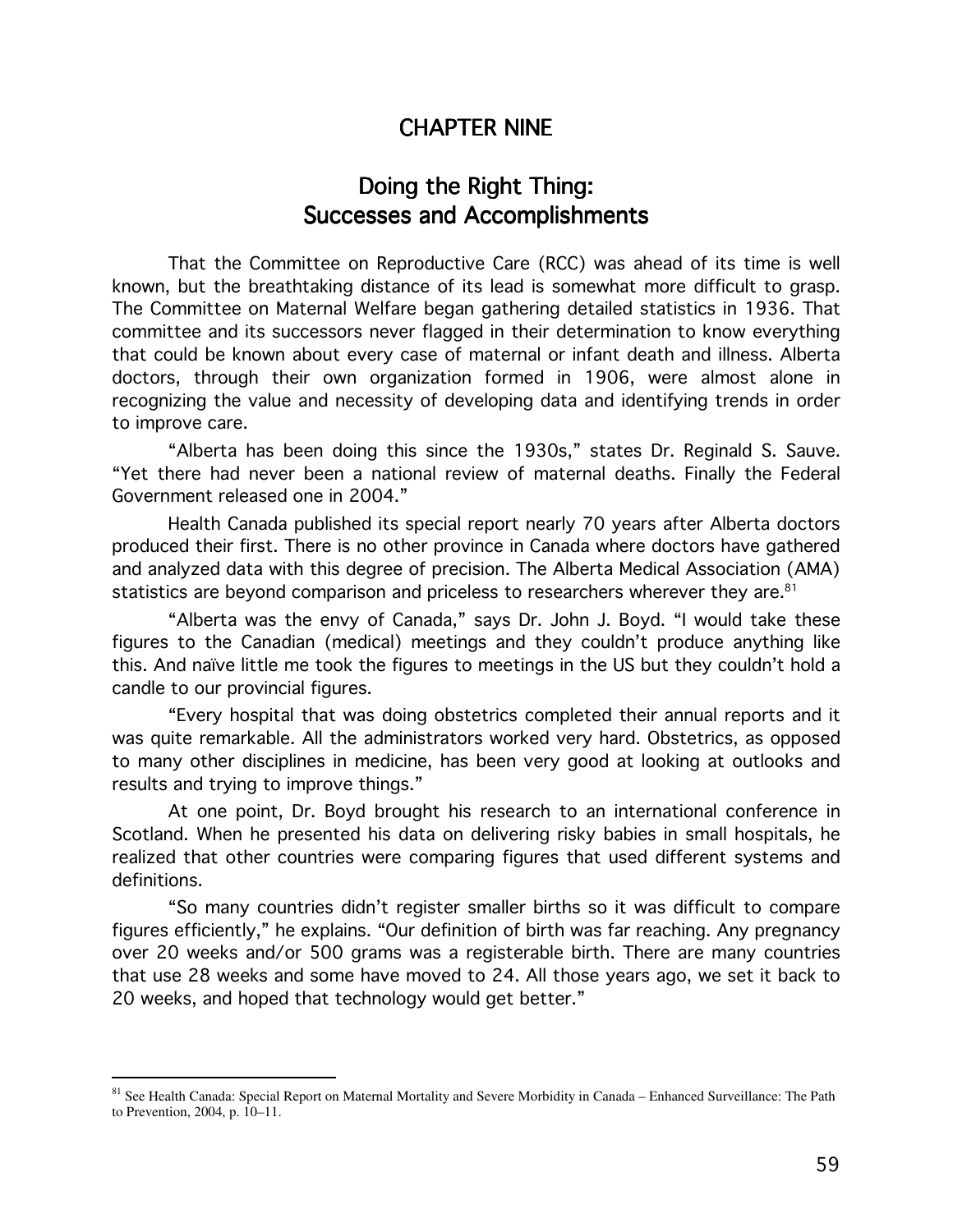# CHAPTER NINE

## Doing the Right Thing: Successes and Accomplishments

That the Committee on Reproductive Care (RCC) was ahead of its time is well known, but the breathtaking distance of its lead is somewhat more difficult to grasp. The Committee on Maternal Welfare began gathering detailed statistics in 1936. That committee and its successors never flagged in their determination to know everything that could be known about every case of maternal or infant death and illness. Alberta doctors, through their own organization formed in 1906, were almost alone in recognizing the value and necessity of developing data and identifying trends in order to improve care.

"Alberta has been doing this since the 1930s," states Dr. Reginald S. Sauve. "Yet there had never been a national review of maternal deaths. Finally the Federal Government released one in 2004."

Health Canada published its special report nearly 70 years after Alberta doctors produced their first. There is no other province in Canada where doctors have gathered and analyzed data with this degree of precision. The Alberta Medical Association (AMA) statistics are beyond comparison and priceless to researchers wherever they are.[81]

"Alberta was the envy of Canada," says Dr. John J. Boyd. "I would take these figures to the Canadian (medical) meetings and they couldn't produce anything like this. And naïve little me took the figures to meetings in the US but they couldn't hold a candle to our provincial figures.

"Every hospital that was doing obstetrics completed their annual reports and it was quite remarkable. All the administrators worked very hard. Obstetrics, as opposed to many other disciplines in medicine, has been very good at looking at outlooks and results and trying to improve things."

At one point, Dr. Boyd brought his research to an international conference in Scotland. When he presented his data on delivering risky babies in small hospitals, he realized that other countries were comparing figures that used different systems and definitions.

"So many countries didn't register smaller births so it was difficult to compare figures efficiently," he explains. "Our definition of birth was far reaching. Any pregnancy over 20 weeks and/or 500 grams was a registerable birth. There are many countries that use 28 weeks and some have moved to 24. All those years ago, we set it back to 20 weeks, and hoped that technology would get better."

---

[81] See Health Canada: Special Report on Maternal Mortality and Severe Morbidity in Canada – Enhanced Surveillance: The Path to Prevention, 2004, p. 10–11.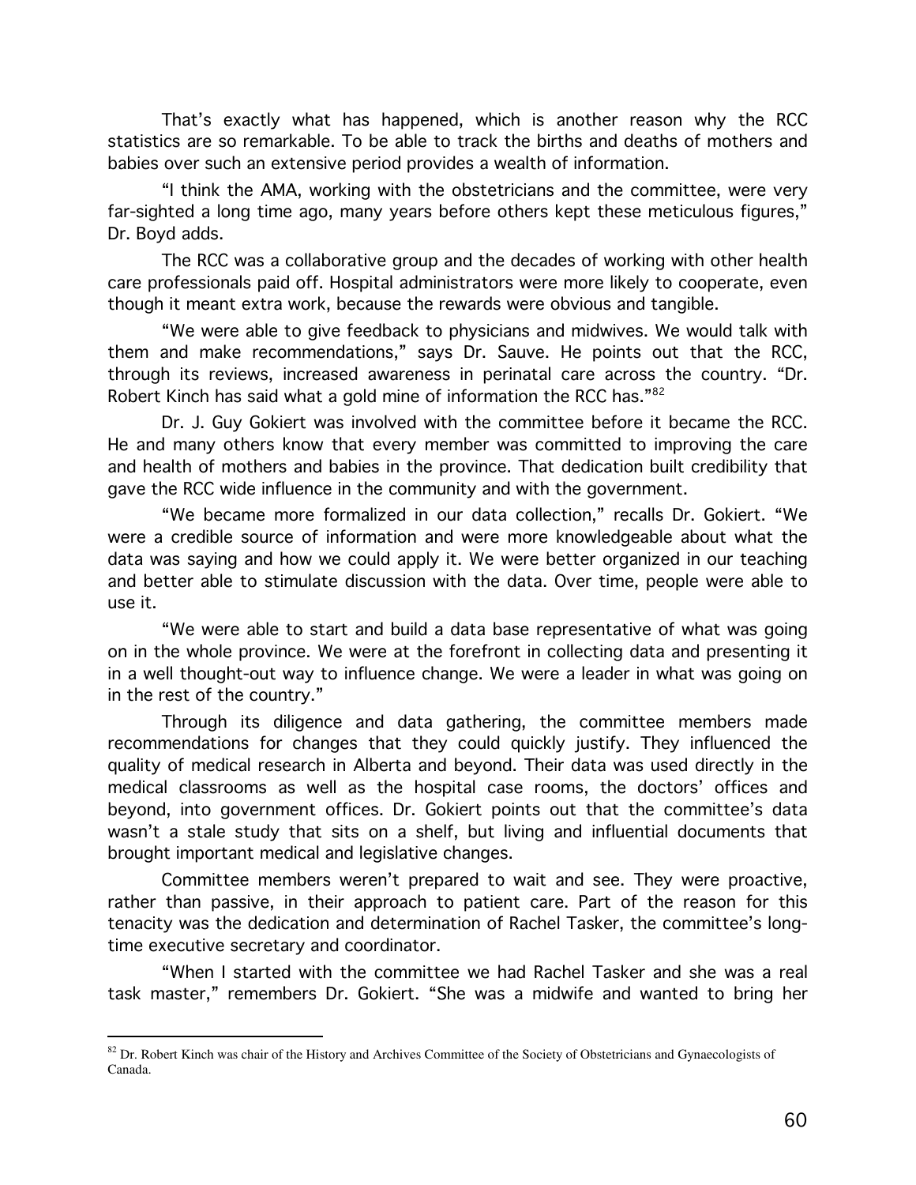That's exactly what has happened, which is another reason why the RCC statistics are so remarkable. To be able to track the births and deaths of mothers and babies over such an extensive period provides a wealth of information.

"I think the AMA, working with the obstetricians and the committee, were very far-sighted a long time ago, many years before others kept these meticulous figures," Dr. Boyd adds.

The RCC was a collaborative group and the decades of working with other health care professionals paid off. Hospital administrators were more likely to cooperate, even though it meant extra work, because the rewards were obvious and tangible.

"We were able to give feedback to physicians and midwives. We would talk with them and make recommendations," says Dr. Sauve. He points out that the RCC, through its reviews, increased awareness in perinatal care across the country. "Dr. Robert Kinch has said what a gold mine of information the RCC has."[82]

Dr. J. Guy Gokiert was involved with the committee before it became the RCC. He and many others know that every member was committed to improving the care and health of mothers and babies in the province. That dedication built credibility that gave the RCC wide influence in the community and with the government.

"We became more formalized in our data collection," recalls Dr. Gokiert. "We were a credible source of information and were more knowledgeable about what the data was saying and how we could apply it. We were better organized in our teaching and better able to stimulate discussion with the data. Over time, people were able to use it.

"We were able to start and build a data base representative of what was going on in the whole province. We were at the forefront in collecting data and presenting it in a well thought-out way to influence change. We were a leader in what was going on in the rest of the country."

Through its diligence and data gathering, the committee members made recommendations for changes that they could quickly justify. They influenced the quality of medical research in Alberta and beyond. Their data was used directly in the medical classrooms as well as the hospital case rooms, the doctors' offices and beyond, into government offices. Dr. Gokiert points out that the committee's data wasn't a stale study that sits on a shelf, but living and influential documents that brought important medical and legislative changes.

Committee members weren't prepared to wait and see. They were proactive, rather than passive, in their approach to patient care. Part of the reason for this tenacity was the dedication and determination of Rachel Tasker, the committee's long-time executive secretary and coordinator.

"When I started with the committee we had Rachel Tasker and she was a real task master," remembers Dr. Gokiert. "She was a midwife and wanted to bring her

---

[82] Dr. Robert Kinch was chair of the History and Archives Committee of the Society of Obstetricians and Gynaecologists of Canada.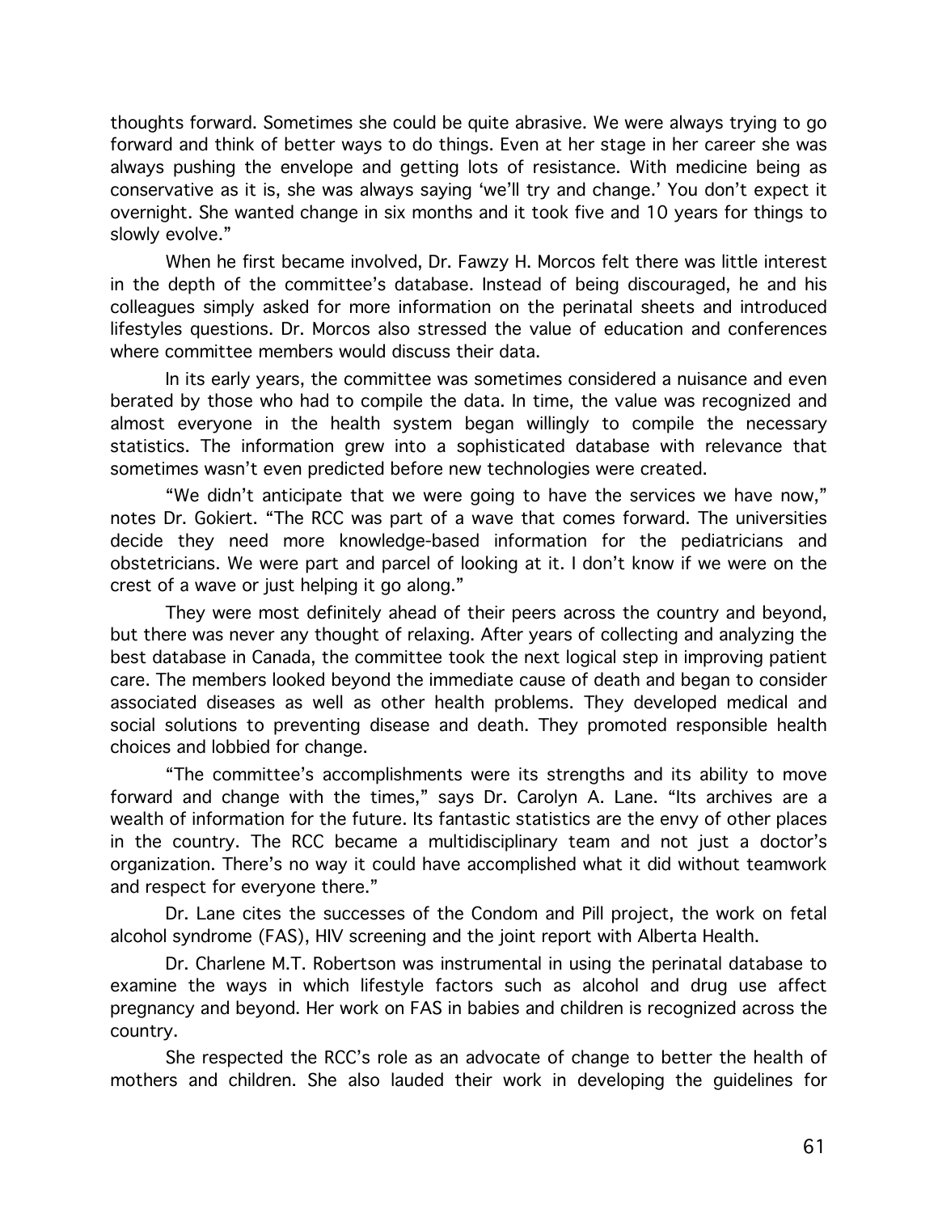thoughts forward. Sometimes she could be quite abrasive. We were always trying to go forward and think of better ways to do things. Even at her stage in her career she was always pushing the envelope and getting lots of resistance. With medicine being as conservative as it is, she was always saying 'we'll try and change.' You don't expect it overnight. She wanted change in six months and it took five and 10 years for things to slowly evolve."

When he first became involved, Dr. Fawzy H. Morcos felt there was little interest in the depth of the committee's database. Instead of being discouraged, he and his colleagues simply asked for more information on the perinatal sheets and introduced lifestyles questions. Dr. Morcos also stressed the value of education and conferences where committee members would discuss their data.

In its early years, the committee was sometimes considered a nuisance and even berated by those who had to compile the data. In time, the value was recognized and almost everyone in the health system began willingly to compile the necessary statistics. The information grew into a sophisticated database with relevance that sometimes wasn't even predicted before new technologies were created.

"We didn't anticipate that we were going to have the services we have now," notes Dr. Gokiert. "The RCC was part of a wave that comes forward. The universities decide they need more knowledge-based information for the pediatricians and obstetricians. We were part and parcel of looking at it. I don't know if we were on the crest of a wave or just helping it go along."

They were most definitely ahead of their peers across the country and beyond, but there was never any thought of relaxing. After years of collecting and analyzing the best database in Canada, the committee took the next logical step in improving patient care. The members looked beyond the immediate cause of death and began to consider associated diseases as well as other health problems. They developed medical and social solutions to preventing disease and death. They promoted responsible health choices and lobbied for change.

"The committee's accomplishments were its strengths and its ability to move forward and change with the times," says Dr. Carolyn A. Lane. "Its archives are a wealth of information for the future. Its fantastic statistics are the envy of other places in the country. The RCC became a multidisciplinary team and not just a doctor's organization. There's no way it could have accomplished what it did without teamwork and respect for everyone there."

Dr. Lane cites the successes of the Condom and Pill project, the work on fetal alcohol syndrome (FAS), HIV screening and the joint report with Alberta Health.

Dr. Charlene M.T. Robertson was instrumental in using the perinatal database to examine the ways in which lifestyle factors such as alcohol and drug use affect pregnancy and beyond. Her work on FAS in babies and children is recognized across the country.

She respected the RCC's role as an advocate of change to better the health of mothers and children. She also lauded their work in developing the guidelines for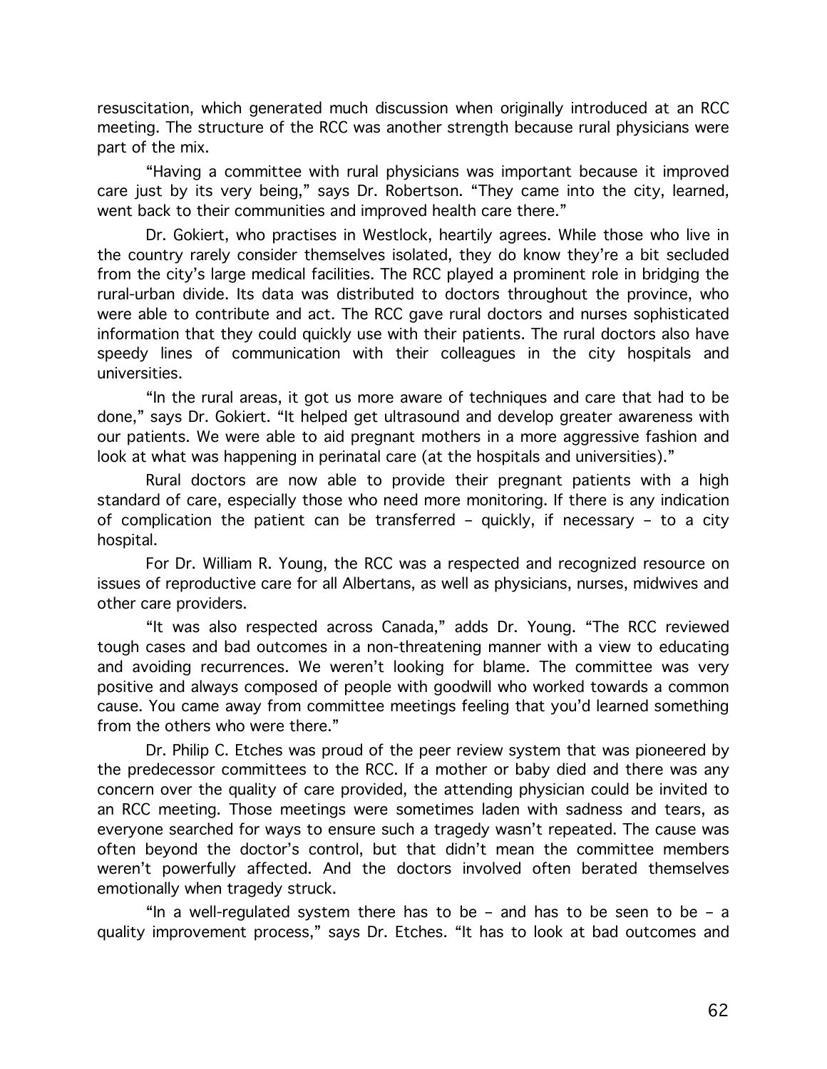resuscitation, which generated much discussion when originally introduced at an RCC meeting. The structure of the RCC was another strength because rural physicians were part of the mix.

"Having a committee with rural physicians was important because it improved care just by its very being," says Dr. Robertson. "They came into the city, learned, went back to their communities and improved health care there."

Dr. Gokiert, who practises in Westlock, heartily agrees. While those who live in the country rarely consider themselves isolated, they do know they're a bit secluded from the city's large medical facilities. The RCC played a prominent role in bridging the rural-urban divide. Its data was distributed to doctors throughout the province, who were able to contribute and act. The RCC gave rural doctors and nurses sophisticated information that they could quickly use with their patients. The rural doctors also have speedy lines of communication with their colleagues in the city hospitals and universities.

"In the rural areas, it got us more aware of techniques and care that had to be done," says Dr. Gokiert. "It helped get ultrasound and develop greater awareness with our patients. We were able to aid pregnant mothers in a more aggressive fashion and look at what was happening in perinatal care (at the hospitals and universities)."

Rural doctors are now able to provide their pregnant patients with a high standard of care, especially those who need more monitoring. If there is any indication of complication the patient can be transferred – quickly, if necessary – to a city hospital.

For Dr. William R. Young, the RCC was a respected and recognized resource on issues of reproductive care for all Albertans, as well as physicians, nurses, midwives and other care providers.

"It was also respected across Canada," adds Dr. Young. "The RCC reviewed tough cases and bad outcomes in a non-threatening manner with a view to educating and avoiding recurrences. We weren't looking for blame. The committee was very positive and always composed of people with goodwill who worked towards a common cause. You came away from committee meetings feeling that you'd learned something from the others who were there."

Dr. Philip C. Etches was proud of the peer review system that was pioneered by the predecessor committees to the RCC. If a mother or baby died and there was any concern over the quality of care provided, the attending physician could be invited to an RCC meeting. Those meetings were sometimes laden with sadness and tears, as everyone searched for ways to ensure such a tragedy wasn't repeated. The cause was often beyond the doctor's control, but that didn't mean the committee members weren't powerfully affected. And the doctors involved often berated themselves emotionally when tragedy struck.

"In a well-regulated system there has to be – and has to be seen to be – a quality improvement process," says Dr. Etches. "It has to look at bad outcomes and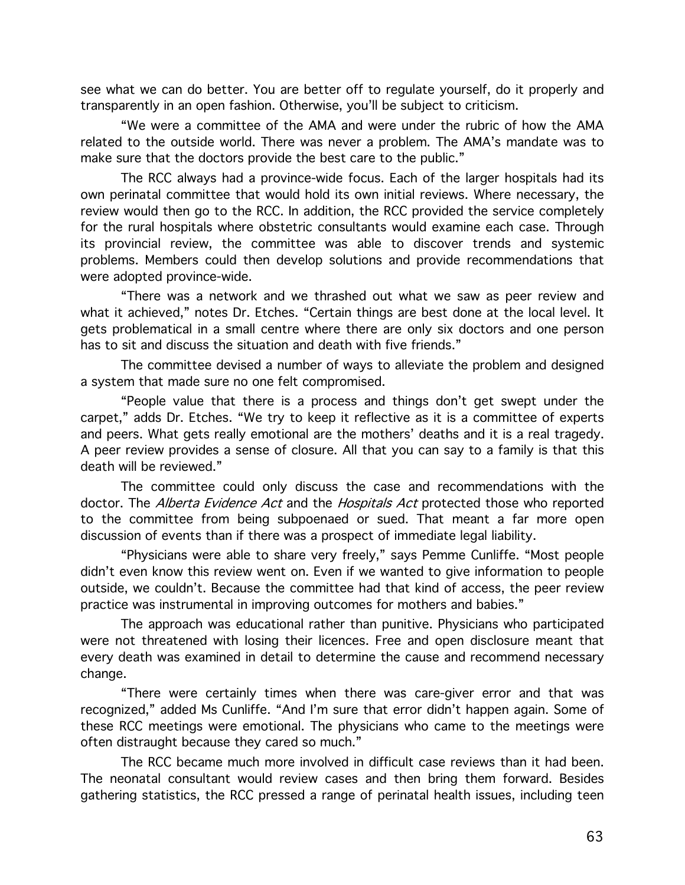see what we can do better. You are better off to regulate yourself, do it properly and transparently in an open fashion. Otherwise, you'll be subject to criticism.

"We were a committee of the AMA and were under the rubric of how the AMA related to the outside world. There was never a problem. The AMA's mandate was to make sure that the doctors provide the best care to the public."

The RCC always had a province-wide focus. Each of the larger hospitals had its own perinatal committee that would hold its own initial reviews. Where necessary, the review would then go to the RCC. In addition, the RCC provided the service completely for the rural hospitals where obstetric consultants would examine each case. Through its provincial review, the committee was able to discover trends and systemic problems. Members could then develop solutions and provide recommendations that were adopted province-wide.

"There was a network and we thrashed out what we saw as peer review and what it achieved," notes Dr. Etches. "Certain things are best done at the local level. It gets problematical in a small centre where there are only six doctors and one person has to sit and discuss the situation and death with five friends."

The committee devised a number of ways to alleviate the problem and designed a system that made sure no one felt compromised.

"People value that there is a process and things don't get swept under the carpet," adds Dr. Etches. "We try to keep it reflective as it is a committee of experts and peers. What gets really emotional are the mothers' deaths and it is a real tragedy. A peer review provides a sense of closure. All that you can say to a family is that this death will be reviewed."

The committee could only discuss the case and recommendations with the doctor. The *Alberta Evidence Act* and the *Hospitals Act* protected those who reported to the committee from being subpoenaed or sued. That meant a far more open discussion of events than if there was a prospect of immediate legal liability.

"Physicians were able to share very freely," says Pemme Cunliffe. "Most people didn't even know this review went on. Even if we wanted to give information to people outside, we couldn't. Because the committee had that kind of access, the peer review practice was instrumental in improving outcomes for mothers and babies."

The approach was educational rather than punitive. Physicians who participated were not threatened with losing their licences. Free and open disclosure meant that every death was examined in detail to determine the cause and recommend necessary change.

"There were certainly times when there was care-giver error and that was recognized," added Ms Cunliffe. "And I'm sure that error didn't happen again. Some of these RCC meetings were emotional. The physicians who came to the meetings were often distraught because they cared so much."

The RCC became much more involved in difficult case reviews than it had been. The neonatal consultant would review cases and then bring them forward. Besides gathering statistics, the RCC pressed a range of perinatal health issues, including teen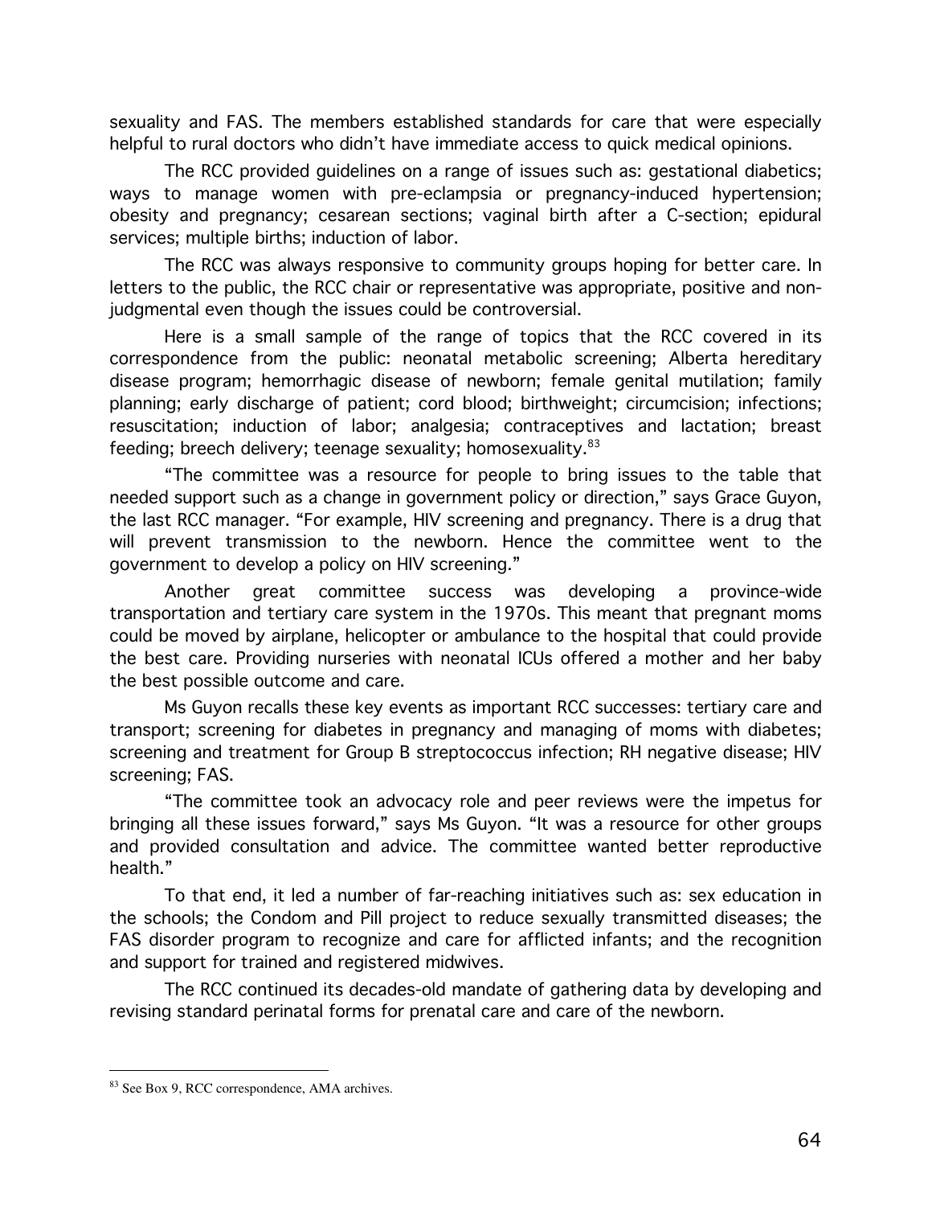sexuality and FAS. The members established standards for care that were especially helpful to rural doctors who didn't have immediate access to quick medical opinions.

The RCC provided guidelines on a range of issues such as: gestational diabetics; ways to manage women with pre-eclampsia or pregnancy-induced hypertension; obesity and pregnancy; cesarean sections; vaginal birth after a C-section; epidural services; multiple births; induction of labor.

The RCC was always responsive to community groups hoping for better care. In letters to the public, the RCC chair or representative was appropriate, positive and non-judgmental even though the issues could be controversial.

Here is a small sample of the range of topics that the RCC covered in its correspondence from the public: neonatal metabolic screening; Alberta hereditary disease program; hemorrhagic disease of newborn; female genital mutilation; family planning; early discharge of patient; cord blood; birthweight; circumcision; infections; resuscitation; induction of labor; analgesia; contraceptives and lactation; breast feeding; breech delivery; teenage sexuality; homosexuality.[83]

"The committee was a resource for people to bring issues to the table that needed support such as a change in government policy or direction," says Grace Guyon, the last RCC manager. "For example, HIV screening and pregnancy. There is a drug that will prevent transmission to the newborn. Hence the committee went to the government to develop a policy on HIV screening."

Another great committee success was developing a province-wide transportation and tertiary care system in the 1970s. This meant that pregnant moms could be moved by airplane, helicopter or ambulance to the hospital that could provide the best care. Providing nurseries with neonatal ICUs offered a mother and her baby the best possible outcome and care.

Ms Guyon recalls these key events as important RCC successes: tertiary care and transport; screening for diabetes in pregnancy and managing of moms with diabetes; screening and treatment for Group B streptococcus infection; RH negative disease; HIV screening; FAS.

"The committee took an advocacy role and peer reviews were the impetus for bringing all these issues forward," says Ms Guyon. "It was a resource for other groups and provided consultation and advice. The committee wanted better reproductive health."

To that end, it led a number of far-reaching initiatives such as: sex education in the schools; the Condom and Pill project to reduce sexually transmitted diseases; the FAS disorder program to recognize and care for afflicted infants; and the recognition and support for trained and registered midwives.

The RCC continued its decades-old mandate of gathering data by developing and revising standard perinatal forms for prenatal care and care of the newborn.

---

[83] See Box 9, RCC correspondence, AMA archives.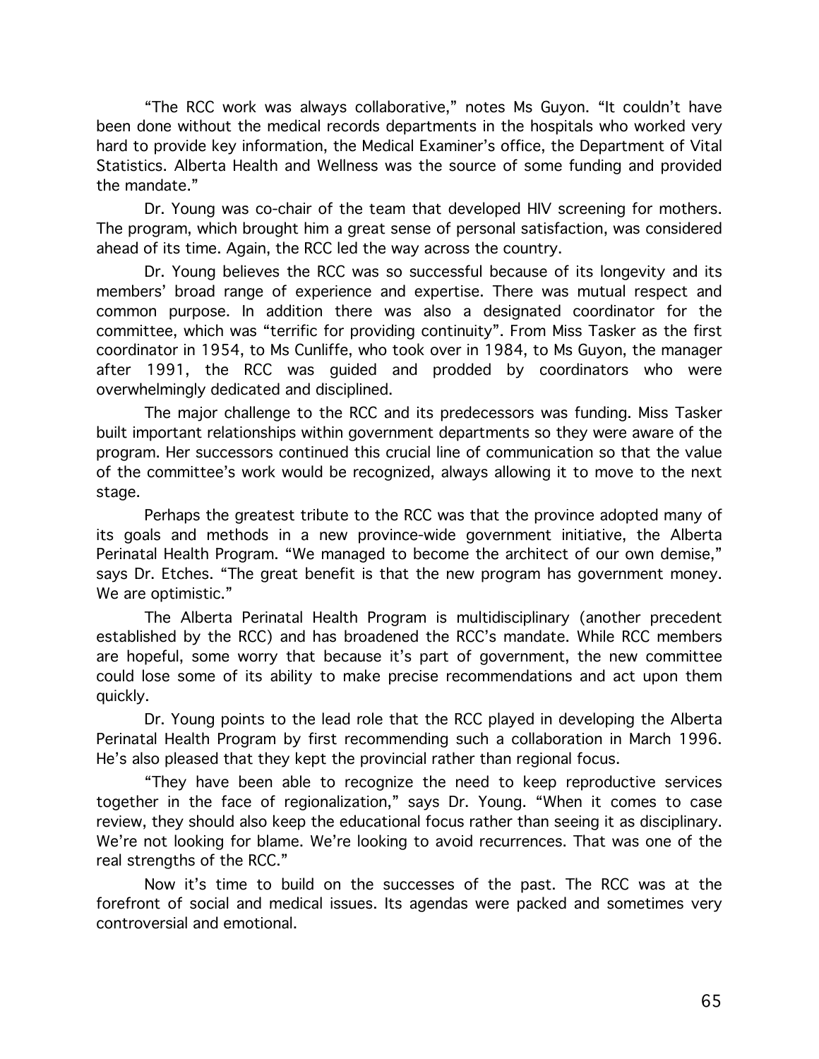"The RCC work was always collaborative," notes Ms Guyon. "It couldn't have been done without the medical records departments in the hospitals who worked very hard to provide key information, the Medical Examiner's office, the Department of Vital Statistics. Alberta Health and Wellness was the source of some funding and provided the mandate."

Dr. Young was co-chair of the team that developed HIV screening for mothers. The program, which brought him a great sense of personal satisfaction, was considered ahead of its time. Again, the RCC led the way across the country.

Dr. Young believes the RCC was so successful because of its longevity and its members' broad range of experience and expertise. There was mutual respect and common purpose. In addition there was also a designated coordinator for the committee, which was "terrific for providing continuity". From Miss Tasker as the first coordinator in 1954, to Ms Cunliffe, who took over in 1984, to Ms Guyon, the manager after 1991, the RCC was guided and prodded by coordinators who were overwhelmingly dedicated and disciplined.

The major challenge to the RCC and its predecessors was funding. Miss Tasker built important relationships within government departments so they were aware of the program. Her successors continued this crucial line of communication so that the value of the committee's work would be recognized, always allowing it to move to the next stage.

Perhaps the greatest tribute to the RCC was that the province adopted many of its goals and methods in a new province-wide government initiative, the Alberta Perinatal Health Program. "We managed to become the architect of our own demise," says Dr. Etches. "The great benefit is that the new program has government money. We are optimistic."

The Alberta Perinatal Health Program is multidisciplinary (another precedent established by the RCC) and has broadened the RCC's mandate. While RCC members are hopeful, some worry that because it's part of government, the new committee could lose some of its ability to make precise recommendations and act upon them quickly.

Dr. Young points to the lead role that the RCC played in developing the Alberta Perinatal Health Program by first recommending such a collaboration in March 1996. He's also pleased that they kept the provincial rather than regional focus.

"They have been able to recognize the need to keep reproductive services together in the face of regionalization," says Dr. Young. "When it comes to case review, they should also keep the educational focus rather than seeing it as disciplinary. We're not looking for blame. We're looking to avoid recurrences. That was one of the real strengths of the RCC."

Now it's time to build on the successes of the past. The RCC was at the forefront of social and medical issues. Its agendas were packed and sometimes very controversial and emotional.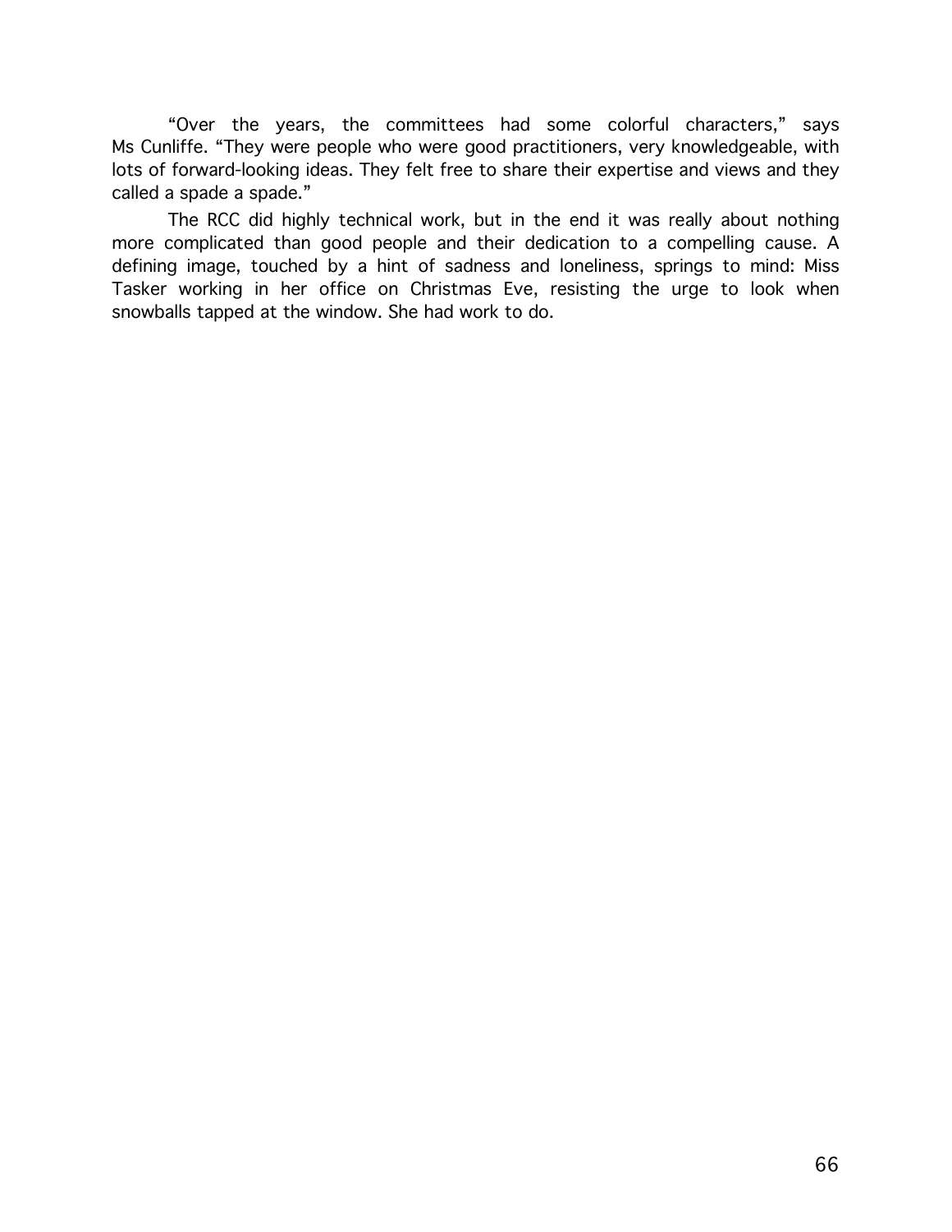"Over the years, the committees had some colorful characters," says Ms Cunliffe. "They were people who were good practitioners, very knowledgeable, with lots of forward-looking ideas. They felt free to share their expertise and views and they called a spade a spade."

The RCC did highly technical work, but in the end it was really about nothing more complicated than good people and their dedication to a compelling cause. A defining image, touched by a hint of sadness and loneliness, springs to mind: Miss Tasker working in her office on Christmas Eve, resisting the urge to look when snowballs tapped at the window. She had work to do.